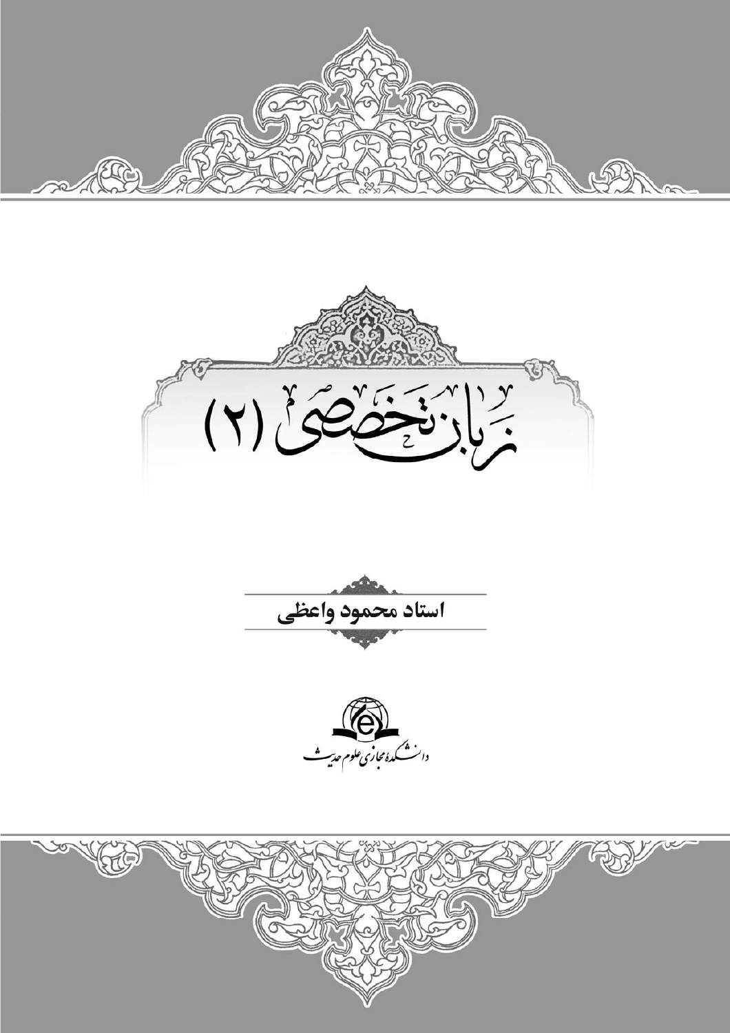# زبان تخصصی (۲)

**استاد محمود واعظی**

دانشکده مجازی علوم حدیث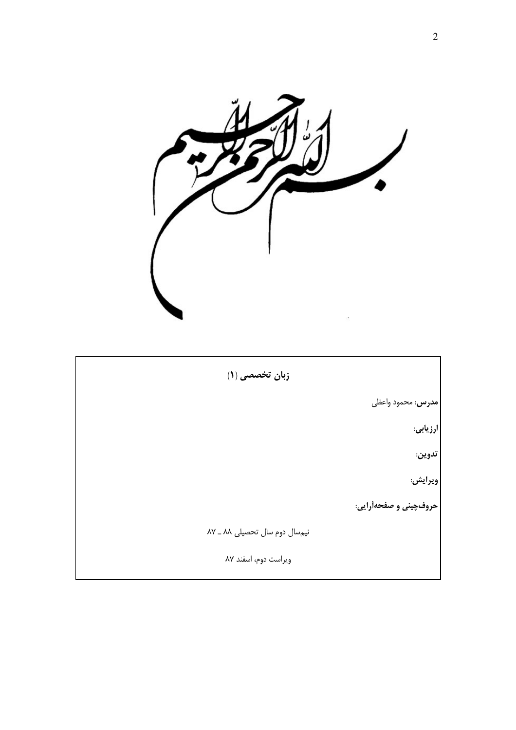بسم الله الرحمن الرحیم

**زبان تخصصی (۱)**

**مدرس:** محمود واعظی

**ارزیابی:**

**تدوین:**

**ویرایش:**

**حروف‌چینی و صفحه‌آرایی:**

نیم‌سال دوم سال تحصیلی ۸۸ ـ ۸۷

ویراست دوم، اسفند ۸۷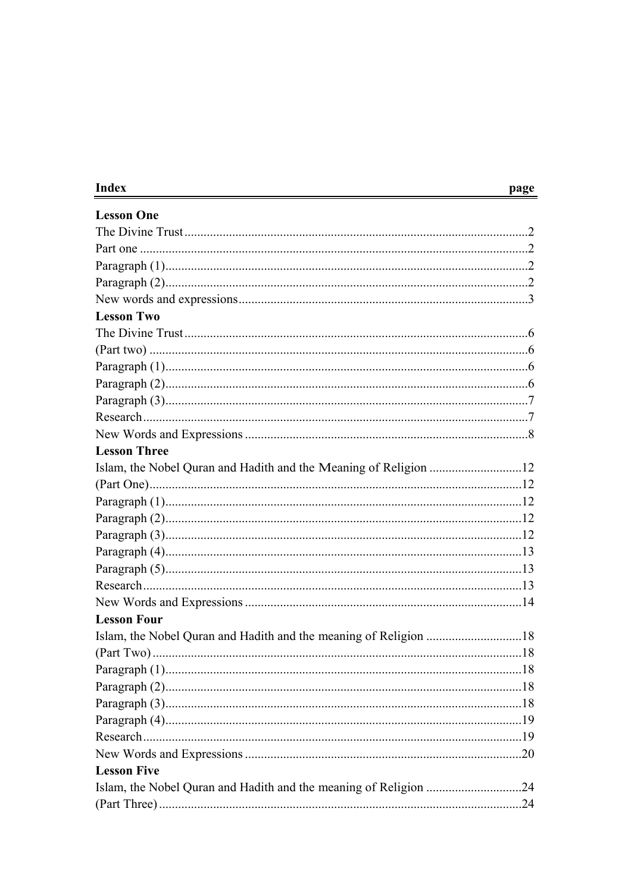| Index | page |
| --- | --- |
| **Lesson One** | |
| The Divine Trust | 2 |
| Part one | 2 |
| Paragraph (1) | 2 |
| Paragraph (2) | 2 |
| New words and expressions | 3 |
| **Lesson Two** | |
| The Divine Trust | 6 |
| (Part two) | 6 |
| Paragraph (1) | 6 |
| Paragraph (2) | 6 |
| Paragraph (3) | 7 |
| Research | 7 |
| New Words and Expressions | 8 |
| **Lesson Three** | |
| Islam, the Nobel Quran and Hadith and the Meaning of Religion | 12 |
| (Part One) | 12 |
| Paragraph (1) | 12 |
| Paragraph (2) | 12 |
| Paragraph (3) | 12 |
| Paragraph (4) | 13 |
| Paragraph (5) | 13 |
| Research | 13 |
| New Words and Expressions | 14 |
| **Lesson Four** | |
| Islam, the Nobel Quran and Hadith and the meaning of Religion | 18 |
| (Part Two) | 18 |
| Paragraph (1) | 18 |
| Paragraph (2) | 18 |
| Paragraph (3) | 18 |
| Paragraph (4) | 19 |
| Research | 19 |
| New Words and Expressions | 20 |
| **Lesson Five** | |
| Islam, the Nobel Quran and Hadith and the meaning of Religion | 24 |
| (Part Three) | 24 |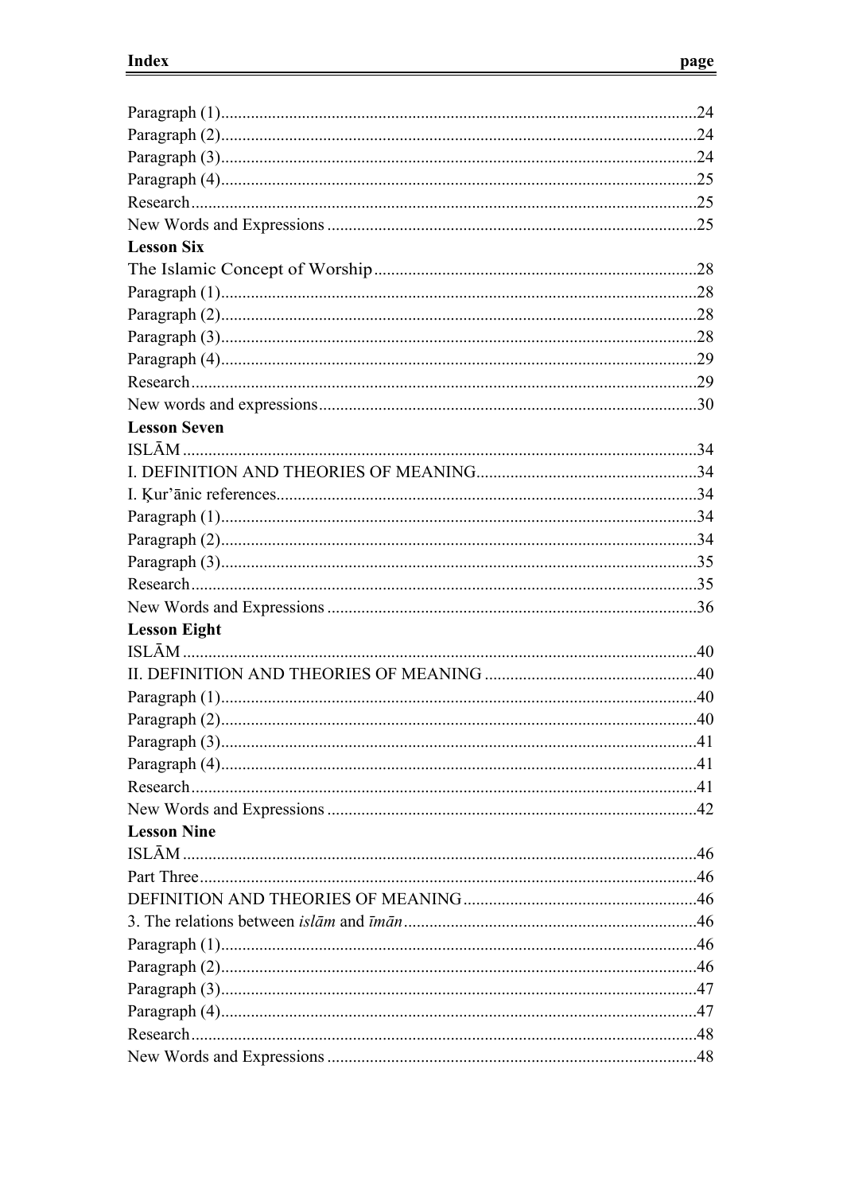| Index | page |
|---|---|
| Paragraph (1) | 24 |
| Paragraph (2) | 24 |
| Paragraph (3) | 24 |
| Paragraph (4) | 25 |
| Research | 25 |
| New Words and Expressions | 25 |
| **Lesson Six** | |
| The Islamic Concept of Worship | 28 |
| Paragraph (1) | 28 |
| Paragraph (2) | 28 |
| Paragraph (3) | 28 |
| Paragraph (4) | 29 |
| Research | 29 |
| New words and expressions | 30 |
| **Lesson Seven** | |
| ISLĀM | 34 |
| I. DEFINITION AND THEORIES OF MEANING | 34 |
| I. Ḳur'ānic references | 34 |
| Paragraph (1) | 34 |
| Paragraph (2) | 34 |
| Paragraph (3) | 35 |
| Research | 35 |
| New Words and Expressions | 36 |
| **Lesson Eight** | |
| ISLĀM | 40 |
| II. DEFINITION AND THEORIES OF MEANING | 40 |
| Paragraph (1) | 40 |
| Paragraph (2) | 40 |
| Paragraph (3) | 41 |
| Paragraph (4) | 41 |
| Research | 41 |
| New Words and Expressions | 42 |
| **Lesson Nine** | |
| ISLĀM | 46 |
| Part Three | 46 |
| DEFINITION AND THEORIES OF MEANING | 46 |
| 3. The relations between *islām* and *īmān* | 46 |
| Paragraph (1) | 46 |
| Paragraph (2) | 46 |
| Paragraph (3) | 47 |
| Paragraph (4) | 47 |
| Research | 48 |
| New Words and Expressions | 48 |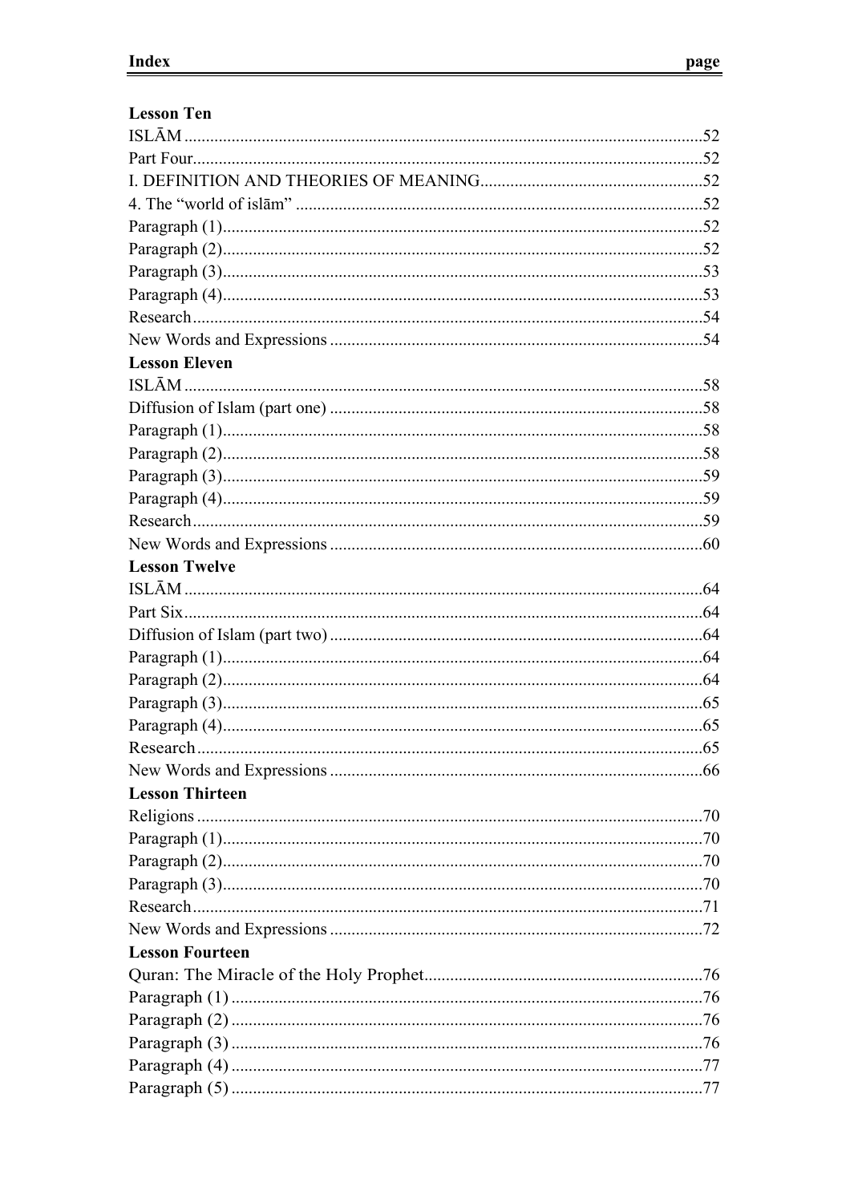| Index | page |
|---|---|
| **Lesson Ten** | |
| ISLĀM | 52 |
| Part Four | 52 |
| I. DEFINITION AND THEORIES OF MEANING | 52 |
| 4. The “world of islām” | 52 |
| Paragraph (1) | 52 |
| Paragraph (2) | 52 |
| Paragraph (3) | 53 |
| Paragraph (4) | 53 |
| Research | 54 |
| New Words and Expressions | 54 |
| **Lesson Eleven** | |
| ISLĀM | 58 |
| Diffusion of Islam (part one) | 58 |
| Paragraph (1) | 58 |
| Paragraph (2) | 58 |
| Paragraph (3) | 59 |
| Paragraph (4) | 59 |
| Research | 59 |
| New Words and Expressions | 60 |
| **Lesson Twelve** | |
| ISLĀM | 64 |
| Part Six | 64 |
| Diffusion of Islam (part two) | 64 |
| Paragraph (1) | 64 |
| Paragraph (2) | 64 |
| Paragraph (3) | 65 |
| Paragraph (4) | 65 |
| Research | 65 |
| New Words and Expressions | 66 |
| **Lesson Thirteen** | |
| Religions | 70 |
| Paragraph (1) | 70 |
| Paragraph (2) | 70 |
| Paragraph (3) | 70 |
| Research | 71 |
| New Words and Expressions | 72 |
| **Lesson Fourteen** | |
| Quran: The Miracle of the Holy Prophet | 76 |
| Paragraph (1) | 76 |
| Paragraph (2) | 76 |
| Paragraph (3) | 76 |
| Paragraph (4) | 77 |
| Paragraph (5) | 77 |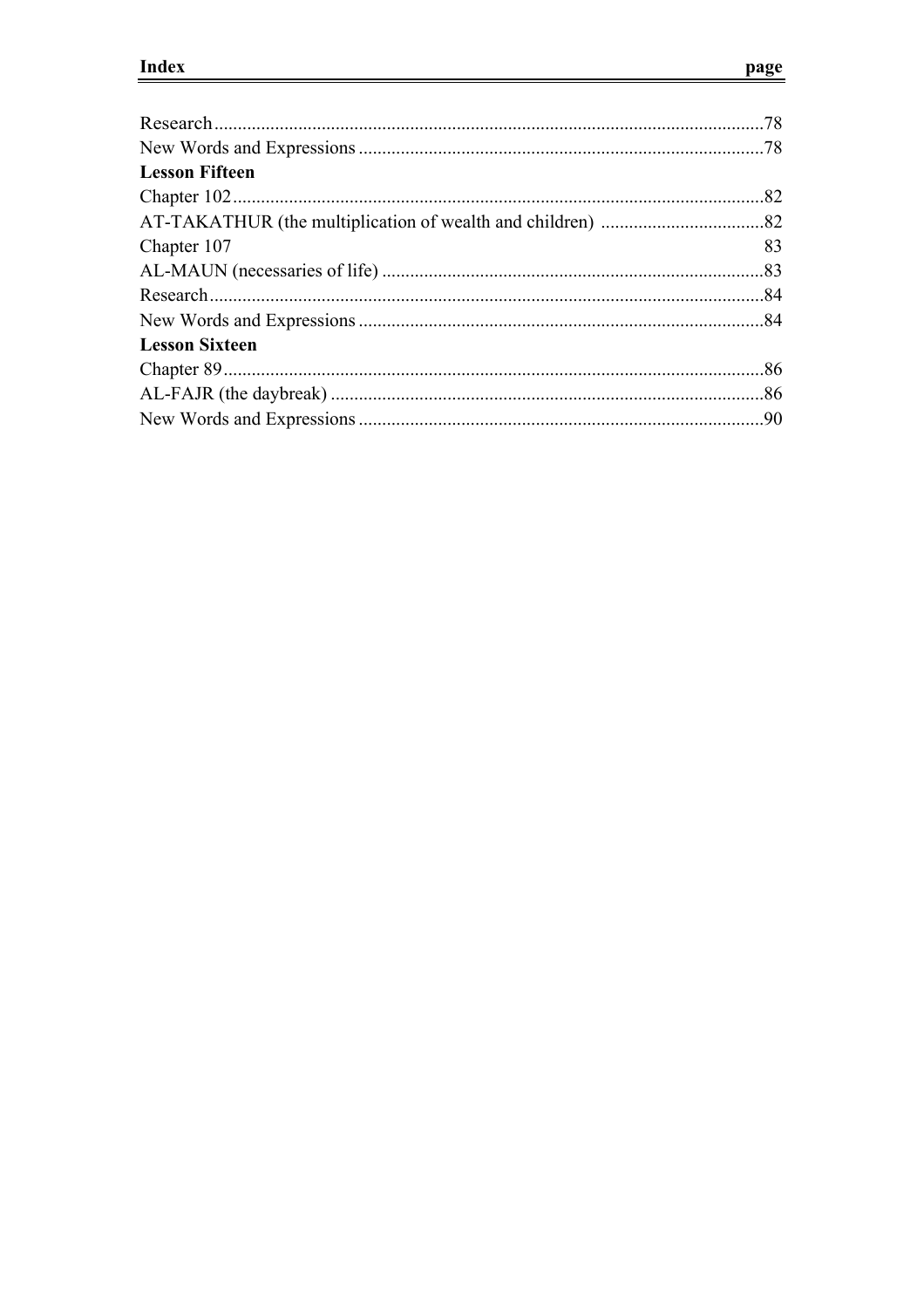| Index | page |
|---|---|
| Research | 78 |
| New Words and Expressions | 78 |
| **Lesson Fifteen** | |
| Chapter 102 | 82 |
| AT-TAKATHUR (the multiplication of wealth and children) | 82 |
| Chapter 107 | 83 |
| AL-MAUN (necessaries of life) | 83 |
| Research | 84 |
| New Words and Expressions | 84 |
| **Lesson Sixteen** | |
| Chapter 89 | 86 |
| AL-FAJR (the daybreak) | 86 |
| New Words and Expressions | 90 |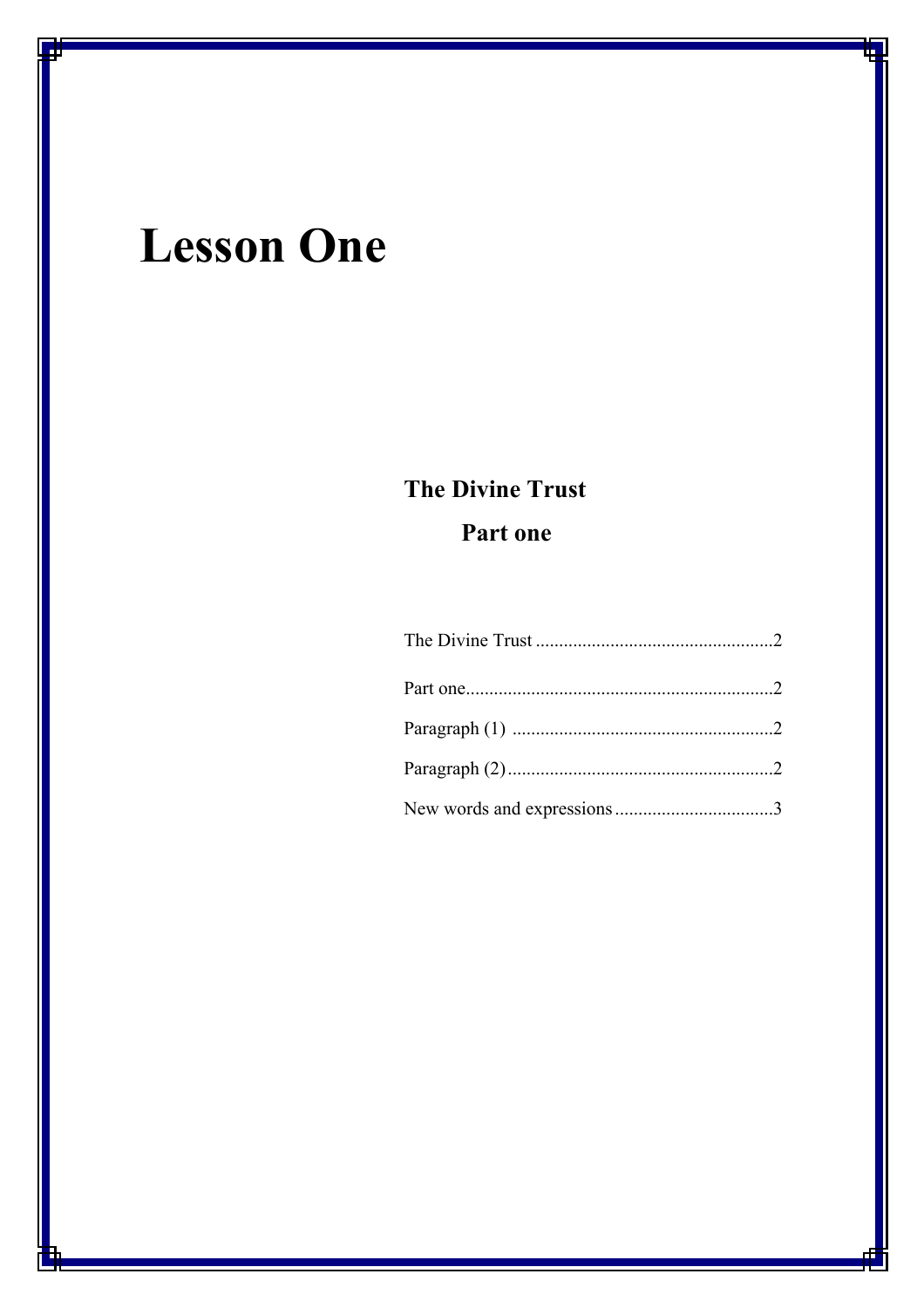# Lesson One

## The Divine Trust

### Part one

The Divine Trust ...................................................2

Part one..................................................................2

Paragraph (1) ........................................................2

Paragraph (2).........................................................2

New words and expressions..................................3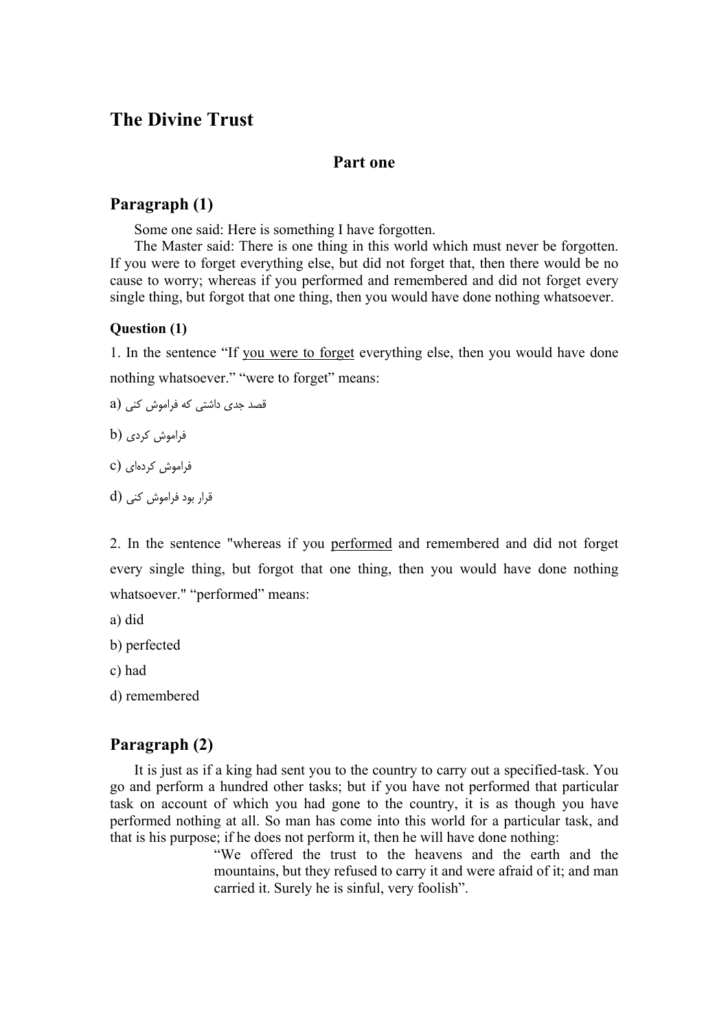# The Divine Trust

### Part one

## Paragraph (1)

Some one said: Here is something I have forgotten.

The Master said: There is one thing in this world which must never be forgotten. If you were to forget everything else, but did not forget that, then there would be no cause to worry; whereas if you performed and remembered and did not forget every single thing, but forgot that one thing, then you would have done nothing whatsoever.

**Question (1)**

1. In the sentence "If <u>you were to forget</u> everything else, then you would have done nothing whatsoever." "were to forget" means:

a) قصد جدی داشتی که فراموش کنی

b) فراموش کردی

c) فراموش کرده‌ای

d) قرار بود فراموش کنی

2. In the sentence "whereas if you <u>performed</u> and remembered and did not forget every single thing, but forgot that one thing, then you would have done nothing whatsoever." "performed" means:

a) did

b) perfected

c) had

d) remembered

## Paragraph (2)

It is just as if a king had sent you to the country to carry out a specified-task. You go and perform a hundred other tasks; but if you have not performed that particular task on account of which you had gone to the country, it is as though you have performed nothing at all. So man has come into this world for a particular task, and that is his purpose; if he does not perform it, then he will have done nothing:

> "We offered the trust to the heavens and the earth and the mountains, but they refused to carry it and were afraid of it; and man carried it. Surely he is sinful, very foolish".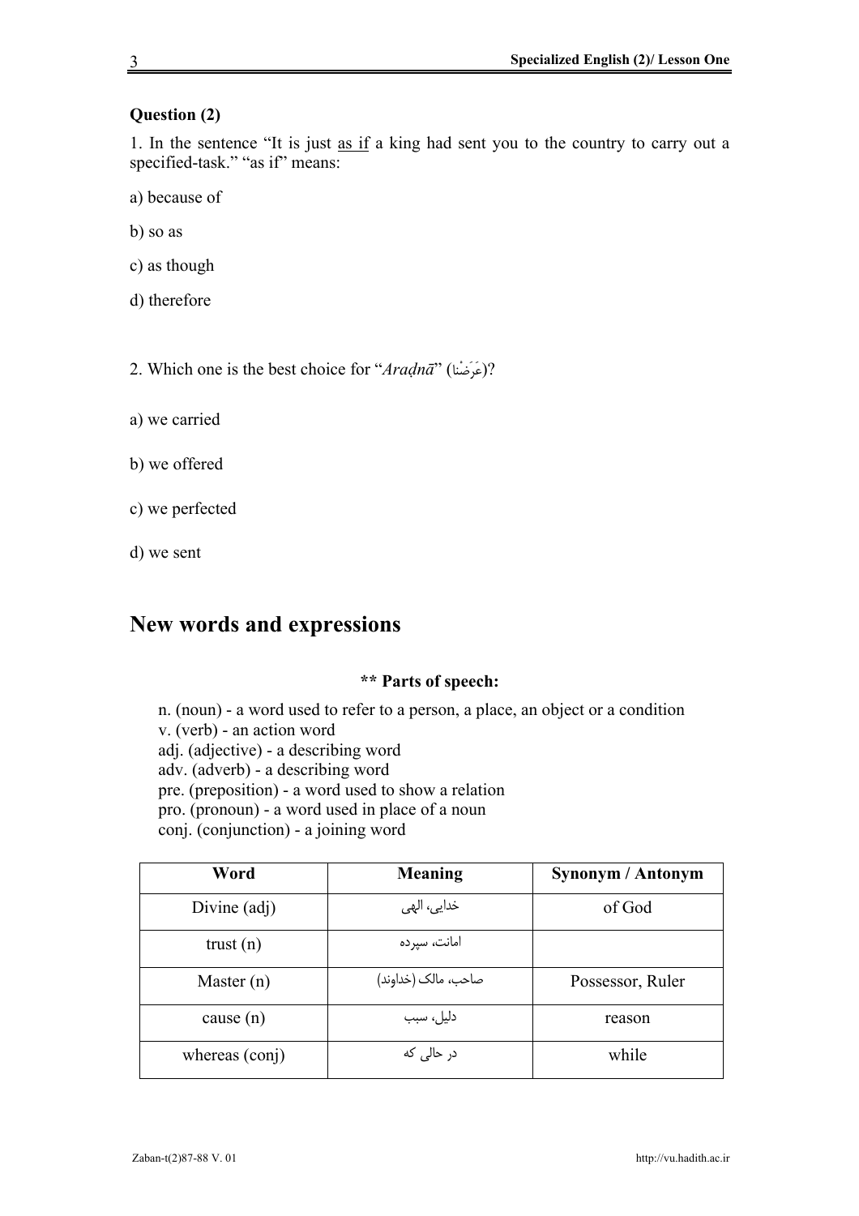**Question (2)**

1. In the sentence “It is just as if a king had sent you to the country to carry out a specified-task.” “as if” means:

a) because of

b) so as

c) as though

d) therefore

2. Which one is the best choice for “*Araḍnā*” (عَرَضْنا)?

a) we carried

b) we offered

c) we perfected

d) we sent

## New words and expressions

**** Parts of speech:**

n. (noun) - a word used to refer to a person, a place, an object or a condition
v. (verb) - an action word
adj. (adjective) - a describing word
adv. (adverb) - a describing word
pre. (preposition) - a word used to show a relation
pro. (pronoun) - a word used in place of a noun
conj. (conjunction) - a joining word

| Word | Meaning | Synonym / Antonym |
|---|---|---|
| Divine (adj) | خدایی، الهی | of God |
| trust (n) | امانت، سپرده | |
| Master (n) | صاحب، مالک (خداوند) | Possessor, Ruler |
| cause (n) | دلیل، سبب | reason |
| whereas (conj) | در حالی که | while |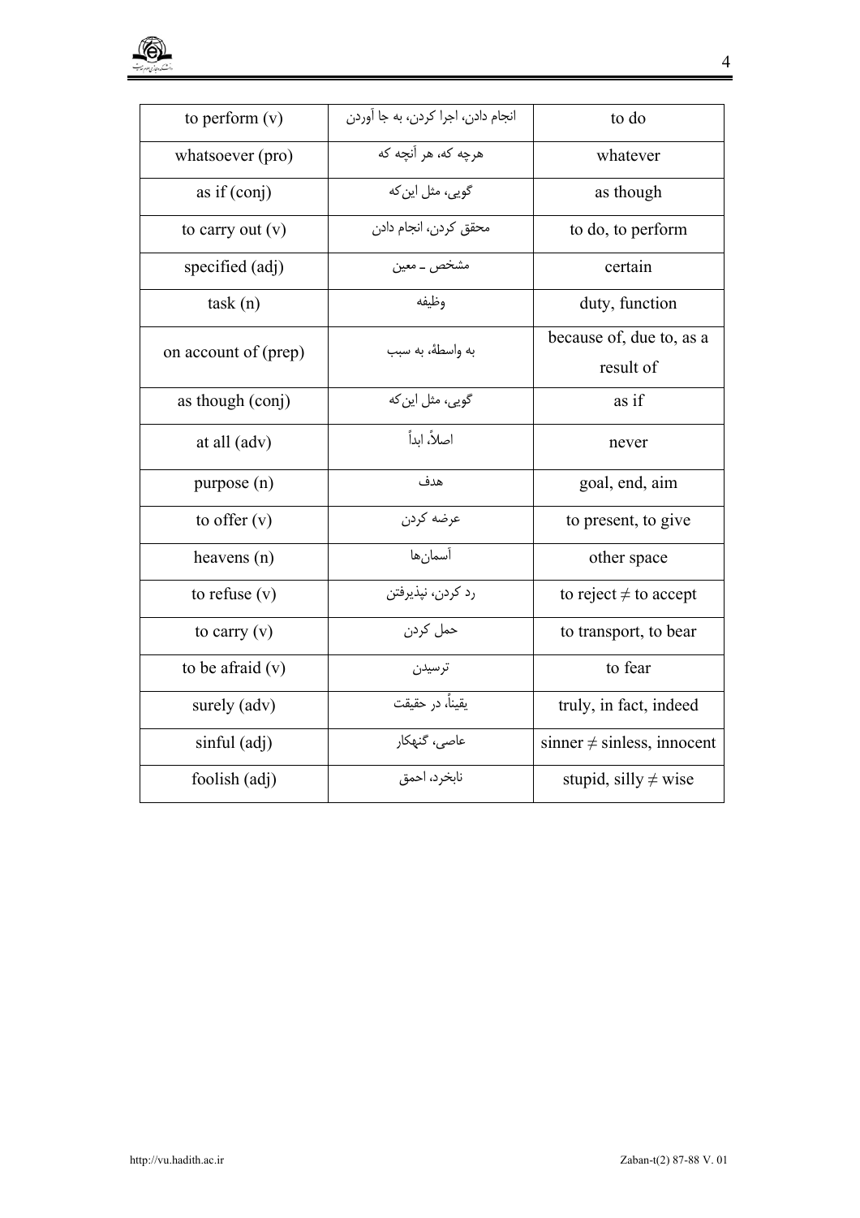| to perform (v) | انجام دادن، اجرا کردن، به جا آوردن | to do |
|---|---|---|
| whatsoever (pro) | هرچه که، هر آنچه که | whatever |
| as if (conj) | گویی، مثل این‌که | as though |
| to carry out (v) | محقق کردن، انجام دادن | to do, to perform |
| specified (adj) | مشخص ـ معین | certain |
| task (n) | وظیفه | duty, function |
| on account of (prep) | به واسطهٔ، به سبب | because of, due to, as a result of |
| as though (conj) | گویی، مثل این‌که | as if |
| at all (adv) | اصلاً، ابداً | never |
| purpose (n) | هدف | goal, end, aim |
| to offer (v) | عرضه کردن | to present, to give |
| heavens (n) | آسمان‌ها | other space |
| to refuse (v) | رد کردن، نپذیرفتن | to reject ≠ to accept |
| to carry (v) | حمل کردن | to transport, to bear |
| to be afraid (v) | ترسیدن | to fear |
| surely (adv) | یقیناً، در حقیقت | truly, in fact, indeed |
| sinful (adj) | عاصی، گنهکار | sinner ≠ sinless, innocent |
| foolish (adj) | نابخرد، احمق | stupid, silly ≠ wise |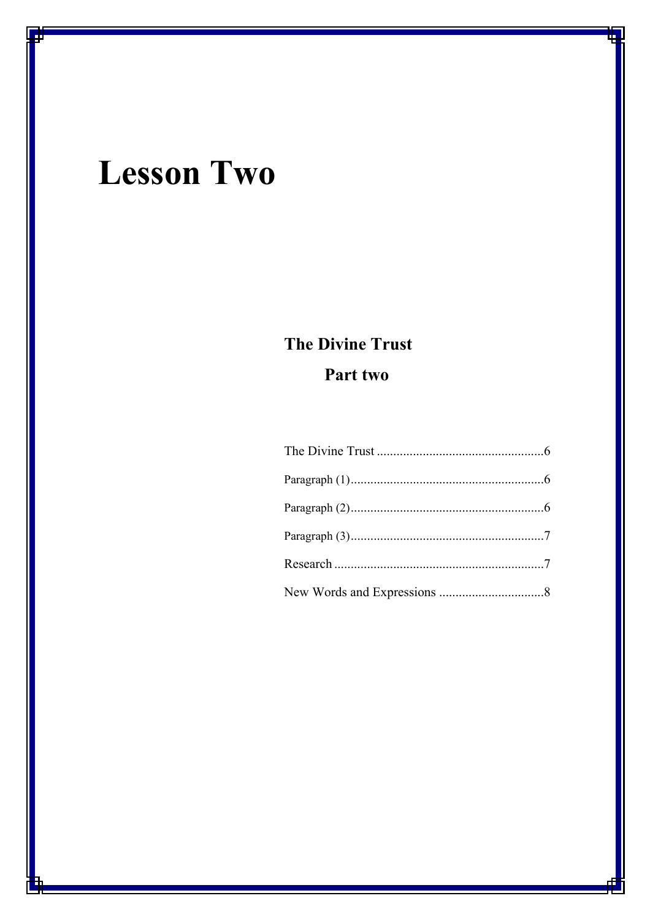# Lesson Two

## The Divine Trust

### Part two

The Divine Trust ..................................................6

Paragraph (1)..........................................................6

Paragraph (2)..........................................................6

Paragraph (3)..........................................................7

Research ...............................................................7

New Words and Expressions ...............................8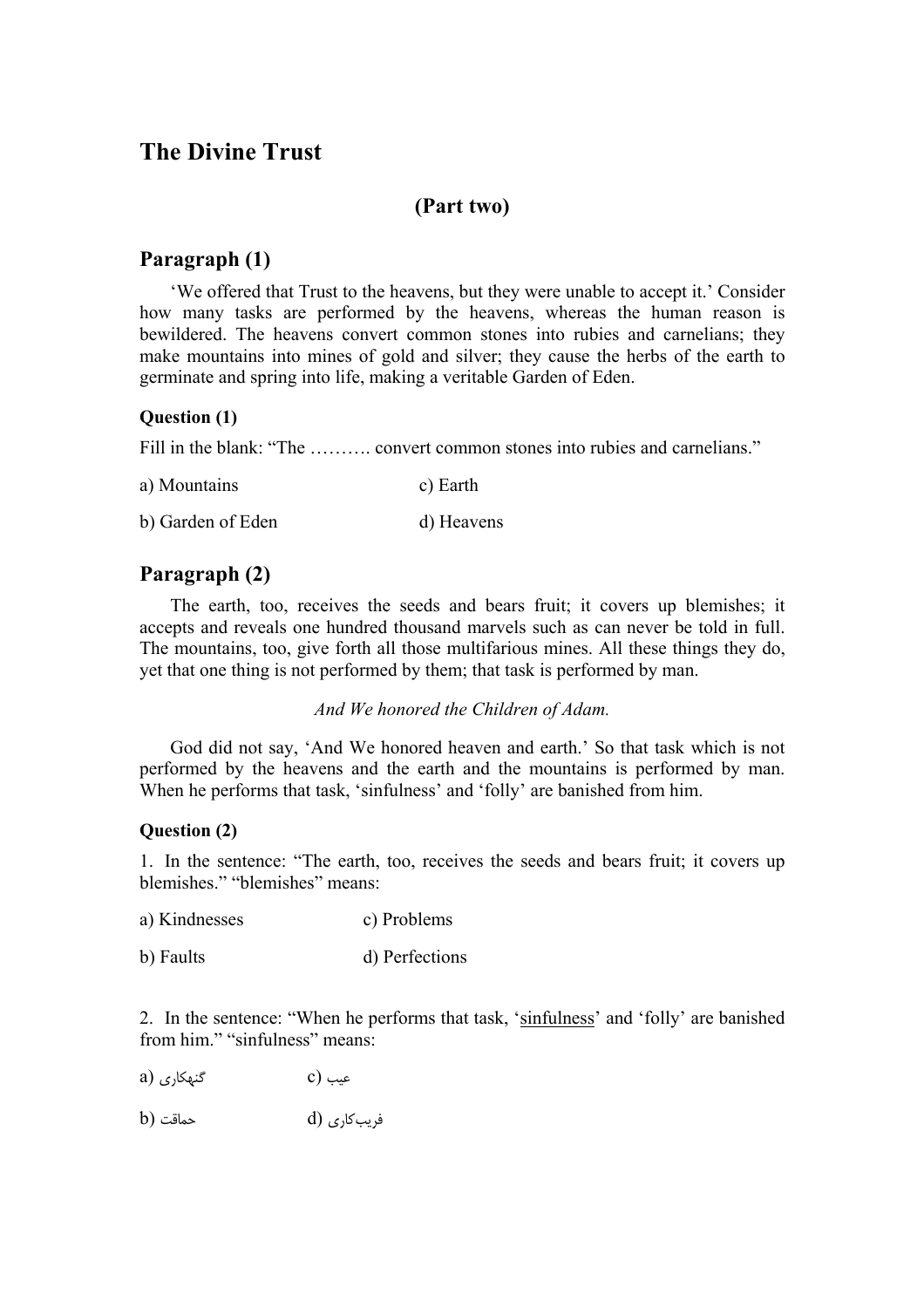# The Divine Trust

## (Part two)

### Paragraph (1)

'We offered that Trust to the heavens, but they were unable to accept it.' Consider how many tasks are performed by the heavens, whereas the human reason is bewildered. The heavens convert common stones into rubies and carnelians; they make mountains into mines of gold and silver; they cause the herbs of the earth to germinate and spring into life, making a veritable Garden of Eden.

#### Question (1)

Fill in the blank: "The ………. convert common stones into rubies and carnelians."

a) Mountains

b) Garden of Eden

c) Earth

d) Heavens

### Paragraph (2)

The earth, too, receives the seeds and bears fruit; it covers up blemishes; it accepts and reveals one hundred thousand marvels such as can never be told in full. The mountains, too, give forth all those multifarious mines. All these things they do, yet that one thing is not performed by them; that task is performed by man.

*And We honored the Children of Adam.*

God did not say, 'And We honored heaven and earth.' So that task which is not performed by the heavens and the earth and the mountains is performed by man. When he performs that task, 'sinfulness' and 'folly' are banished from him.

#### Question (2)

1. In the sentence: "The earth, too, receives the seeds and bears fruit; it covers up blemishes." "blemishes" means:

a) Kindnesses

b) Faults

c) Problems

d) Perfections

2. In the sentence: "When he performs that task, 'sinfulness' and 'folly' are banished from him." "sinfulness" means:

a) گنهکاری

b) حماقت

c) عیب

d) فریب‌کاری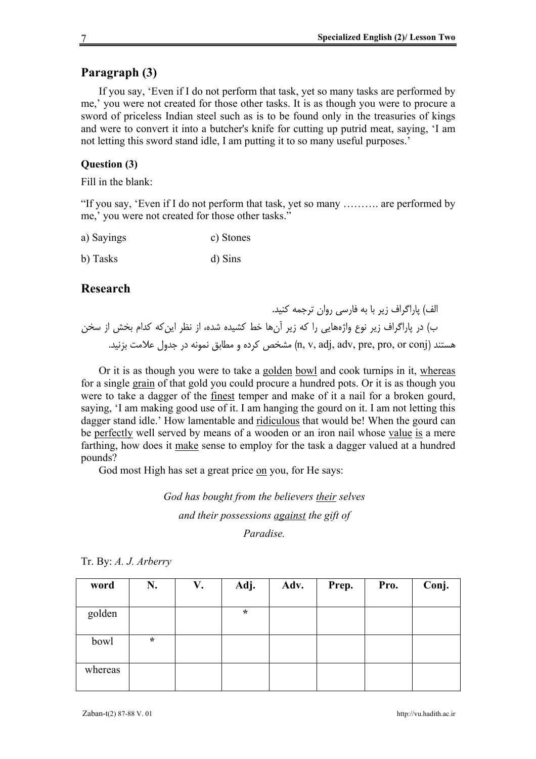## Paragraph (3)

If you say, 'Even if I do not perform that task, yet so many tasks are performed by me,' you were not created for those other tasks. It is as though you were to procure a sword of priceless Indian steel such as is to be found only in the treasuries of kings and were to convert it into a butcher's knife for cutting up putrid meat, saying, 'I am not letting this sword stand idle, I am putting it to so many useful purposes.'

### Question (3)

Fill in the blank:

"If you say, 'Even if I do not perform that task, yet so many ………. are performed by me,' you were not created for those other tasks."

a) Sayings

b) Tasks

c) Stones

d) Sins

## Research

الف) پاراگراف زیر را به فارسی روان ترجمه کنید.

ب) در پاراگراف زیر نوع واژه‌هایی را که زیر آن‌ها خط کشیده شده، از نظر این‌که کدام بخش از سخن هستند (n, v, adj, adv, pre, pro, or conj) مشخص کرده و مطابق نمونه در جدول علامت بزنید.

Or it is as though you were to take a <u>golden</u> <u>bowl</u> and cook turnips in it, <u>whereas</u> for a single <u>grain</u> of that gold you could procure a hundred pots. Or it is as though you were to take a dagger of the <u>finest</u> temper and make of it a nail for a broken gourd, saying, 'I am making good use of it. I am hanging the gourd on it. I am not letting this dagger stand idle.' How lamentable and <u>ridiculous</u> that would be! When the gourd can be <u>perfectly</u> well served by means of a wooden or an iron nail whose <u>value</u> <u>is</u> a mere farthing, how does it <u>make</u> sense to employ for the task a dagger valued at a hundred pounds?

God most High has set a great price <u>on</u> you, for He says:

*God has bought from the believers <u>their</u> selves*
*and their possessions <u>against</u> the gift of*
*Paradise.*

Tr. By: *A. J. Arberry*

| word | N. | V. | Adj. | Adv. | Prep. | Pro. | Conj. |
|---|---|---|---|---|---|---|---|
| golden | | | * | | | | |
| bowl | * | | | | | | |
| whereas | | | | | | | |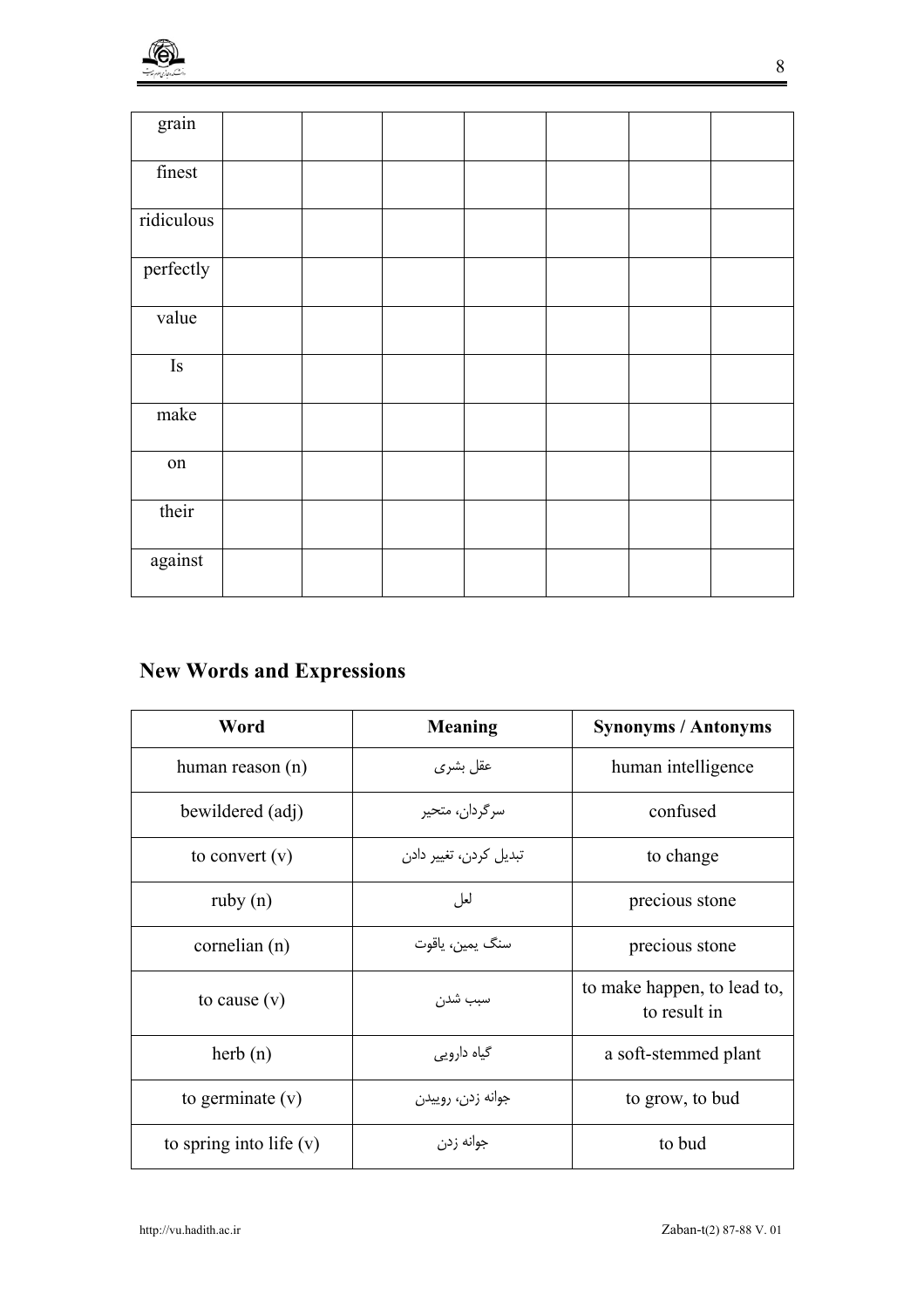| | | | | | | | |
|---|---|---|---|---|---|---|---|
| grain | | | | | | | |
| finest | | | | | | | |
| ridiculous | | | | | | | |
| perfectly | | | | | | | |
| value | | | | | | | |
| Is | | | | | | | |
| make | | | | | | | |
| on | | | | | | | |
| their | | | | | | | |
| against | | | | | | | |

## New Words and Expressions

| Word | Meaning | Synonyms / Antonyms |
|---|---|---|
| human reason (n) | عقل بشری | human intelligence |
| bewildered (adj) | سرگردان، متحیر | confused |
| to convert (v) | تبدیل کردن، تغییر دادن | to change |
| ruby (n) | لعل | precious stone |
| cornelian (n) | سنگ یمین، یاقوت | precious stone |
| to cause (v) | سبب شدن | to make happen, to lead to, to result in |
| herb (n) | گیاه دارویی | a soft-stemmed plant |
| to germinate (v) | جوانه زدن، روییدن | to grow, to bud |
| to spring into life (v) | جوانه زدن | to bud |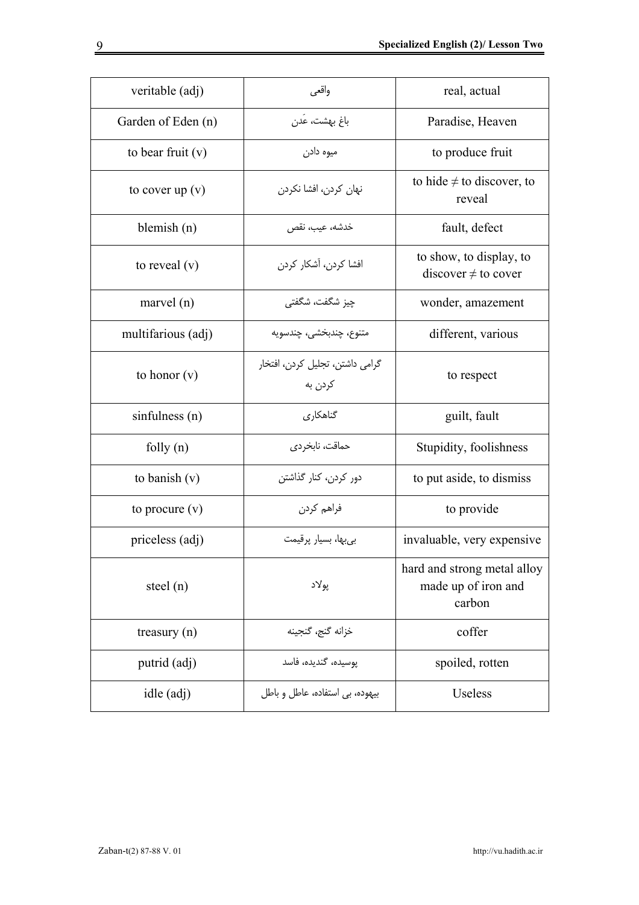| veritable (adj) | واقعی | real, actual |
|---|---|---|
| Garden of Eden (n) | باغ بهشت، عَدن | Paradise, Heaven |
| to bear fruit (v) | میوه دادن | to produce fruit |
| to cover up (v) | نهان کردن، افشا نکردن | to hide ≠ to discover, to reveal |
| blemish (n) | خدشه، عیب، نقص | fault, defect |
| to reveal (v) | افشا کردن، آشکار کردن | to show, to display, to discover ≠ to cover |
| marvel (n) | چیز شگفت، شگفتی | wonder, amazement |
| multifarious (adj) | متنوع، چندبخشی، چندسویه | different, various |
| to honor (v) | گرامی داشتن، تجلیل کردن، افتخار کردن به | to respect |
| sinfulness (n) | گناهکاری | guilt, fault |
| folly (n) | حماقت، نابخردی | Stupidity, foolishness |
| to banish (v) | دور کردن، کنار گذاشتن | to put aside, to dismiss |
| to procure (v) | فراهم کردن | to provide |
| priceless (adj) | بی‌بها، بسیار پرقیمت | invaluable, very expensive |
| steel (n) | پولاد | hard and strong metal alloy made up of iron and carbon |
| treasury (n) | خزانه گنج، گنجینه | coffer |
| putrid (adj) | پوسیده، گندیده، فاسد | spoiled, rotten |
| idle (adj) | بیهوده، بی استفاده، عاطل و باطل | Useless |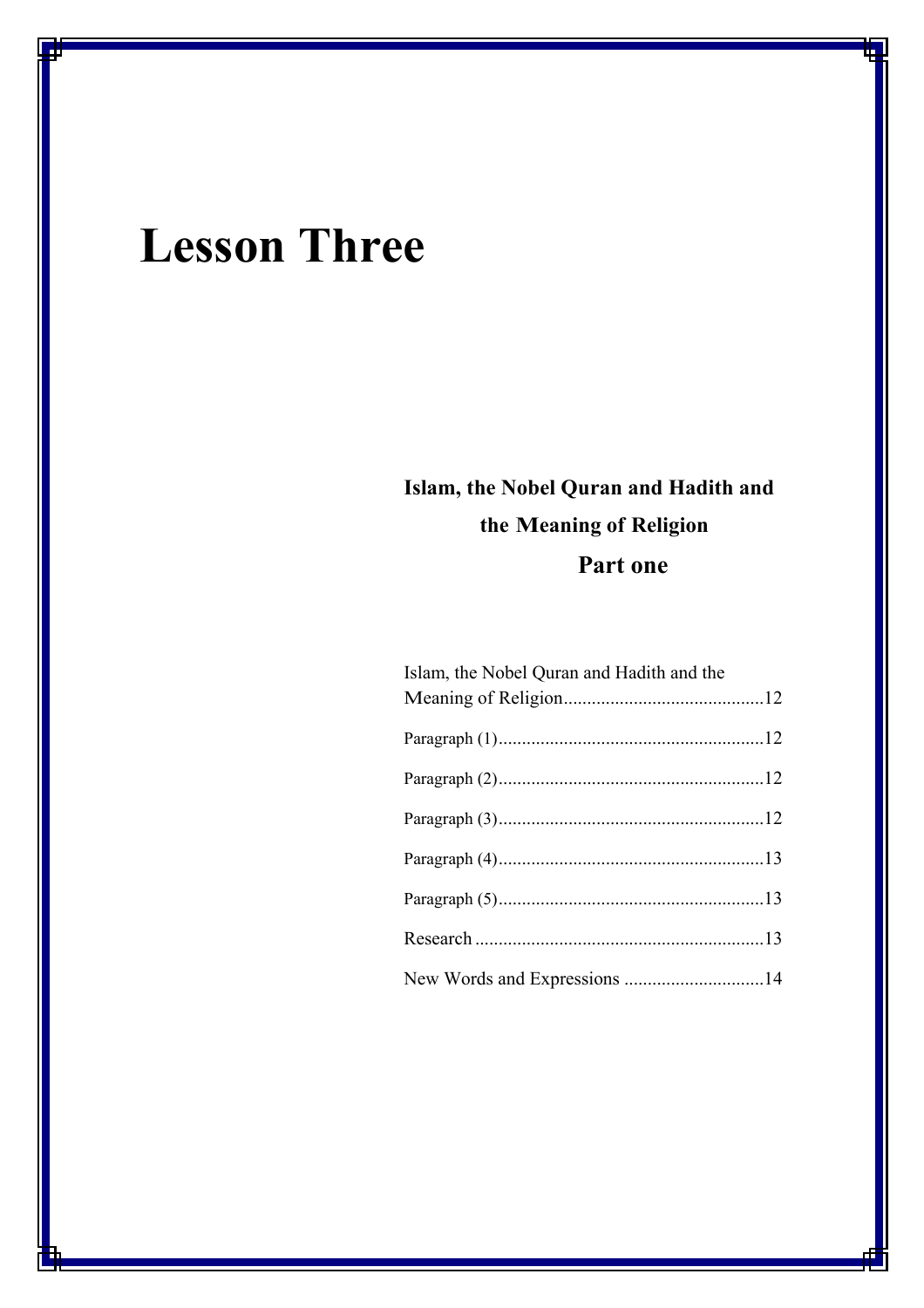# Lesson Three

## Islam, the Nobel Quran and Hadith and the Meaning of Religion

### Part one

Islam, the Nobel Quran and Hadith and the Meaning of Religion ........................................12

Paragraph (1) ........................................................12

Paragraph (2) ........................................................12

Paragraph (3) ........................................................12

Paragraph (4) ........................................................13

Paragraph (5) ........................................................13

Research ............................................................13

New Words and Expressions .............................14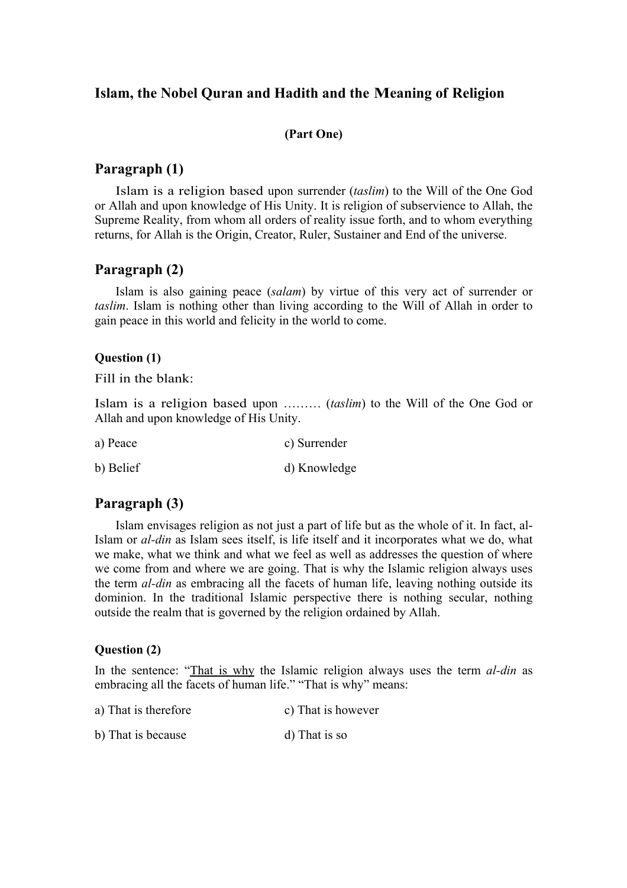## Islam, the Nobel Quran and Hadith and the Meaning of Religion

**(Part One)**

### Paragraph (1)

Islam is a religion based upon surrender (*taslim*) to the Will of the One God or Allah and upon knowledge of His Unity. It is religion of subservience to Allah, the Supreme Reality, from whom all orders of reality issue forth, and to whom everything returns, for Allah is the Origin, Creator, Ruler, Sustainer and End of the universe.

### Paragraph (2)

Islam is also gaining peace (*salam*) by virtue of this very act of surrender or *taslim*. Islam is nothing other than living according to the Will of Allah in order to gain peace in this world and felicity in the world to come.

**Question (1)**

Fill in the blank:

Islam is a religion based upon ……… (*taslim*) to the Will of the One God or Allah and upon knowledge of His Unity.

a) Peace

b) Belief

c) Surrender

d) Knowledge

### Paragraph (3)

Islam envisages religion as not just a part of life but as the whole of it. In fact, al-Islam or *al-din* as Islam sees itself, is life itself and it incorporates what we do, what we make, what we think and what we feel as well as addresses the question of where we come from and where we are going. That is why the Islamic religion always uses the term *al-din* as embracing all the facets of human life, leaving nothing outside its dominion. In the traditional Islamic perspective there is nothing secular, nothing outside the realm that is governed by the religion ordained by Allah.

**Question (2)**

In the sentence: "<u>That is why</u> the Islamic religion always uses the term *al-din* as embracing all the facets of human life." "That is why" means:

a) That is therefore

b) That is because

c) That is however

d) That is so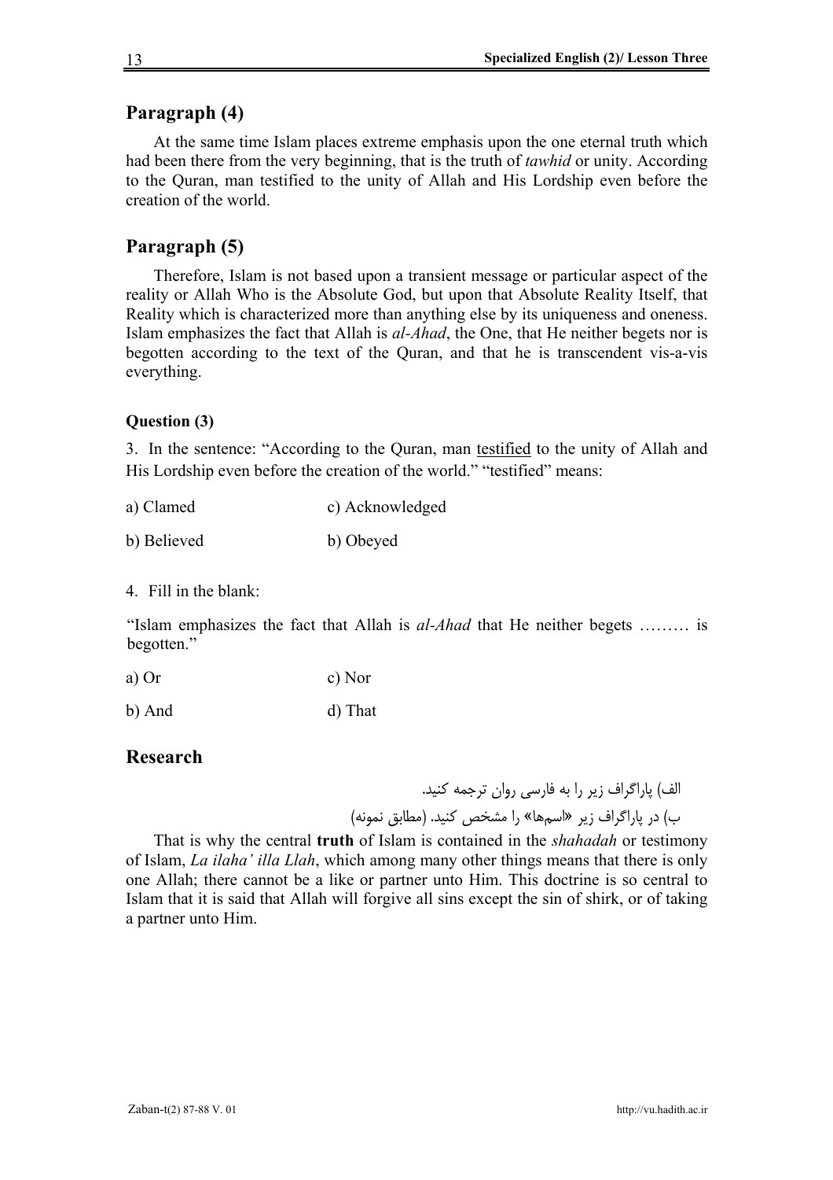## Paragraph (4)

At the same time Islam places extreme emphasis upon the one eternal truth which had been there from the very beginning, that is the truth of *tawhid* or unity. According to the Quran, man testified to the unity of Allah and His Lordship even before the creation of the world.

## Paragraph (5)

Therefore, Islam is not based upon a transient message or particular aspect of the reality or Allah Who is the Absolute God, but upon that Absolute Reality Itself, that Reality which is characterized more than anything else by its uniqueness and oneness. Islam emphasizes the fact that Allah is *al-Ahad*, the One, that He neither begets nor is begotten according to the text of the Quran, and that he is transcendent vis-a-vis everything.

**Question (3)**

3. In the sentence: "According to the Quran, man testified to the unity of Allah and His Lordship even before the creation of the world." "testified" means:

a) Clamed   c) Acknowledged

b) Believed   b) Obeyed

4. Fill in the blank:

"Islam emphasizes the fact that Allah is *al-Ahad* that He neither begets ……… is begotten."

a) Or   c) Nor

b) And   d) That

## Research

الف) پاراگراف زیر را به فارسی روان ترجمه کنید.

ب) در پاراگراف زیر «اسم‌ها» را مشخص کنید. (مطابق نمونه)

That is why the central **truth** of Islam is contained in the *shahadah* or testimony of Islam, *La ilaha' illa Llah*, which among many other things means that there is only one Allah; there cannot be a like or partner unto Him. This doctrine is so central to Islam that it is said that Allah will forgive all sins except the sin of shirk, or of taking a partner unto Him.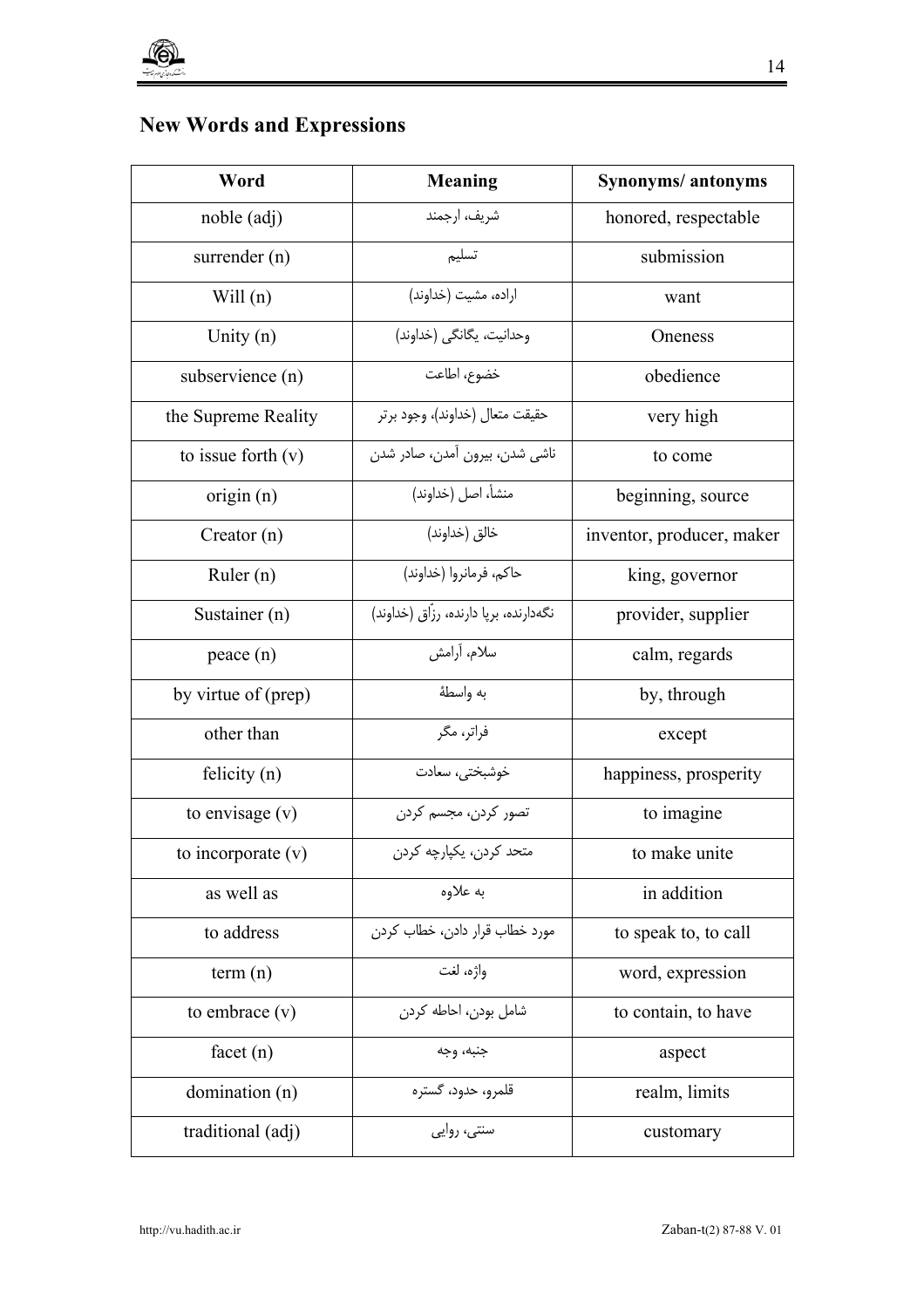## New Words and Expressions

| Word | Meaning | Synonyms/ antonyms |
| --- | --- | --- |
| noble (adj) | شریف، ارجمند | honored, respectable |
| surrender (n) | تسلیم | submission |
| Will (n) | اراده، مشیت (خداوند) | want |
| Unity (n) | وحدانیت، یگانگی (خداوند) | Oneness |
| subservience (n) | خضوع، اطاعت | obedience |
| the Supreme Reality | حقیقت متعال (خداوند)، وجود برتر | very high |
| to issue forth (v) | ناشی شدن، بیرون آمدن، صادر شدن | to come |
| origin (n) | منشأ، اصل (خداوند) | beginning, source |
| Creator (n) | خالق (خداوند) | inventor, producer, maker |
| Ruler (n) | حاکم، فرمانروا (خداوند) | king, governor |
| Sustainer (n) | نگه‌دارنده، برپا دارنده، رزّاق (خداوند) | provider, supplier |
| peace (n) | سلام، آرامش | calm, regards |
| by virtue of (prep) | به واسطهٔ | by, through |
| other than | فراتر، مگر | except |
| felicity (n) | خوشبختی، سعادت | happiness, prosperity |
| to envisage (v) | تصور کردن، مجسم کردن | to imagine |
| to incorporate (v) | متحد کردن، یکپارچه کردن | to make unite |
| as well as | به علاوه | in addition |
| to address | مورد خطاب قرار دادن، خطاب کردن | to speak to, to call |
| term (n) | واژه، لغت | word, expression |
| to embrace (v) | شامل بودن، احاطه کردن | to contain, to have |
| facet (n) | جنبه، وجه | aspect |
| domination (n) | قلمرو، حدود، گستره | realm, limits |
| traditional (adj) | سنتی، روایی | customary |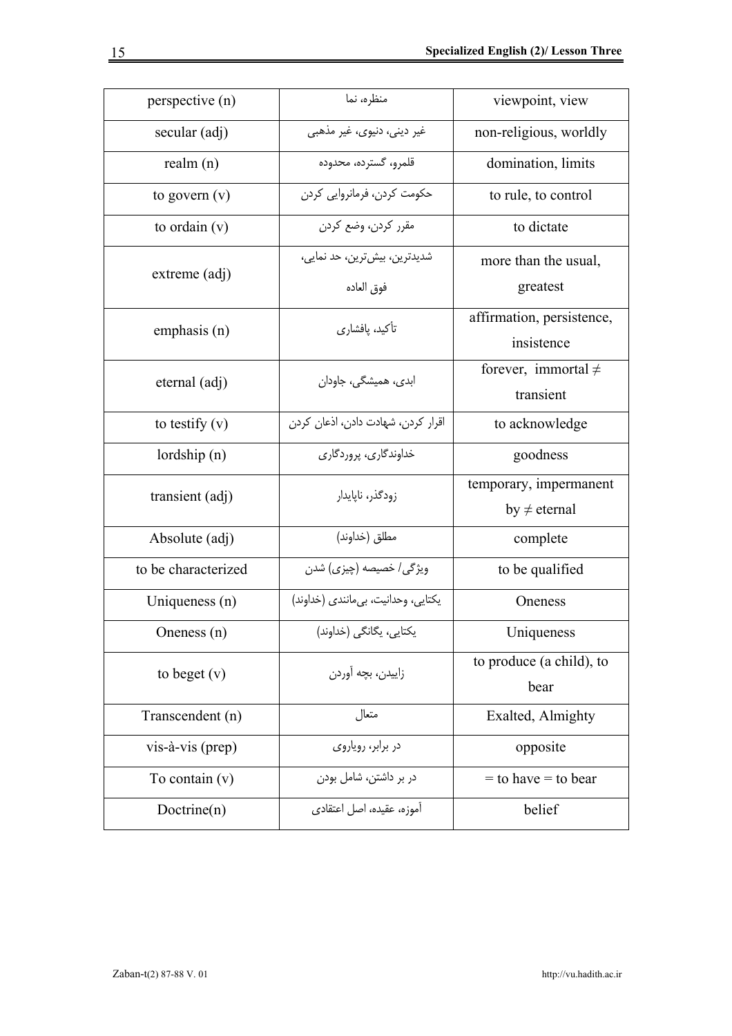| perspective (n) | منظره، نما | viewpoint, view |
|---|---|---|
| secular (adj) | غیر دینی، دنیوی، غیر مذهبی | non-religious, worldly |
| realm (n) | قلمرو، گستره، محدوده | domination, limits |
| to govern (v) | حکومت کردن، فرمانروایی کردن | to rule, to control |
| to ordain (v) | مقرر کردن، وضع کردن | to dictate |
| extreme (adj) | شدیدترین، بیش‌ترین، حد نمایی، فوق العاده | more than the usual, greatest |
| emphasis (n) | تأکید، پافشاری | affirmation, persistence, insistence |
| eternal (adj) | ابدی، همیشگی، جاودان | forever, immortal ≠ transient |
| to testify (v) | اقرار کردن، شهادت دادن، اذعان کردن | to acknowledge |
| lordship (n) | خداوندگاری، پروردگاری | goodness |
| transient (adj) | زودگذر، ناپایدار | temporary, impermanent by ≠ eternal |
| Absolute (adj) | مطلق (خداوند) | complete |
| to be characterized | ویژگی/ خصیصه (چیزی) شدن | to be qualified |
| Uniqueness (n) | یکتایی، وحدانیت، بی‌مانندی (خداوند) | Oneness |
| Oneness (n) | یکتایی، یگانگی (خداوند) | Uniqueness |
| to beget (v) | زاییدن، بچه آوردن | to produce (a child), to bear |
| Transcendent (n) | متعال | Exalted, Almighty |
| vis-à-vis (prep) | در برابر، رویاروی | opposite |
| To contain (v) | در بر داشتن، شامل بودن | = to have = to bear |
| Doctrine(n) | آموزه، عقیده، اصل اعتقادی | belief |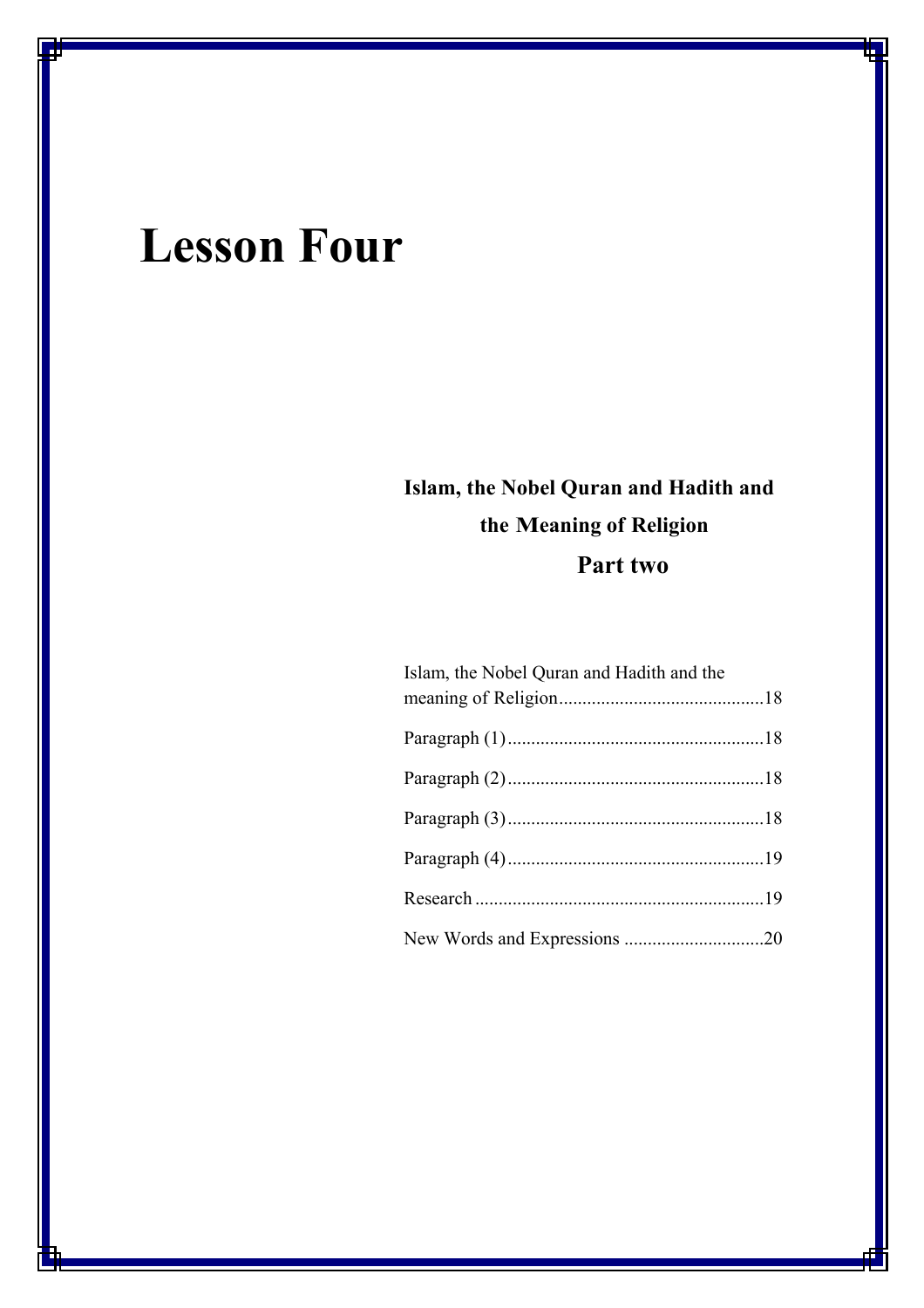# Lesson Four

## Islam, the Nobel Quran and Hadith and the Meaning of Religion

### Part two

Islam, the Nobel Quran and Hadith and the meaning of Religion............................................18

Paragraph (1).......................................................18

Paragraph (2).......................................................18

Paragraph (3).......................................................18

Paragraph (4).......................................................19

Research..............................................................19

New Words and Expressions ..............................20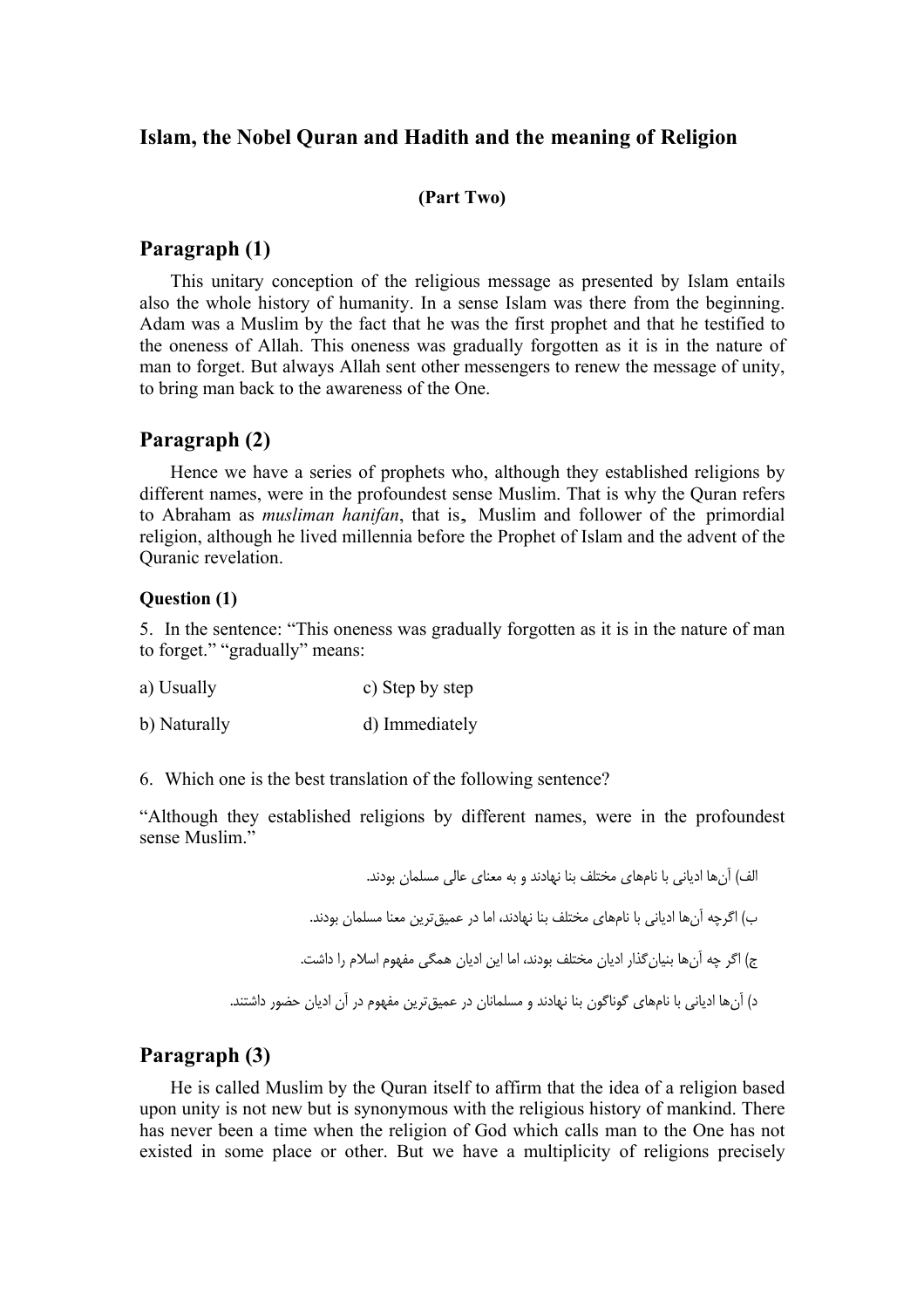## Islam, the Nobel Quran and Hadith and the meaning of Religion

**(Part Two)**

## Paragraph (1)

This unitary conception of the religious message as presented by Islam entails also the whole history of humanity. In a sense Islam was there from the beginning. Adam was a Muslim by the fact that he was the first prophet and that he testified to the oneness of Allah. This oneness was gradually forgotten as it is in the nature of man to forget. But always Allah sent other messengers to renew the message of unity, to bring man back to the awareness of the One.

## Paragraph (2)

Hence we have a series of prophets who, although they established religions by different names, were in the profoundest sense Muslim. That is why the Quran refers to Abraham as *musliman hanifan*, that is، Muslim and follower of the primordial religion, although he lived millennia before the Prophet of Islam and the advent of the Quranic revelation.

**Question (1)**

5. In the sentence: "This oneness was gradually forgotten as it is in the nature of man to forget." "gradually" means:

a) Usually  
b) Naturally  
c) Step by step  
d) Immediately

6. Which one is the best translation of the following sentence?

"Although they established religions by different names, were in the profoundest sense Muslim."

الف) آن‌ها ادیانی با نام‌های مختلف بنا نهادند و به معنای عالی مسلمان بودند.

ب) اگرچه آن‌ها ادیانی با نام‌های مختلف بنا نهادند، اما در عمیق‌ترین معنا مسلمان بودند.

ج) اگر چه آن‌ها بنیان‌گذار ادیان مختلف بودند، اما این ادیان همگی مفهوم اسلام را داشت.

د) آن‌ها ادیانی با نام‌های گوناگون بنا نهادند و مسلمانان در عمیق‌ترین مفهوم در آن ادیان حضور داشتند.

## Paragraph (3)

He is called Muslim by the Quran itself to affirm that the idea of a religion based upon unity is not new but is synonymous with the religious history of mankind. There has never been a time when the religion of God which calls man to the One has not existed in some place or other. But we have a multiplicity of religions precisely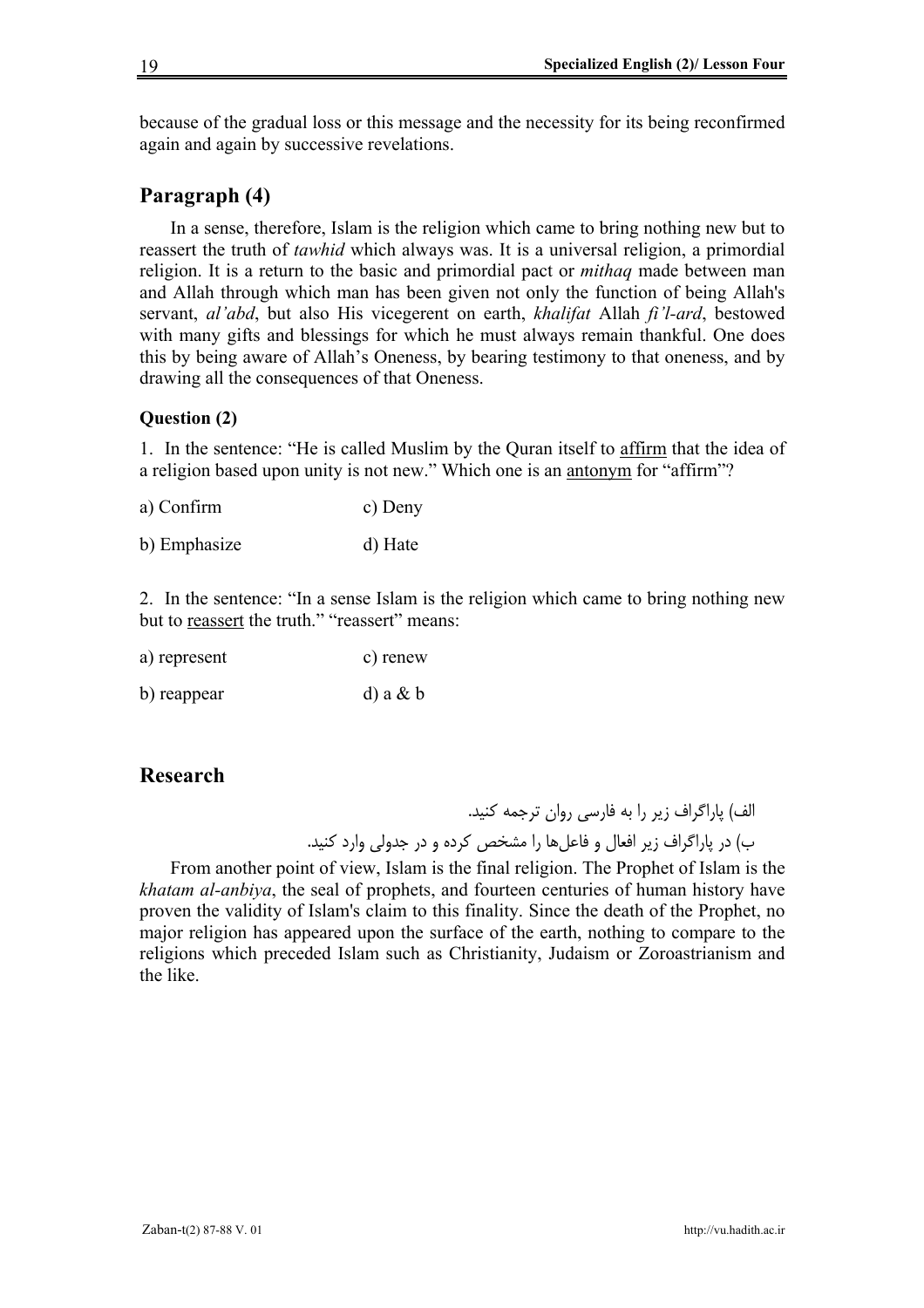because of the gradual loss or this message and the necessity for its being reconfirmed again and again by successive revelations.

## Paragraph (4)

In a sense, therefore, Islam is the religion which came to bring nothing new but to reassert the truth of *tawhid* which always was. It is a universal religion, a primordial religion. It is a return to the basic and primordial pact or *mithaq* made between man and Allah through which man has been given not only the function of being Allah's servant, *al'abd*, but also His vicegerent on earth, *khalifat* Allah *fi'l-ard*, bestowed with many gifts and blessings for which he must always remain thankful. One does this by being aware of Allah's Oneness, by bearing testimony to that oneness, and by drawing all the consequences of that Oneness.

**Question (2)**

1. In the sentence: "He is called Muslim by the Quran itself to <u>affirm</u> that the idea of a religion based upon unity is not new." Which one is an <u>antonym</u> for "affirm"?

a) Confirm c) Deny

b) Emphasize d) Hate

2. In the sentence: "In a sense Islam is the religion which came to bring nothing new but to <u>reassert</u> the truth." "reassert" means:

a) represent c) renew

b) reappear d) a & b

## Research

الف) پاراگراف زیر را به فارسی روان ترجمه کنید.

ب) در پاراگراف زیر افعال و فاعل‌ها را مشخص کرده و در جدولی وارد کنید.

From another point of view, Islam is the final religion. The Prophet of Islam is the *khatam al-anbiya*, the seal of prophets, and fourteen centuries of human history have proven the validity of Islam's claim to this finality. Since the death of the Prophet, no major religion has appeared upon the surface of the earth, nothing to compare to the religions which preceded Islam such as Christianity, Judaism or Zoroastrianism and the like.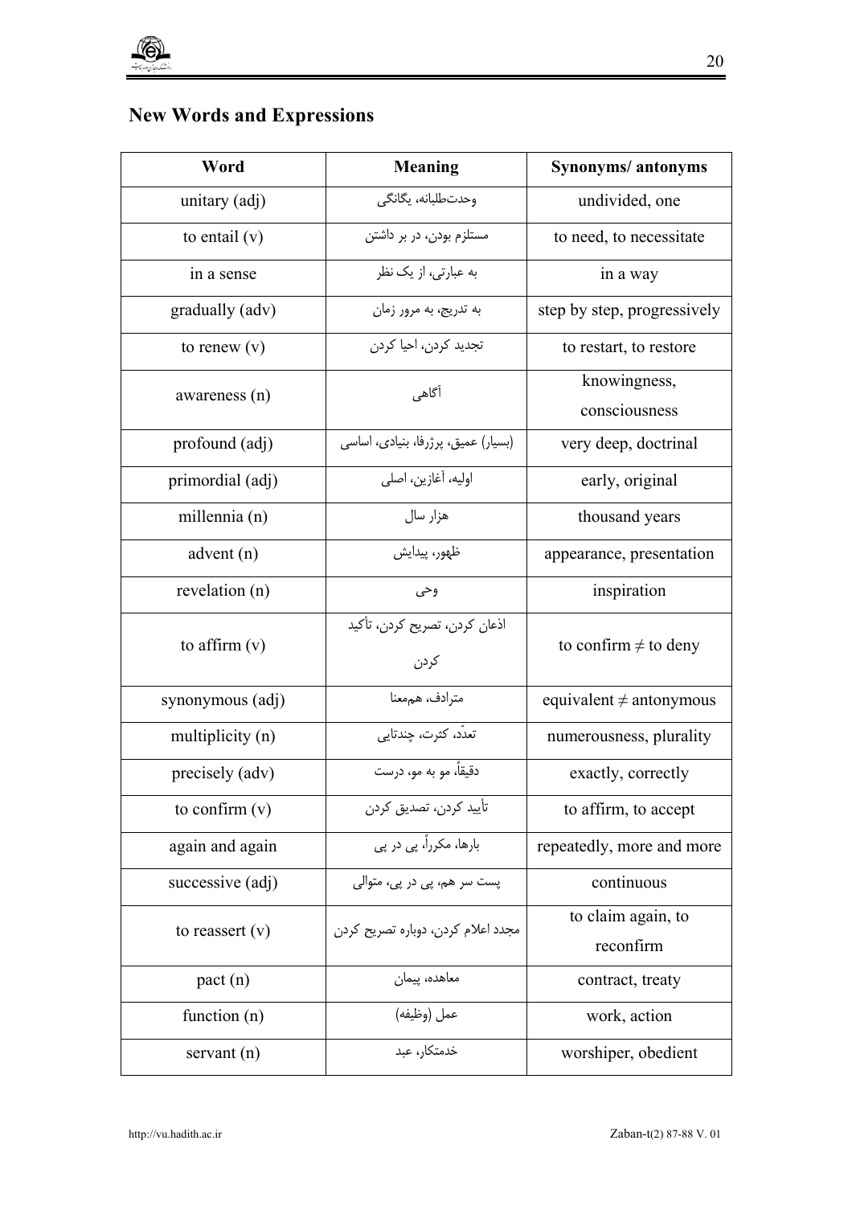## New Words and Expressions

| Word | Meaning | Synonyms/ antonyms |
|---|---|---|
| unitary (adj) | وحدت‌طلبانه، یگانگی | undivided, one |
| to entail (v) | مستلزم بودن، در بر داشتن | to need, to necessitate |
| in a sense | به عبارتی، از یک نظر | in a way |
| gradually (adv) | به تدریج، به مرور زمان | step by step, progressively |
| to renew (v) | تجدید کردن، احیا کردن | to restart, to restore |
| awareness (n) | آگاهی | knowingness, consciousness |
| profound (adj) | (بسیار) عمیق، پرژرفا، بنیادی، اساسی | very deep, doctrinal |
| primordial (adj) | اولیه، آغازین، اصلی | early, original |
| millennia (n) | هزار سال | thousand years |
| advent (n) | ظهور، پیدایش | appearance, presentation |
| revelation (n) | وحی | inspiration |
| to affirm (v) | اذعان کردن، تصریح کردن، تأکید کردن | to confirm ≠ to deny |
| synonymous (adj) | مترادف، هم‌معنا | equivalent ≠ antonymous |
| multiplicity (n) | تعدّد، کثرت، چندتایی | numerousness, plurality |
| precisely (adv) | دقیقاً، مو به مو، درست | exactly, correctly |
| to confirm (v) | تأیید کردن، تصدیق کردن | to affirm, to accept |
| again and again | بارها، مکرراً، پی در پی | repeatedly, more and more |
| successive (adj) | پست سر هم، پی در پی، متوالی | continuous |
| to reassert (v) | مجدد اعلام کردن، دوباره تصریح کردن | to claim again, to reconfirm |
| pact (n) | معاهده، پیمان | contract, treaty |
| function (n) | عمل (وظیفه) | work, action |
| servant (n) | خدمتکار، عبد | worshiper, obedient |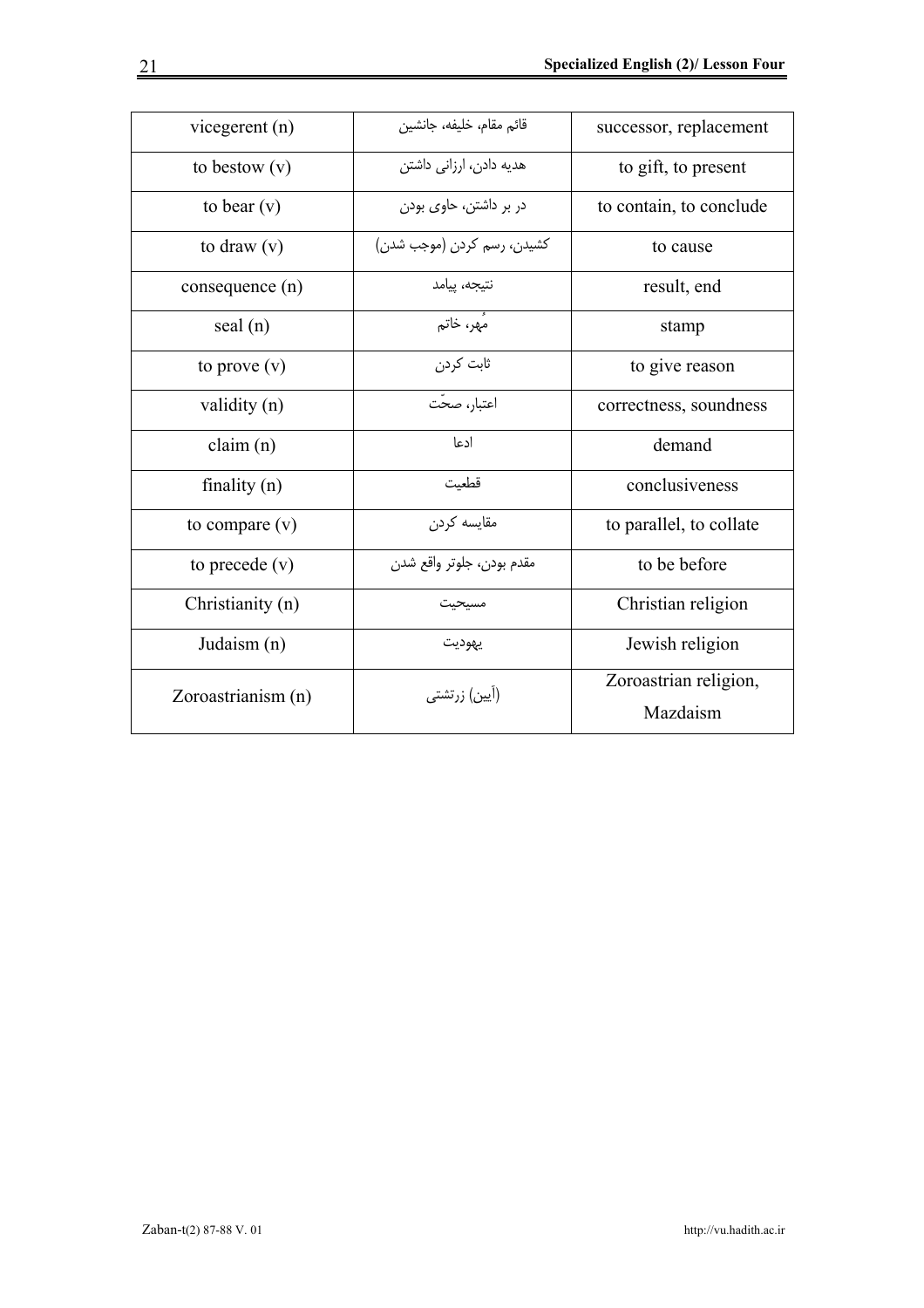| vicegerent (n) | قائم مقام، خلیفه، جانشین | successor, replacement |
|---|---|---|
| to bestow (v) | هدیه دادن، ارزانی داشتن | to gift, to present |
| to bear (v) | در بر داشتن، حاوی بودن | to contain, to conclude |
| to draw (v) | کشیدن، رسم کردن (موجب شدن) | to cause |
| consequence (n) | نتیجه، پیامد | result, end |
| seal (n) | مُهر، خاتم | stamp |
| to prove (v) | ثابت کردن | to give reason |
| validity (n) | اعتبار، صحّت | correctness, soundness |
| claim (n) | ادعا | demand |
| finality (n) | قطعیت | conclusiveness |
| to compare (v) | مقایسه کردن | to parallel, to collate |
| to precede (v) | مقدم بودن، جلوتر واقع شدن | to be before |
| Christianity (n) | مسیحیت | Christian religion |
| Judaism (n) | یهودیت | Jewish religion |
| Zoroastrianism (n) | (آیین) زرتشتی | Zoroastrian religion, Mazdaism |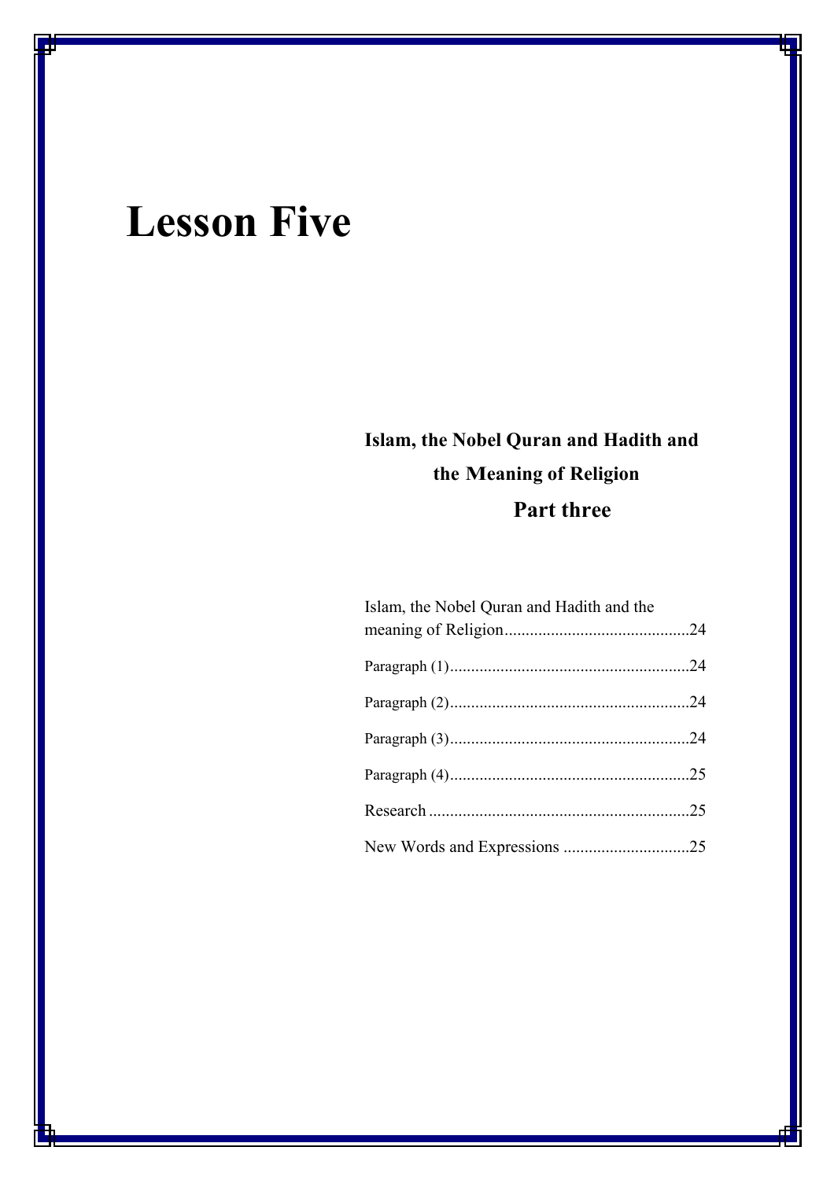# Lesson Five

## Islam, the Nobel Quran and Hadith and the Meaning of Religion

### Part three

Islam, the Nobel Quran and Hadith and the meaning of Religion............................................24

Paragraph (1).........................................................24

Paragraph (2).........................................................24

Paragraph (3).........................................................24

Paragraph (4).........................................................25

Research .............................................................25

New Words and Expressions .............................25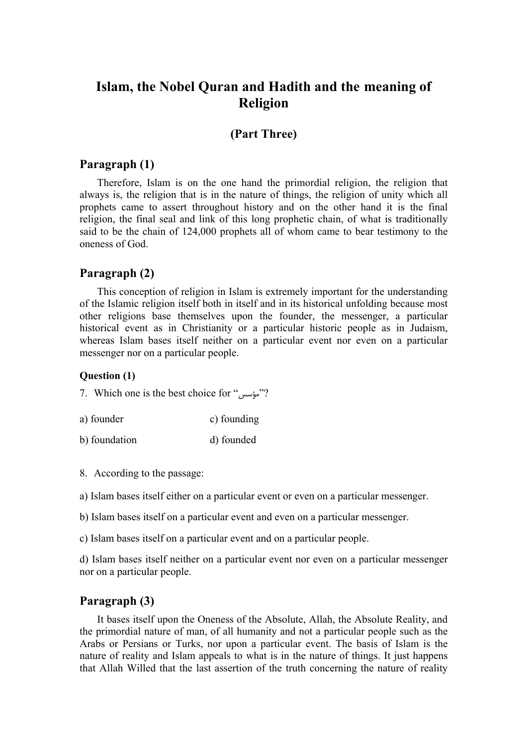# Islam, the Nobel Quran and Hadith and the meaning of Religion

## (Part Three)

### Paragraph (1)

Therefore, Islam is on the one hand the primordial religion, the religion that always is, the religion that is in the nature of things, the religion of unity which all prophets came to assert throughout history and on the other hand it is the final religion, the final seal and link of this long prophetic chain, of what is traditionally said to be the chain of 124,000 prophets all of whom came to bear testimony to the oneness of God.

### Paragraph (2)

This conception of religion in Islam is extremely important for the understanding of the Islamic religion itself both in itself and in its historical unfolding because most other religions base themselves upon the founder, the messenger, a particular historical event as in Christianity or a particular historic people as in Judaism, whereas Islam bases itself neither on a particular event nor even on a particular messenger nor on a particular people.

**Question (1)**

7. Which one is the best choice for "مؤسس"?

a) founder
c) founding

b) foundation
d) founded

8. According to the passage:

a) Islam bases itself either on a particular event or even on a particular messenger.

b) Islam bases itself on a particular event and even on a particular messenger.

c) Islam bases itself on a particular event and on a particular people.

d) Islam bases itself neither on a particular event nor even on a particular messenger nor on a particular people.

### Paragraph (3)

It bases itself upon the Oneness of the Absolute, Allah, the Absolute Reality, and the primordial nature of man, of all humanity and not a particular people such as the Arabs or Persians or Turks, nor upon a particular event. The basis of Islam is the nature of reality and Islam appeals to what is in the nature of things. It just happens that Allah Willed that the last assertion of the truth concerning the nature of reality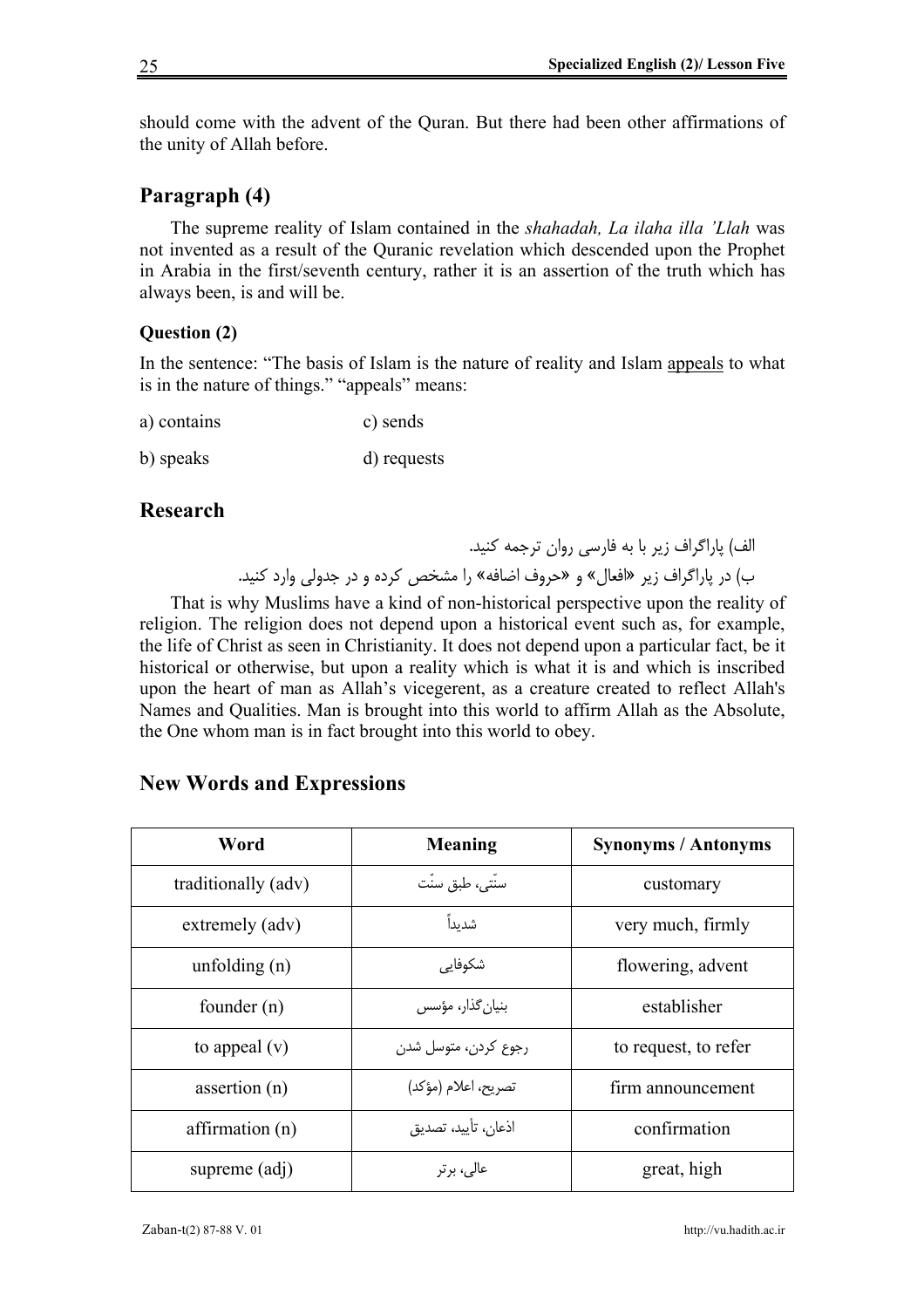should come with the advent of the Quran. But there had been other affirmations of the unity of Allah before.

## Paragraph (4)

The supreme reality of Islam contained in the *shahadah, La ilaha illa 'Llah* was not invented as a result of the Quranic revelation which descended upon the Prophet in Arabia in the first/seventh century, rather it is an assertion of the truth which has always been, is and will be.

### Question (2)

In the sentence: "The basis of Islam is the nature of reality and Islam appeals to what is in the nature of things." "appeals" means:

a) contains c) sends

b) speaks d) requests

## Research

الف) پاراگراف زیر با به فارسی روان ترجمه کنید.

ب) در پاراگراف زیر «افعال» و «حروف اضافه» را مشخص کرده و در جدولی وارد کنید.

That is why Muslims have a kind of non-historical perspective upon the reality of religion. The religion does not depend upon a historical event such as, for example, the life of Christ as seen in Christianity. It does not depend upon a particular fact, be it historical or otherwise, but upon a reality which is what it is and which is inscribed upon the heart of man as Allah's vicegerent, as a creature created to reflect Allah's Names and Qualities. Man is brought into this world to affirm Allah as the Absolute, the One whom man is in fact brought into this world to obey.

## New Words and Expressions

| Word | Meaning | Synonyms / Antonyms |
|---|---|---|
| traditionally (adv) | سنّتی، طبق سنّت | customary |
| extremely (adv) | شدیداً | very much, firmly |
| unfolding (n) | شکوفایی | flowering, advent |
| founder (n) | بنیان‌گذار، مؤسس | establisher |
| to appeal (v) | رجوع کردن، متوسل شدن | to request, to refer |
| assertion (n) | تصریح، اعلام (مؤکد) | firm announcement |
| affirmation (n) | اذعان، تأیید، تصدیق | confirmation |
| supreme (adj) | عالی، برتر | great, high |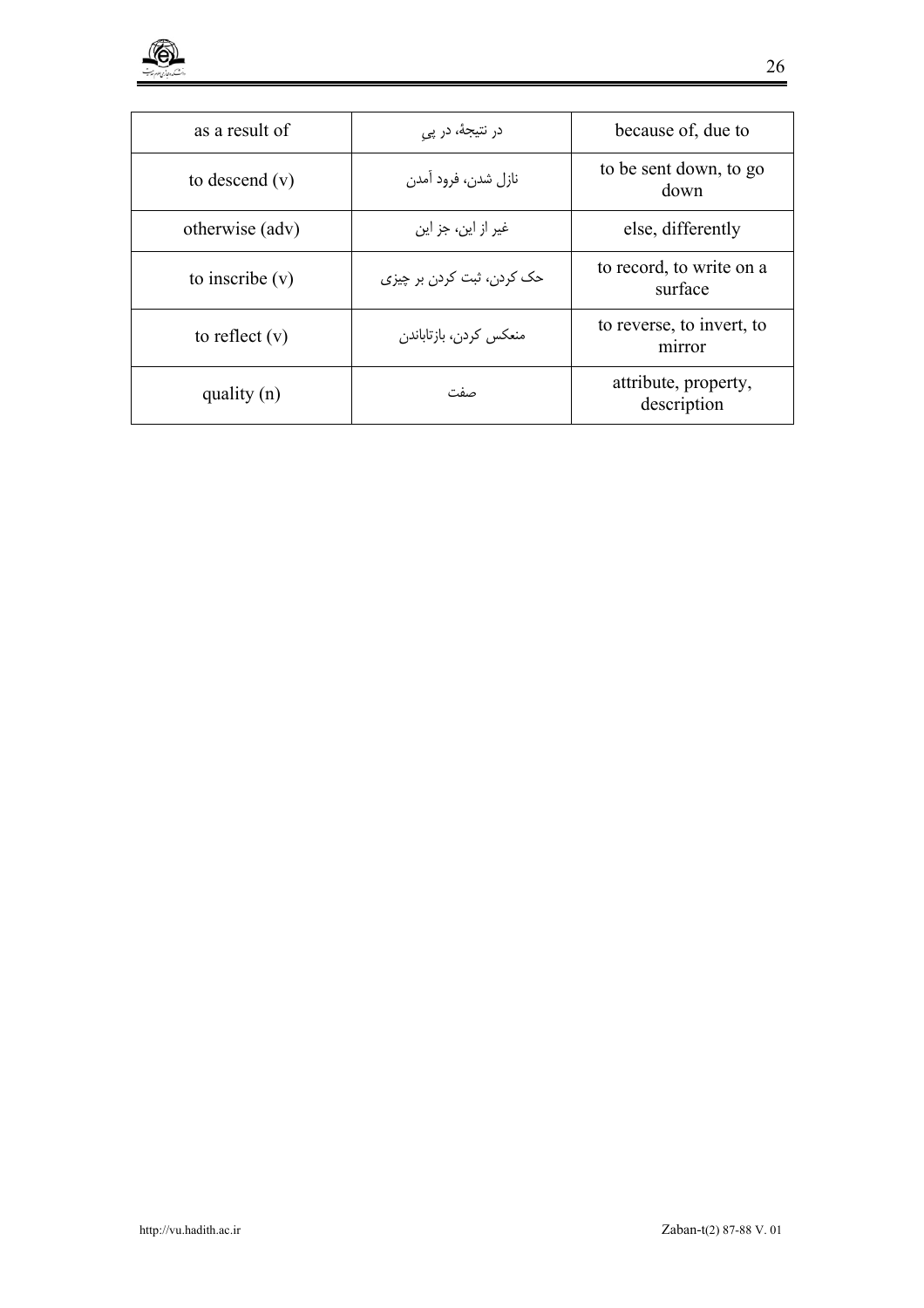| as a result of | در نتیجهٔ، در پیِ | because of, due to |
|---|---|---|
| to descend (v) | نازل شدن، فرود آمدن | to be sent down, to go down |
| otherwise (adv) | غیر از این، جز این | else, differently |
| to inscribe (v) | حک کردن، ثبت کردن بر چیزی | to record, to write on a surface |
| to reflect (v) | منعکس کردن، بازتاباندن | to reverse, to invert, to mirror |
| quality (n) | صفت | attribute, property, description |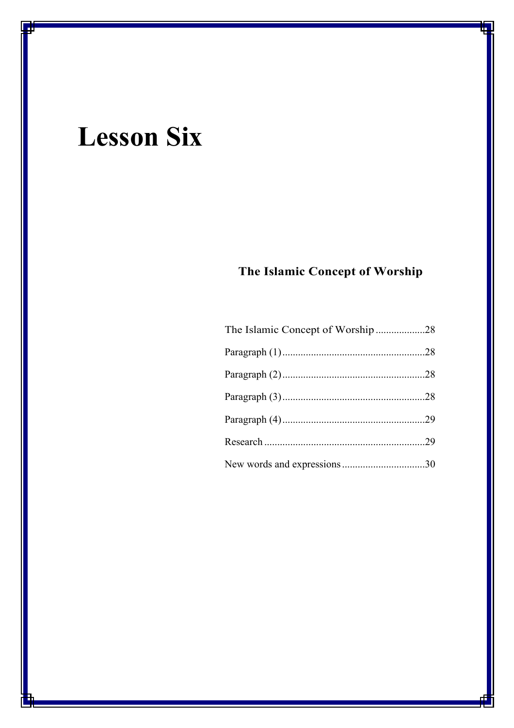# Lesson Six

### The Islamic Concept of Worship

The Islamic Concept of Worship ..................28

Paragraph (1) ......................................................28

Paragraph (2) ......................................................28

Paragraph (3) ......................................................28

Paragraph (4) ......................................................29

Research .............................................................29

New words and expressions ...............................30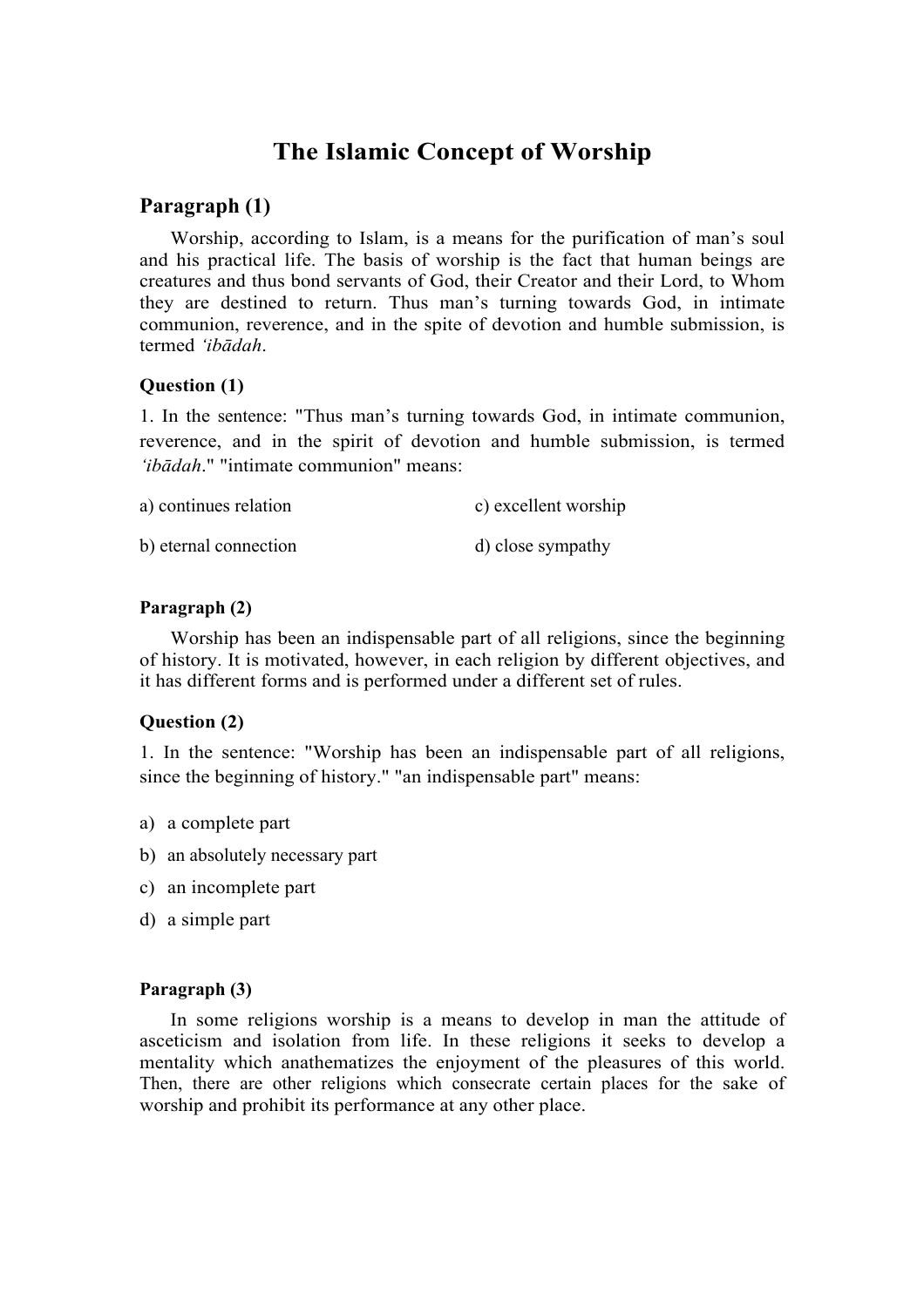# The Islamic Concept of Worship

## Paragraph (1)

Worship, according to Islam, is a means for the purification of man's soul and his practical life. The basis of worship is the fact that human beings are creatures and thus bond servants of God, their Creator and their Lord, to Whom they are destined to return. Thus man's turning towards God, in intimate communion, reverence, and in the spite of devotion and humble submission, is termed *'ibādah*.

### Question (1)

1. In the sentence: "Thus man's turning towards God, in intimate communion, reverence, and in the spirit of devotion and humble submission, is termed *'ibādah*." "intimate communion" means:

a) continues relation

b) eternal connection

c) excellent worship

d) close sympathy

### Paragraph (2)

Worship has been an indispensable part of all religions, since the beginning of history. It is motivated, however, in each religion by different objectives, and it has different forms and is performed under a different set of rules.

### Question (2)

1. In the sentence: "Worship has been an indispensable part of all religions, since the beginning of history." "an indispensable part" means:

a) a complete part
b) an absolutely necessary part
c) an incomplete part
d) a simple part

### Paragraph (3)

In some religions worship is a means to develop in man the attitude of asceticism and isolation from life. In these religions it seeks to develop a mentality which anathematizes the enjoyment of the pleasures of this world. Then, there are other religions which consecrate certain places for the sake of worship and prohibit its performance at any other place.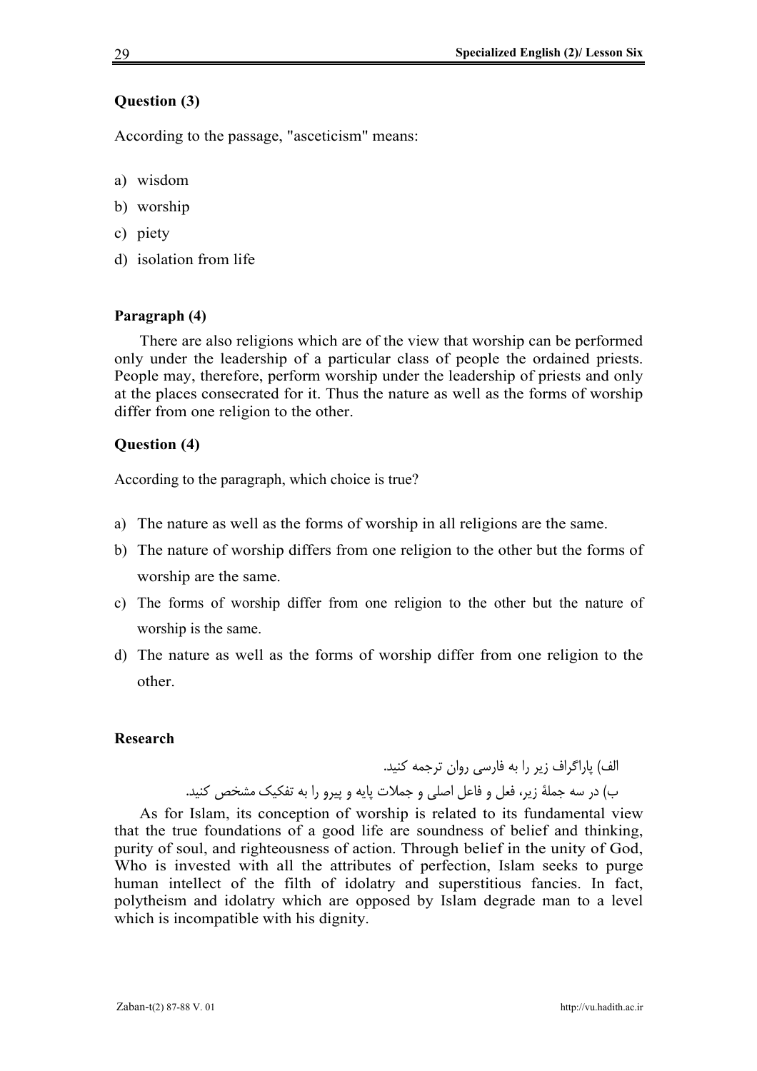### Question (3)

According to the passage, "asceticism" means:

a) wisdom
b) worship
c) piety
d) isolation from life

### Paragraph (4)

There are also religions which are of the view that worship can be performed only under the leadership of a particular class of people the ordained priests. People may, therefore, perform worship under the leadership of priests and only at the places consecrated for it. Thus the nature as well as the forms of worship differ from one religion to the other.

### Question (4)

According to the paragraph, which choice is true?

a) The nature as well as the forms of worship in all religions are the same.
b) The nature of worship differs from one religion to the other but the forms of worship are the same.
c) The forms of worship differ from one religion to the other but the nature of worship is the same.
d) The nature as well as the forms of worship differ from one religion to the other.

### Research

الف) پاراگراف زیر را به فارسی روان ترجمه کنید.

ب) در سه جملهٔ زیر، فعل و فاعل اصلی و جملات پایه و پیرو را به تفکیک مشخص کنید.

As for Islam, its conception of worship is related to its fundamental view that the true foundations of a good life are soundness of belief and thinking, purity of soul, and righteousness of action. Through belief in the unity of God, Who is invested with all the attributes of perfection, Islam seeks to purge human intellect of the filth of idolatry and superstitious fancies. In fact, polytheism and idolatry which are opposed by Islam degrade man to a level which is incompatible with his dignity.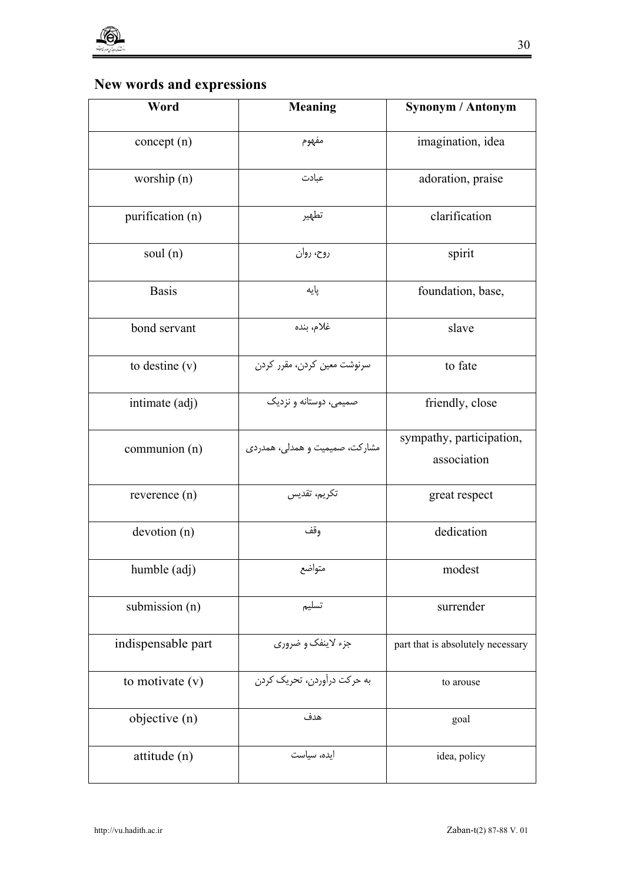## New words and expressions

| Word | Meaning | Synonym / Antonym |
|---|---|---|
| concept (n) | مفهوم | imagination, idea |
| worship (n) | عبادت | adoration, praise |
| purification (n) | تطهیر | clarification |
| soul (n) | روح، روان | spirit |
| Basis | پایه | foundation, base, |
| bond servant | غلام، بنده | slave |
| to destine (v) | سرنوشت معین کردن، مقرر کردن | to fate |
| intimate (adj) | صمیمی، دوستانه و نزدیک | friendly, close |
| communion (n) | مشارکت، صمیمیت و همدلی، همدردی | sympathy, participation, association |
| reverence (n) | تکریم، تقدیس | great respect |
| devotion (n) | وقف | dedication |
| humble (adj) | متواضع | modest |
| submission (n) | تسلیم | surrender |
| indispensable part | جزء لاینفک و ضروری | part that is absolutely necessary |
| to motivate (v) | به حرکت درآوردن، تحریک کردن | to arouse |
| objective (n) | هدف | goal |
| attitude (n) | ایده، سیاست | idea, policy |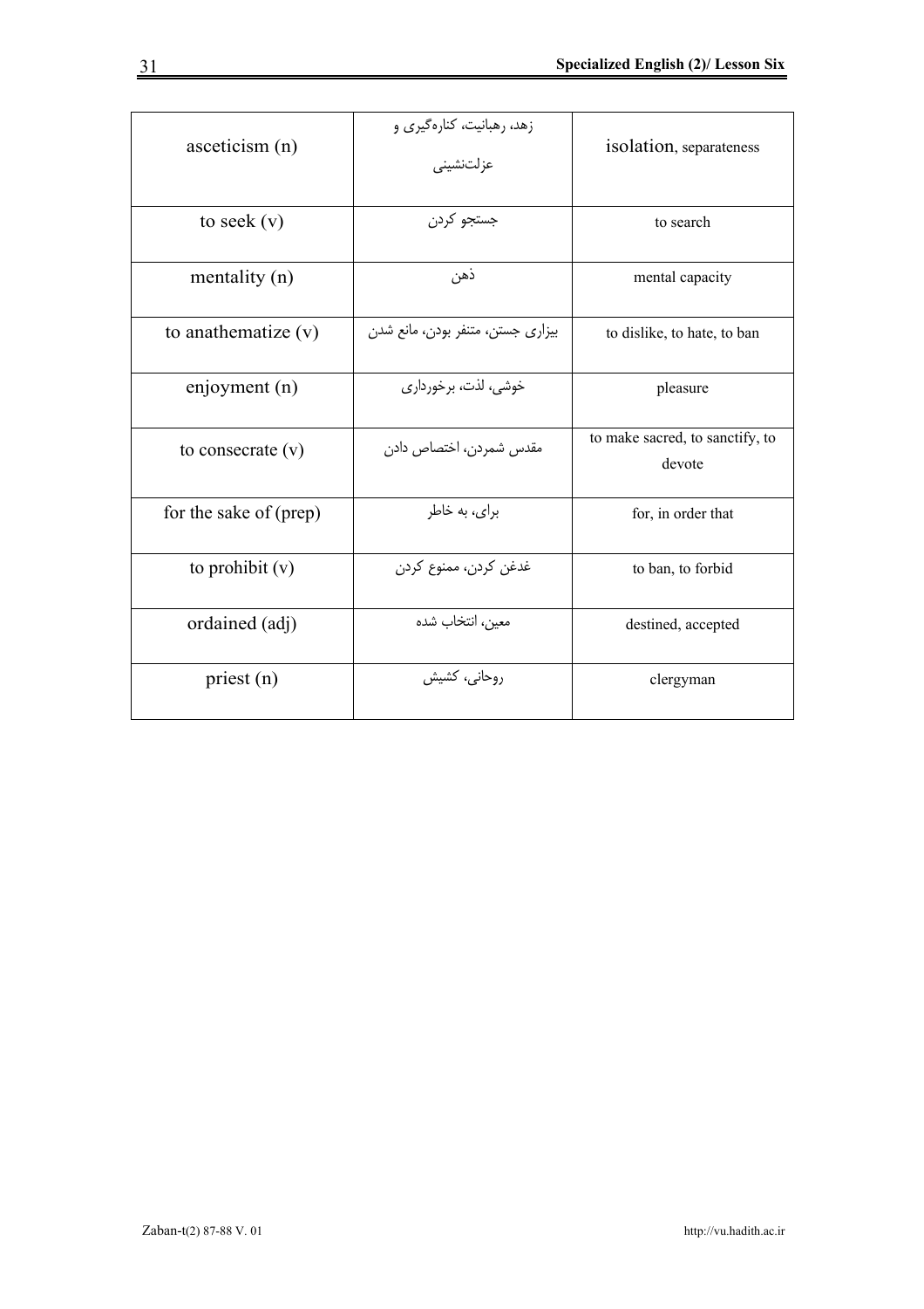| asceticism (n) | زهد، رهبانیت، کناره‌گیری و عزلت‌نشینی | isolation, separateness |
|---|---|---|
| to seek (v) | جستجو کردن | to search |
| mentality (n) | ذهن | mental capacity |
| to anathematize (v) | بیزاری جستن، متنفر بودن، مانع شدن | to dislike, to hate, to ban |
| enjoyment (n) | خوشی، لذت، برخورداری | pleasure |
| to consecrate (v) | مقدس شمردن، اختصاص دادن | to make sacred, to sanctify, to devote |
| for the sake of (prep) | برای، به خاطر | for, in order that |
| to prohibit (v) | غدغن کردن، ممنوع کردن | to ban, to forbid |
| ordained (adj) | معین، انتخاب شده | destined, accepted |
| priest (n) | روحانی، کشیش | clergyman |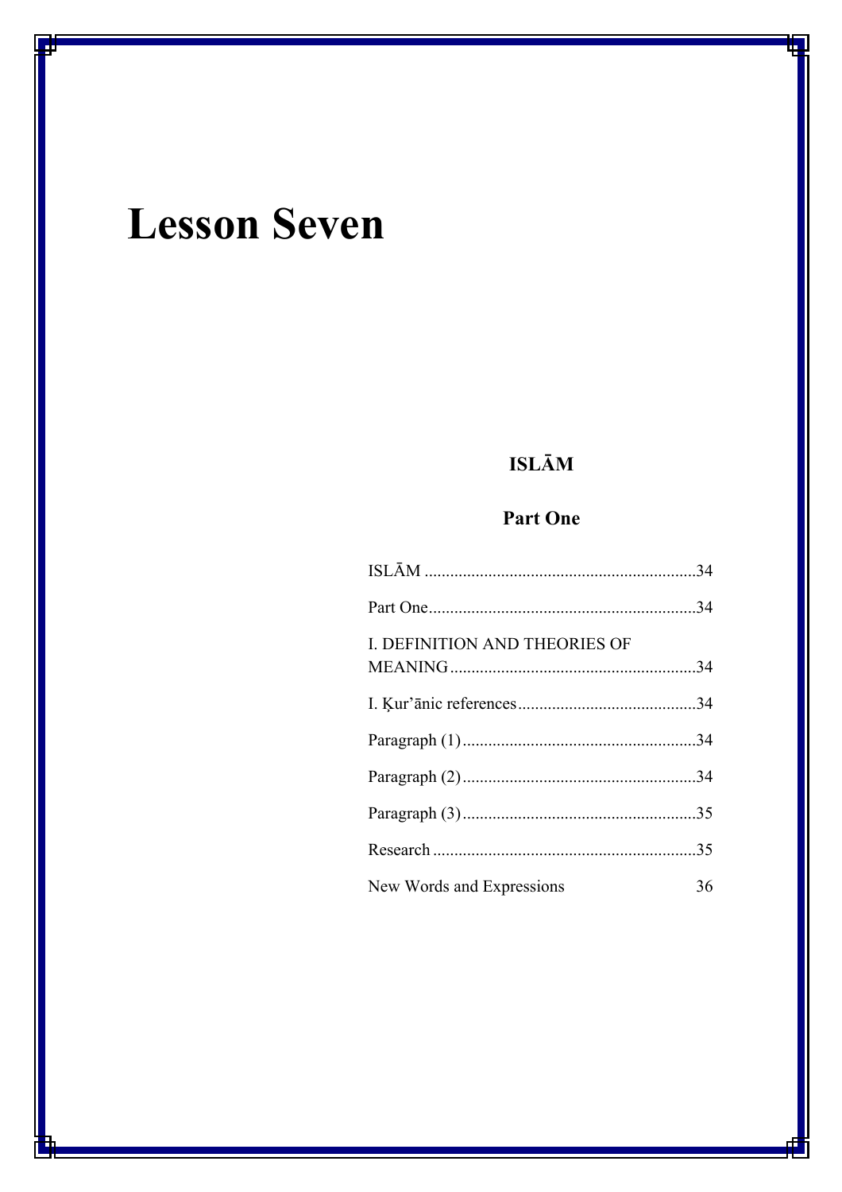# Lesson Seven

## ISLĀM

### Part One

ISLĀM ................................................................34

Part One...............................................................34

I. DEFINITION AND THEORIES OF MEANING..........................................................34

I. Ḳur'ānic references..........................................34

Paragraph (1).......................................................34

Paragraph (2).......................................................34

Paragraph (3).......................................................35

Research ..............................................................35

New Words and Expressions 36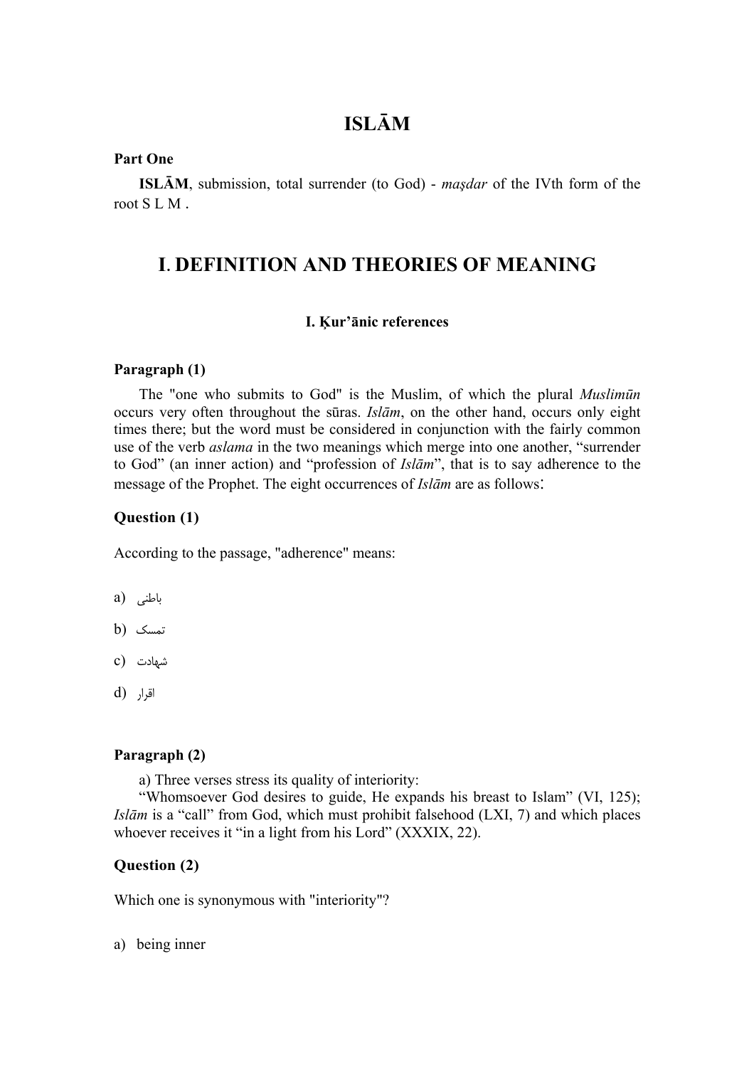# ISLĀM

**Part One**

**ISLĀM**, submission, total surrender (to God) - *maşdar* of the IVth form of the root S L M .

# I. DEFINITION AND THEORIES OF MEANING

### I. Ḳur'ānic references

**Paragraph (1)**

The "one who submits to God" is the Muslim, of which the plural *Muslimūn* occurs very often throughout the sūras. *Islām*, on the other hand, occurs only eight times there; but the word must be considered in conjunction with the fairly common use of the verb *aslama* in the two meanings which merge into one another, "surrender to God" (an inner action) and "profession of *Islām*", that is to say adherence to the message of the Prophet. The eight occurrences of *Islām* are as follows:

**Question (1)**

According to the passage, "adherence" means:

a) باطنی

b) تمسک

c) شهادت

d) اقرار

**Paragraph (2)**

a) Three verses stress its quality of interiority:

"Whomsoever God desires to guide, He expands his breast to Islam" (VI, 125); *Islām* is a "call" from God, which must prohibit falsehood (LXI, 7) and which places whoever receives it "in a light from his Lord" (XXXIX, 22).

**Question (2)**

Which one is synonymous with "interiority"?

a) being inner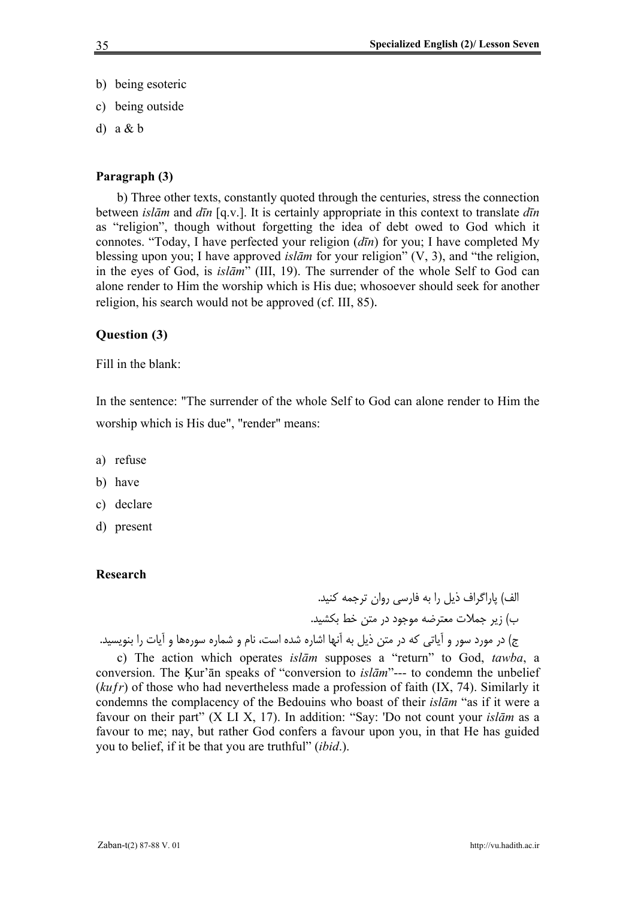b) being esoteric

c) being outside

d) a & b

### Paragraph (3)

b) Three other texts, constantly quoted through the centuries, stress the connection between *islām* and *dīn* [q.v.]. It is certainly appropriate in this context to translate *dīn* as "religion", though without forgetting the idea of debt owed to God which it connotes. "Today, I have perfected your religion (*dīn*) for you; I have completed My blessing upon you; I have approved *islām* for your religion" (V, 3), and "the religion, in the eyes of God, is *islām*" (III, 19). The surrender of the whole Self to God can alone render to Him the worship which is His due; whosoever should seek for another religion, his search would not be approved (cf. III, 85).

### Question (3)

Fill in the blank:

In the sentence: "The surrender of the whole Self to God can alone render to Him the worship which is His due", "render" means:

a) refuse

b) have

c) declare

d) present

### Research

الف) پاراگراف ذیل را به فارسی روان ترجمه کنید.

ب) زیر جملات معترضه موجود در متن خط بکشید.

ج) در مورد سور و آیاتی که در متن ذیل به آنها اشاره شده است، نام و شماره سوره‌ها و آیات را بنویسید.

c) The action which operates *islām* supposes a "return" to God, *tawba*, a conversion. The Ḳur'ān speaks of "conversion to *islām*"--- to condemn the unbelief (*kufr*) of those who had nevertheless made a profession of faith (IX, 74). Similarly it condemns the complacency of the Bedouins who boast of their *islām* "as if it were a favour on their part" (X LI X, 17). In addition: "Say: 'Do not count your *islām* as a favour to me; nay, but rather God confers a favour upon you, in that He has guided you to belief, if it be that you are truthful" (*ibid*.).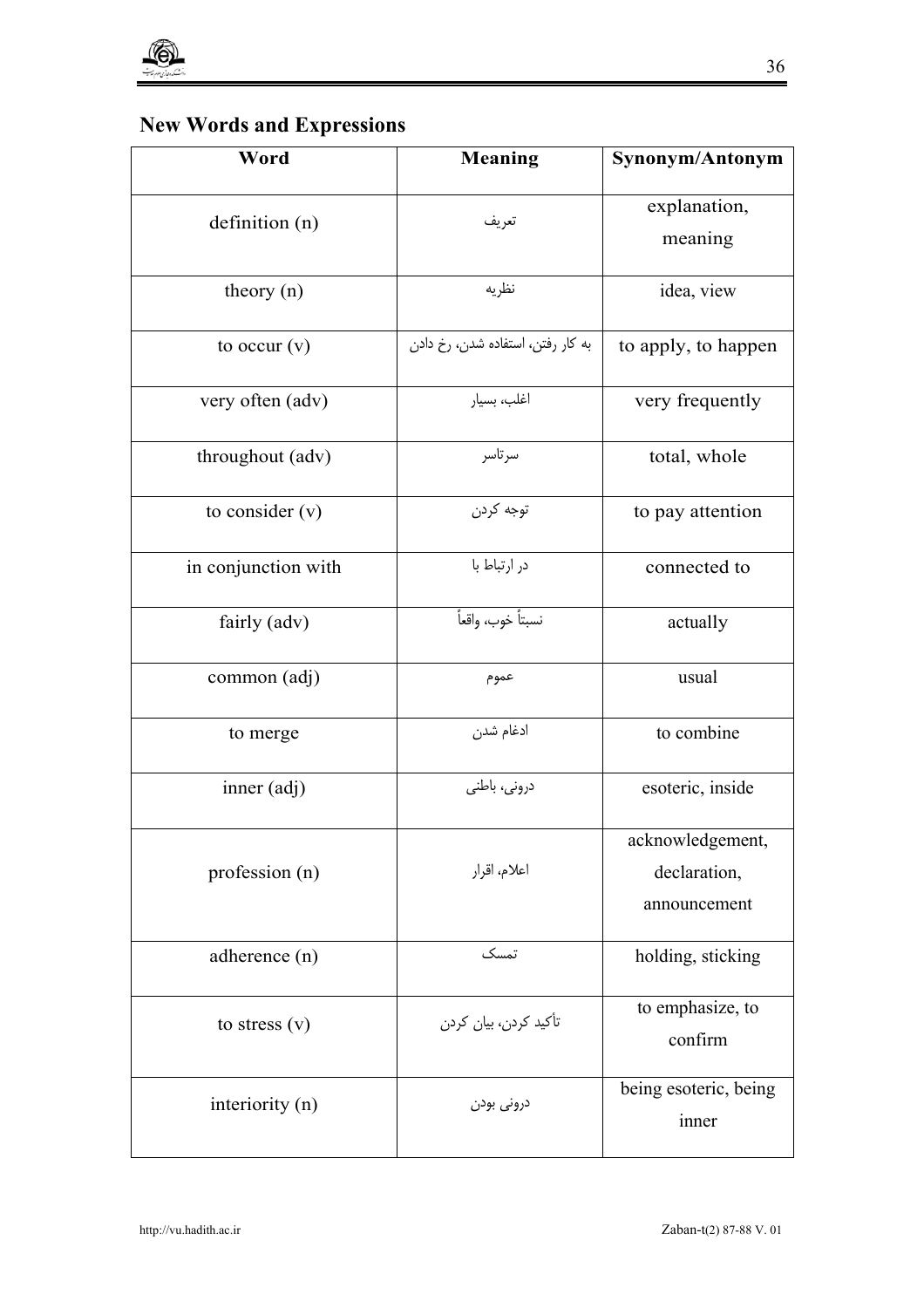## New Words and Expressions

| Word | Meaning | Synonym/Antonym |
|---|---|---|
| definition (n) | تعریف | explanation, meaning |
| theory (n) | نظریه | idea, view |
| to occur (v) | به کار رفتن، استفاده شدن، رخ دادن | to apply, to happen |
| very often (adv) | اغلب، بسیار | very frequently |
| throughout (adv) | سرتاسر | total, whole |
| to consider (v) | توجه کردن | to pay attention |
| in conjunction with | در ارتباط با | connected to |
| fairly (adv) | نسبتاً خوب، واقعاً | actually |
| common (adj) | عموم | usual |
| to merge | ادغام شدن | to combine |
| inner (adj) | درونی، باطنی | esoteric, inside |
| profession (n) | اعلام، اقرار | acknowledgement, declaration, announcement |
| adherence (n) | تمسک | holding, sticking |
| to stress (v) | تأکید کردن، بیان کردن | to emphasize, to confirm |
| interiority (n) | درونی بودن | being esoteric, being inner |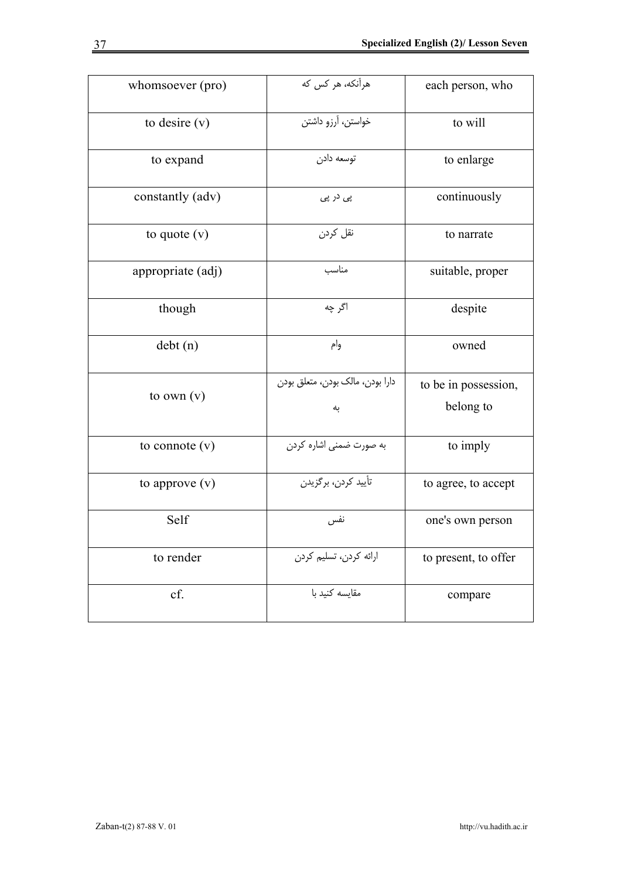| whomsoever (pro) | هرآنکه، هر کس که | each person, who |
| --- | --- | --- |
| to desire (v) | خواستن، آرزو داشتن | to will |
| to expand | توسعه دادن | to enlarge |
| constantly (adv) | پی در پی | continuously |
| to quote (v) | نقل کردن | to narrate |
| appropriate (adj) | مناسب | suitable, proper |
| though | اگر چه | despite |
| debt (n) | وام | owned |
| to own (v) | دارا بودن، مالک بودن، متعلق بودن به | to be in possession, belong to |
| to connote (v) | به صورت ضمنی اشاره کردن | to imply |
| to approve (v) | تأیید کردن، برگزیدن | to agree, to accept |
| Self | نفس | one's own person |
| to render | ارائه کردن، تسلیم کردن | to present, to offer |
| cf. | مقایسه کنید با | compare |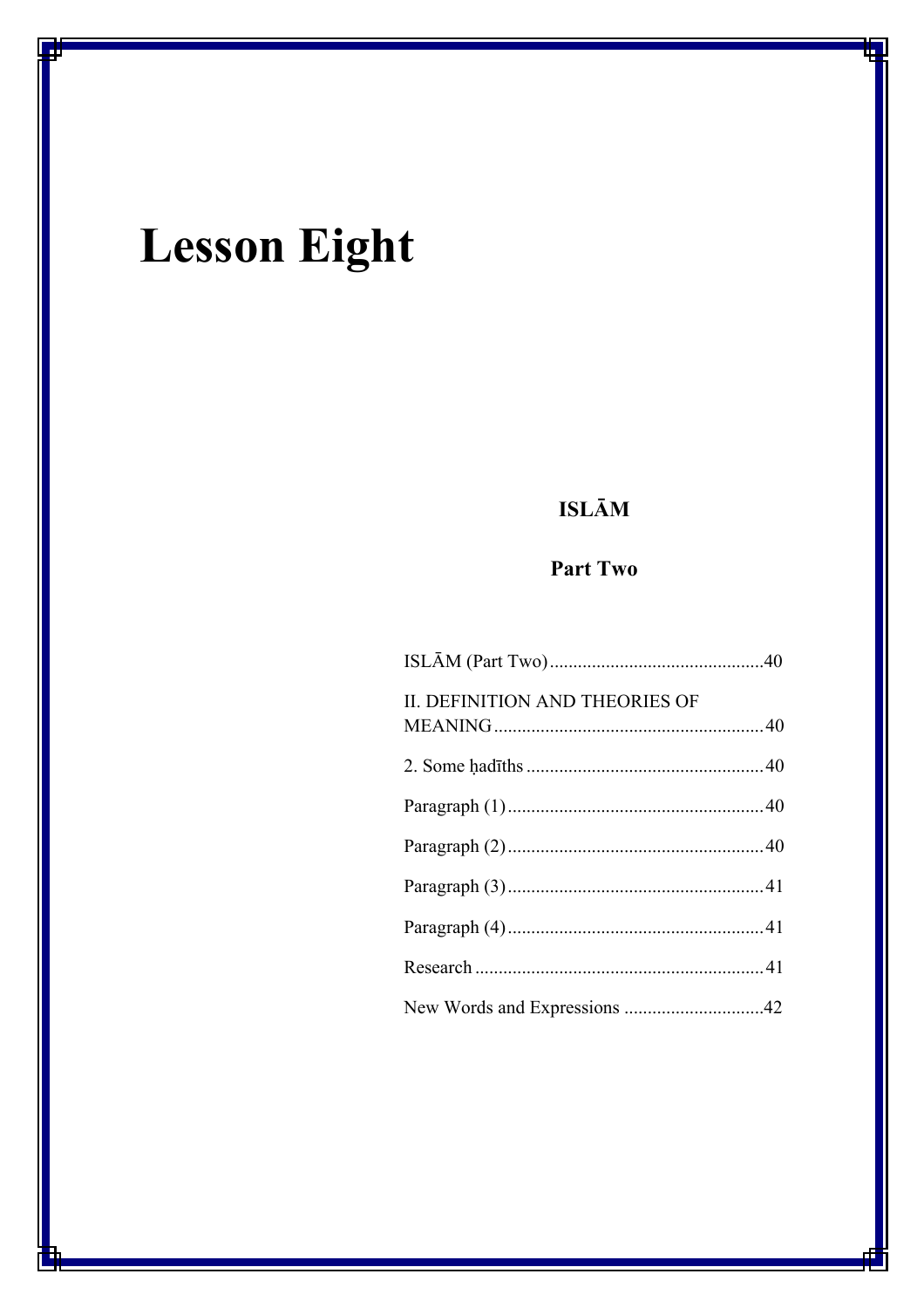# Lesson Eight

**ISLĀM**

**Part Two**

ISLĀM (Part Two) .............................................40

II. DEFINITION AND THEORIES OF MEANING .........................................................40

2. Some ḥadīths ..................................................40

Paragraph (1) .......................................................40

Paragraph (2) .......................................................40

Paragraph (3) .......................................................41

Paragraph (4) .......................................................41

Research .............................................................41

New Words and Expressions .............................42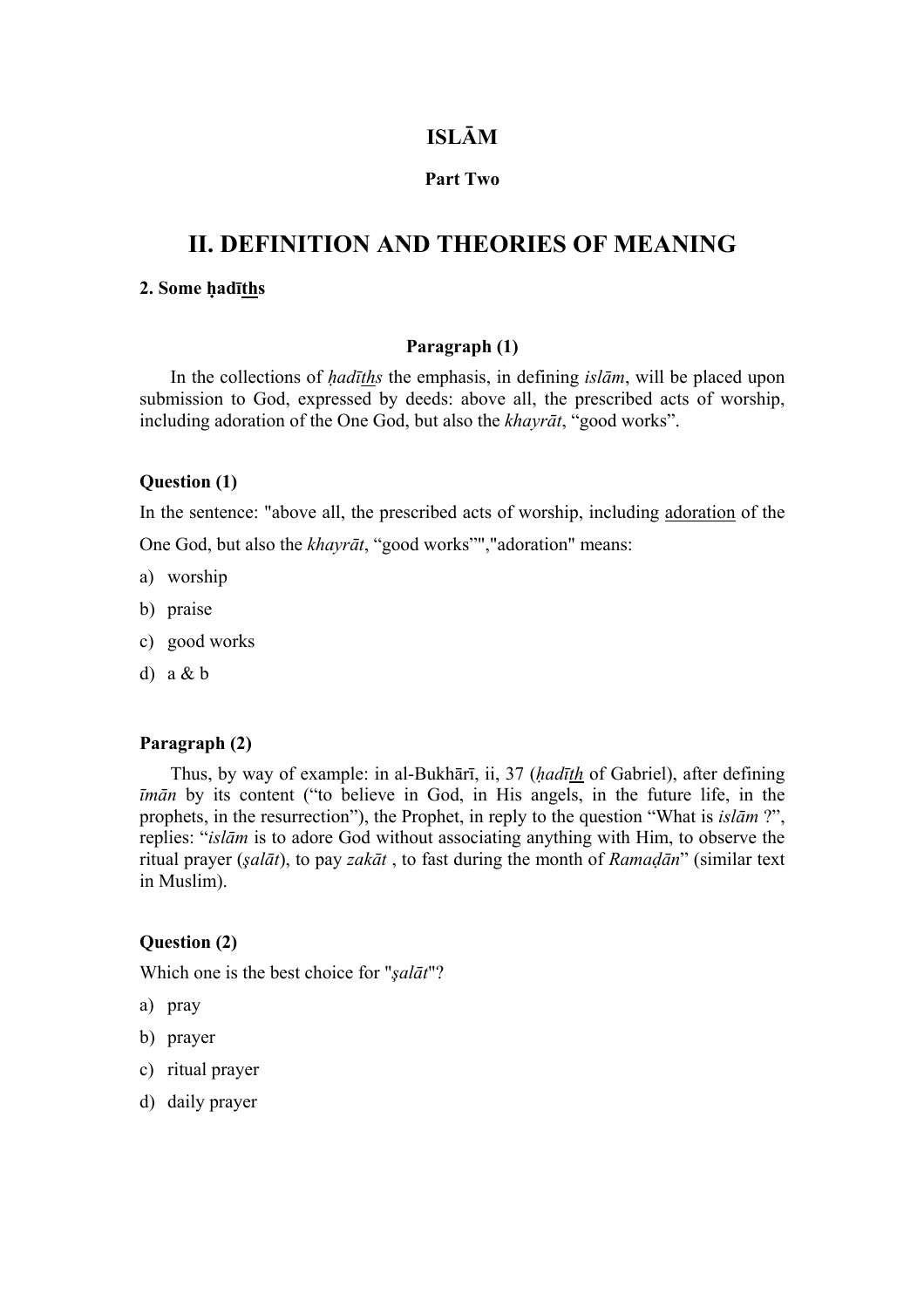# ISLĀM

**Part Two**

## II. DEFINITION AND THEORIES OF MEANING

### 2. Some ḥadīths

**Paragraph (1)**

In the collections of *ḥadīths* the emphasis, in defining *islām*, will be placed upon submission to God, expressed by deeds: above all, the prescribed acts of worship, including adoration of the One God, but also the *khayrāt*, "good works".

**Question (1)**

In the sentence: "above all, the prescribed acts of worship, including adoration of the One God, but also the *khayrāt*, "good works"","adoration" means:

a) worship
b) praise
c) good works
d) a & b

**Paragraph (2)**

Thus, by way of example: in al-Bukhārī, ii, 37 (*ḥadīth* of Gabriel), after defining *īmān* by its content ("to believe in God, in His angels, in the future life, in the prophets, in the resurrection"), the Prophet, in reply to the question "What is *islām* ?", replies: "*islām* is to adore God without associating anything with Him, to observe the ritual prayer (*ṣalāt*), to pay *zakāt* , to fast during the month of *Ramaḍān*" (similar text in Muslim).

**Question (2)**

Which one is the best choice for "*ṣalāt*"?

a) pray
b) prayer
c) ritual prayer
d) daily prayer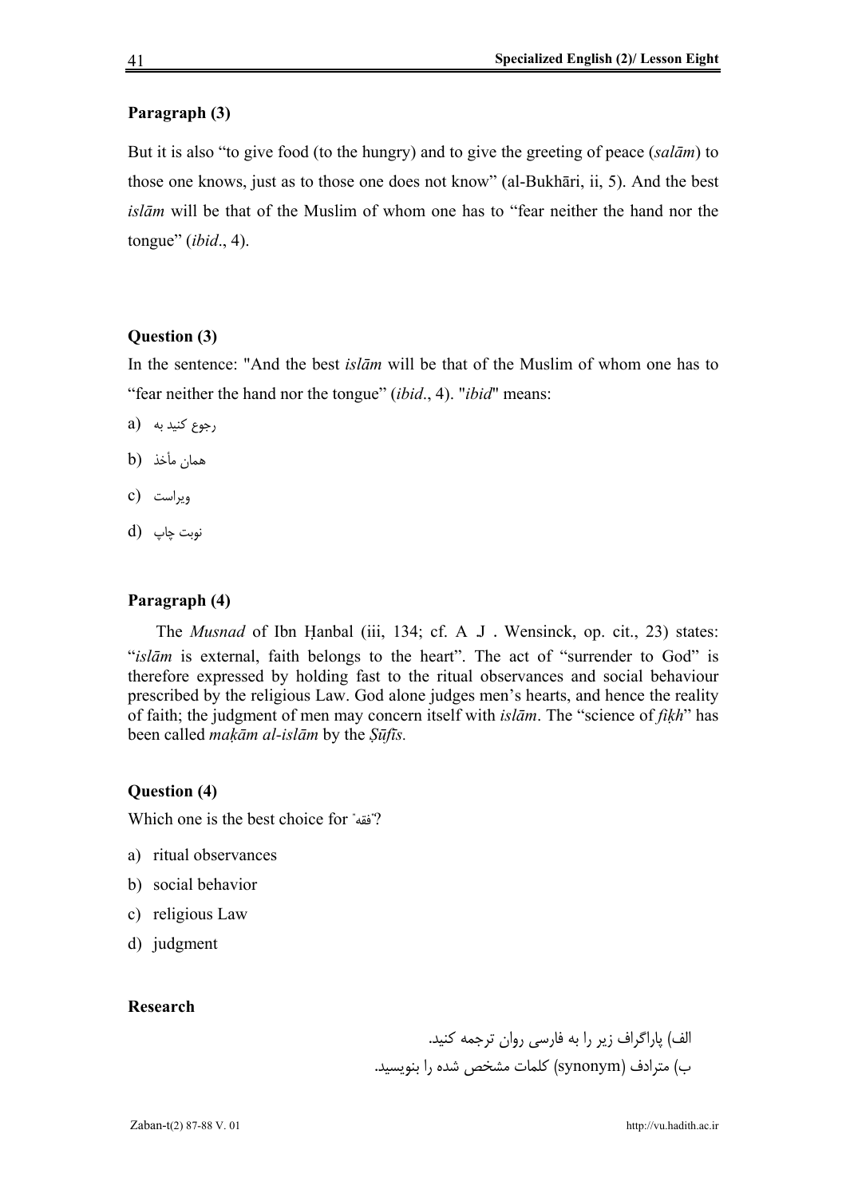**Paragraph (3)**

But it is also "to give food (to the hungry) and to give the greeting of peace (*salām*) to those one knows, just as to those one does not know" (al-Bukhāri, ii, 5). And the best *islām* will be that of the Muslim of whom one has to "fear neither the hand nor the tongue" (*ibid*., 4).

**Question (3)**

In the sentence: "And the best *islām* will be that of the Muslim of whom one has to "fear neither the hand nor the tongue" (*ibid*., 4). "*ibid*" means:

a) رجوع کنید به
b) همان مأخذ
c) ویراست
d) نوبت چاپ

**Paragraph (4)**

The *Musnad* of Ibn Ḥanbal (iii, 134; cf. A .J . Wensinck, op. cit., 23) states: "*islām* is external, faith belongs to the heart". The act of "surrender to God" is therefore expressed by holding fast to the ritual observances and social behaviour prescribed by the religious Law. God alone judges men's hearts, and hence the reality of faith; the judgment of men may concern itself with *islām*. The "science of *fiḳh*" has been called *maḳām al-islām* by the *Ṣūfīs.*

**Question (4)**

Which one is the best choice for "فقه"?

a) ritual observances
b) social behavior
c) religious Law
d) judgment

**Research**

الف) پاراگراف زیر را به فارسی روان ترجمه کنید.

ب) مترادف (synonym) کلمات مشخص شده را بنویسید.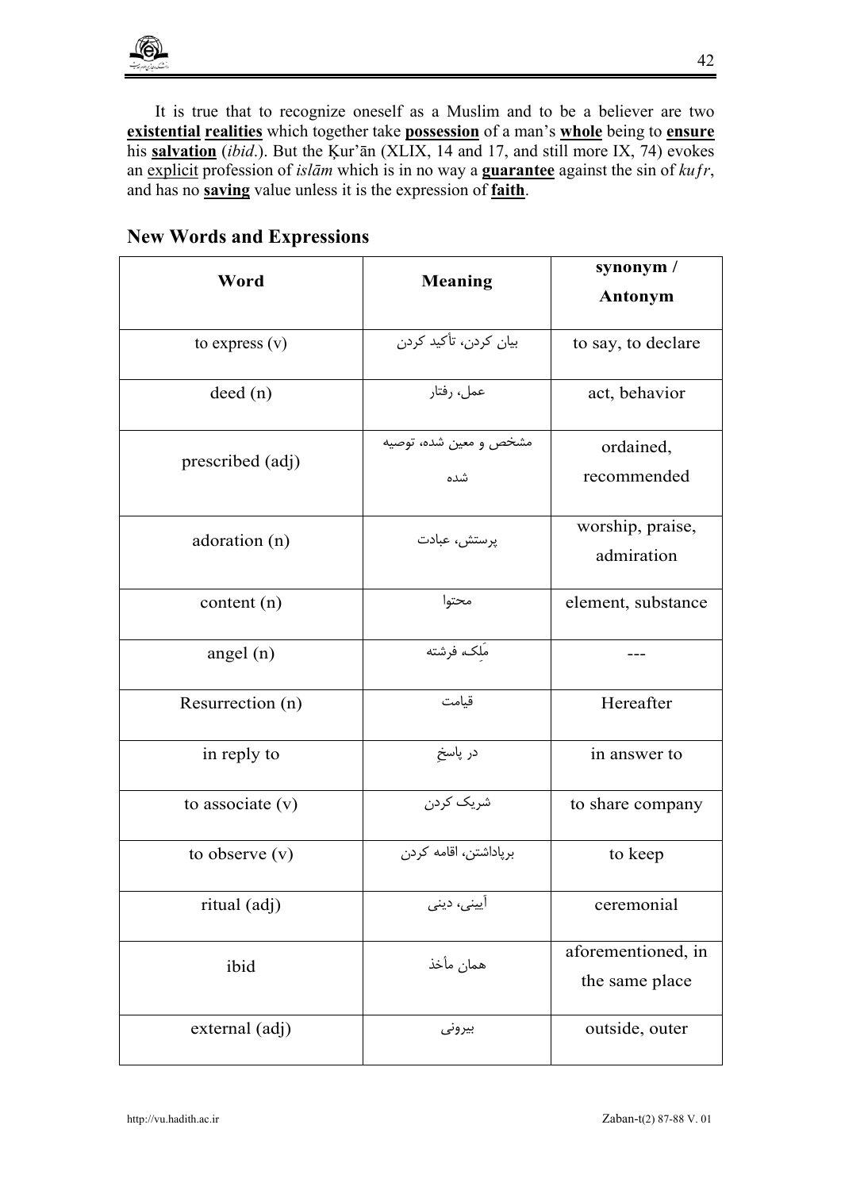It is true that to recognize oneself as a Muslim and to be a believer are two **existential** **realities** which together take **possession** of a man's **whole** being to **ensure** his **salvation** (*ibid*.). But the Ḳur'ān (XLIX, 14 and 17, and still more IX, 74) evokes an explicit profession of *islām* which is in no way a **guarantee** against the sin of *kufr*, and has no **saving** value unless it is the expression of **faith**.

## New Words and Expressions

| Word | Meaning | synonym / Antonym |
|---|---|---|
| to express (v) | بیان کردن، تأکید کردن | to say, to declare |
| deed (n) | عمل، رفتار | act, behavior |
| prescribed (adj) | مشخص و معین شده، توصیه شده | ordained, recommended |
| adoration (n) | پرستش، عبادت | worship, praise, admiration |
| content (n) | محتوا | element, substance |
| angel (n) | مَلِک، فرشته | --- |
| Resurrection (n) | قیامت | Hereafter |
| in reply to | در پاسخِ | in answer to |
| to associate (v) | شریک کردن | to share company |
| to observe (v) | برپاداشتن، اقامه کردن | to keep |
| ritual (adj) | آیینی، دینی | ceremonial |
| ibid | همان مأخذ | aforementioned, in the same place |
| external (adj) | بیرونی | outside, outer |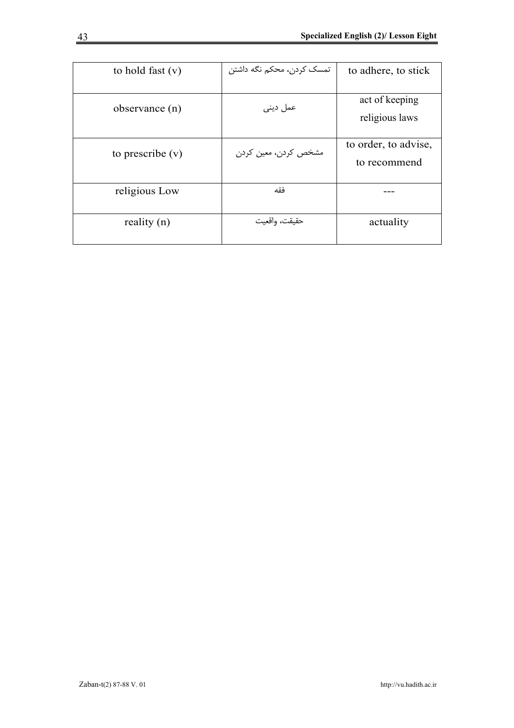| to hold fast (v) | تمسک کردن، محکم نگه داشتن | to adhere, to stick |
|---|---|---|
| observance (n) | عمل دینی | act of keeping religious laws |
| to prescribe (v) | مشخص کردن، معین کردن | to order, to advise, to recommend |
| religious Low | فقه | --- |
| reality (n) | حقیقت، واقعیت | actuality |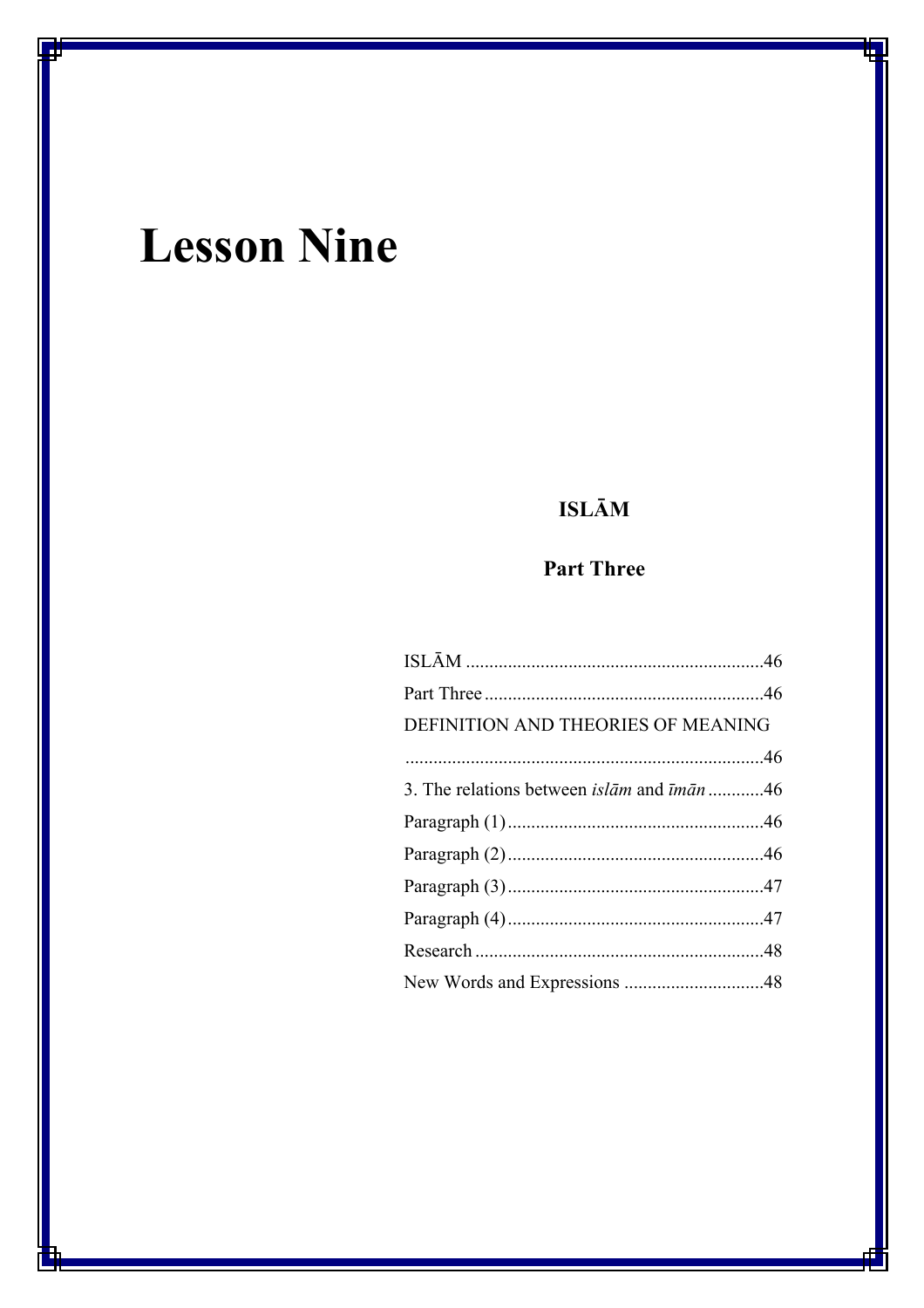# Lesson Nine

**ISLĀM**

**Part Three**

ISLĀM ................................................................46
Part Three ............................................................46
DEFINITION AND THEORIES OF MEANING ............................................................................46
3. The relations between *islām* and *īmān* ............46
Paragraph (1) .......................................................46
Paragraph (2) .......................................................46
Paragraph (3) .......................................................47
Paragraph (4) .......................................................47
Research ..............................................................48
New Words and Expressions ..............................48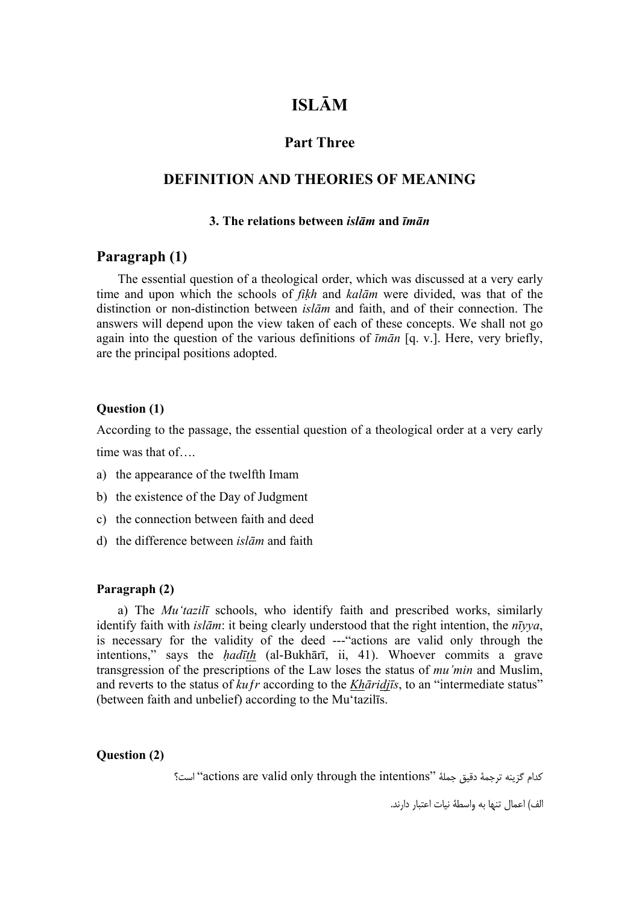# ISLĀM

## Part Three

## DEFINITION AND THEORIES OF MEANING

#### 3. The relations between *islām* and *īmān*

### Paragraph (1)

The essential question of a theological order, which was discussed at a very early time and upon which the schools of *fiḳh* and *kalām* were divided, was that of the distinction or non-distinction between *islām* and faith, and of their connection. The answers will depend upon the view taken of each of these concepts. We shall not go again into the question of the various definitions of *īmān* [q. v.]. Here, very briefly, are the principal positions adopted.

**Question (1)**

According to the passage, the essential question of a theological order at a very early time was that of….

a) the appearance of the twelfth Imam

b) the existence of the Day of Judgment

c) the connection between faith and deed

d) the difference between *islām* and faith

**Paragraph (2)**

a) The *Mu'tazilī* schools, who identify faith and prescribed works, similarly identify faith with *islām*: it being clearly understood that the right intention, the *nīyya*, is necessary for the validity of the deed ---"actions are valid only through the intentions," says the *ḥadīth* (al-Bukhārī, ii, 41). Whoever commits a grave transgression of the prescriptions of the Law loses the status of *mu'min* and Muslim, and reverts to the status of *kufr* according to the *Khāridjīs*, to an "intermediate status" (between faith and unbelief) according to the Mu'tazilīs.

**Question (2)**

کدام گزینه ترجمهٔ دقیق جملهٔ "actions are valid only through the intentions" است؟

الف) اعمال تنها به واسطهٔ نیات اعتبار دارند.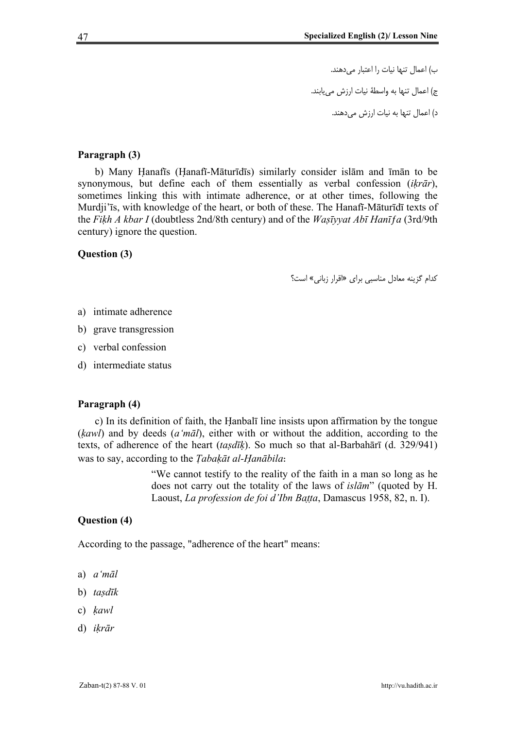ب) اعمال تنها نیات را اعتبار می‌دهند.

ج) اعمال تنها به واسطهٔ نیات ارزش می‌یابند.

د) اعمال تنها به نیات ارزش می‌دهند.

**Paragraph (3)**

b) Many Ḥanafīs (Ḥanafī-Māturīdīs) similarly consider islām and īmān to be synonymous, but define each of them essentially as verbal confession (*iḳrār*), sometimes linking this with intimate adherence, or at other times, following the Murdji'īs, with knowledge of the heart, or both of these. The Hanafī-Māturīdī texts of the *Fiḳh A kbar I* (doubtless 2nd/8th century) and of the *Waṣīyyat Abī Hanīfa* (3rd/9th century) ignore the question.

**Question (3)**

کدام گزینه معادل مناسبی برای «اقرار زبانی» است؟

a) intimate adherence
b) grave transgression
c) verbal confession
d) intermediate status

**Paragraph (4)**

c) In its definition of faith, the Ḥanbalī line insists upon affirmation by the tongue (*ḳawl*) and by deeds (*a'māl*), either with or without the addition, according to the texts, of adherence of the heart (*taṣdīḳ*). So much so that al-Barbahārī (d. 329/941) was to say, according to the *Ṭabaḳāt al-Ḥanābila*:

> "We cannot testify to the reality of the faith in a man so long as he does not carry out the totality of the laws of *islām*" (quoted by H. Laoust, *La profession de foi d'Ibn Baṭṭa*, Damascus 1958, 82, n. I).

**Question (4)**

According to the passage, "adherence of the heart" means:

a) *a'māl*
b) *taṣdīk*
c) *ḳawl*
d) *iḳrār*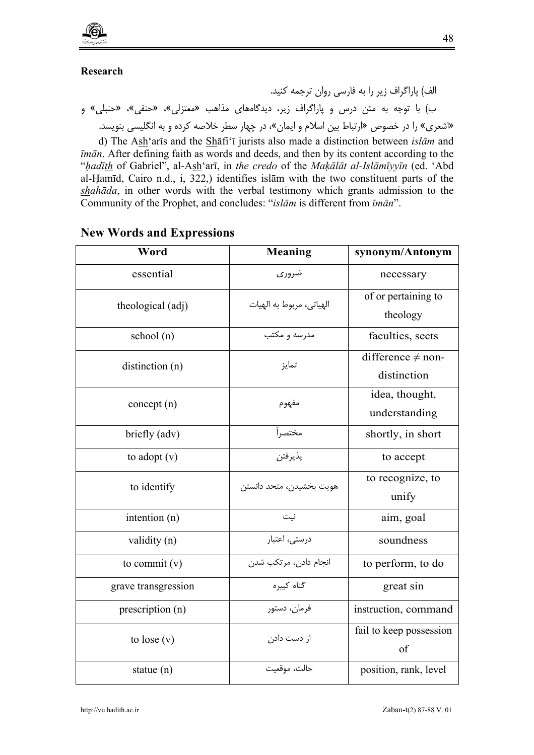**Research**

الف) پاراگراف زیر را به فارسی روان ترجمه کنید.

ب) با توجه به متن درس و پاراگراف زیر، دیدگاه‌های مذاهب «معتزلی»، «حنفی»، «حنبلی» و «اشعری» را در خصوص «ارتباط بین اسلام و ایمان»، در چهار سطر خلاصه کرده و به انگلیسی بنویسد.

d) The Ash'arīs and the Shāfi'ī jurists also made a distinction between *islām* and *īmān*. After defining faith as words and deeds, and then by its content according to the "*ḥadīth* of Gabriel", al-Ash'arī, in *the credo* of the *Maḳālāt al-Islāmīyyīn* (ed. 'Abd al-Ḥamīd, Cairo n.d., i, 322,) identifies islām with the two constituent parts of the *shahāda*, in other words with the verbal testimony which grants admission to the Community of the Prophet, and concludes: "*islām* is different from *īmān*".

## New Words and Expressions

| Word | Meaning | synonym/Antonym |
|---|---|---|
| essential | ضروری | necessary |
| theological (adj) | الهیاتی، مربوط به الهیات | of or pertaining to theology |
| school (n) | مدرسه و مکتب | faculties, sects |
| distinction (n) | تمایز | difference ≠ non-distinction |
| concept (n) | مفهوم | idea, thought, understanding |
| briefly (adv) | مختصراً | shortly, in short |
| to adopt (v) | پذیرفتن | to accept |
| to identify | هویت بخشیدن، متحد دانستن | to recognize, to unify |
| intention (n) | نیت | aim, goal |
| validity (n) | درستی، اعتبار | soundness |
| to commit (v) | انجام دادن، مرتکب شدن | to perform, to do |
| grave transgression | گناه کبیره | great sin |
| prescription (n) | فرمان، دستور | instruction, command |
| to lose (v) | از دست دادن | fail to keep possession of |
| statue (n) | حالت، موقعیت | position, rank, level |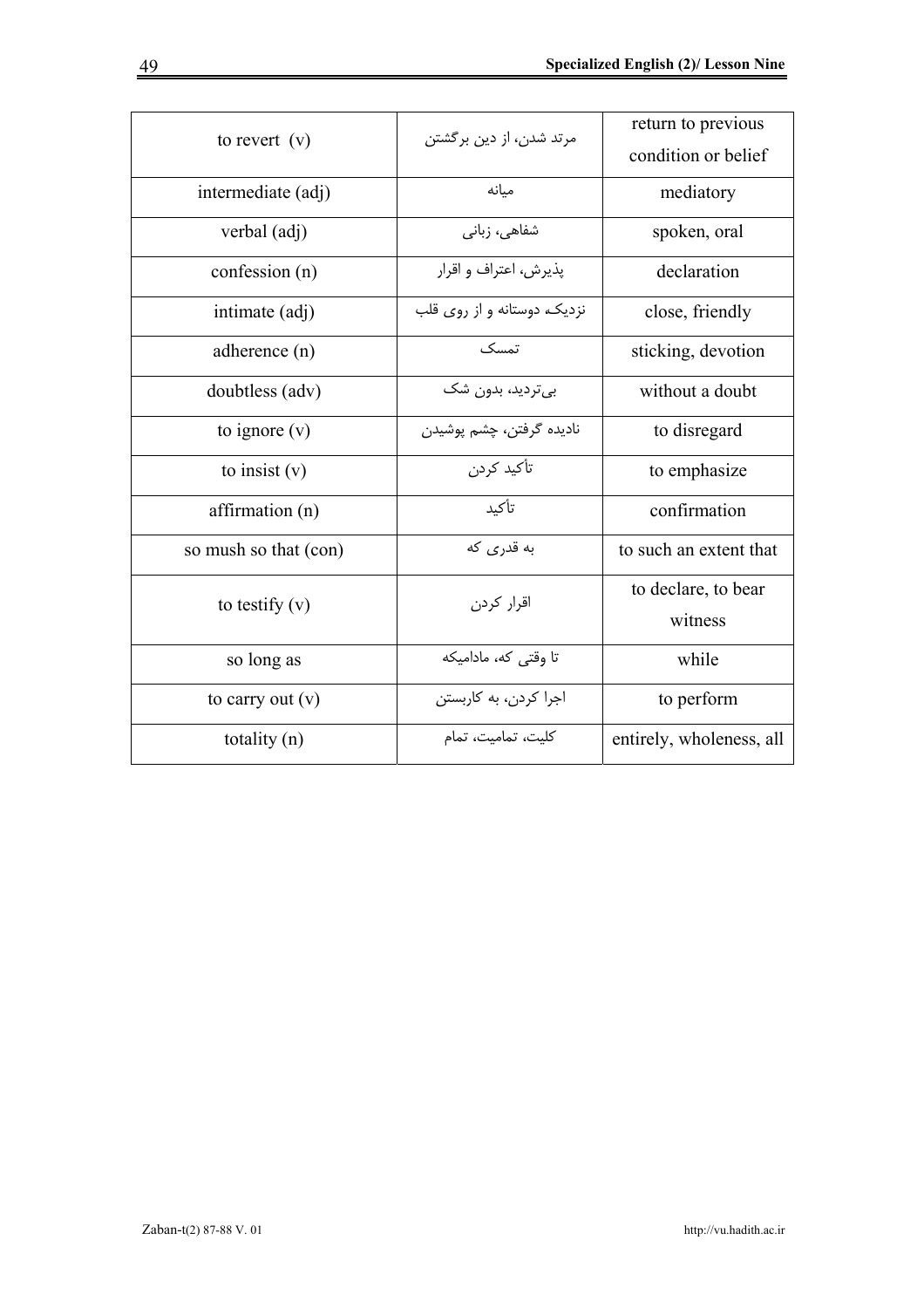| to revert (v) | مرتد شدن، از دین برگشتن | return to previous condition or belief |
|---|---|---|
| intermediate (adj) | میانه | mediatory |
| verbal (adj) | شفاهی، زبانی | spoken, oral |
| confession (n) | پذیرش، اعتراف و اقرار | declaration |
| intimate (adj) | نزدیک، دوستانه و از روی قلب | close, friendly |
| adherence (n) | تمسک | sticking, devotion |
| doubtless (adv) | بی‌تردید، بدون شک | without a doubt |
| to ignore (v) | نادیده گرفتن، چشم پوشیدن | to disregard |
| to insist (v) | تأکید کردن | to emphasize |
| affirmation (n) | تأکید | confirmation |
| so mush so that (con) | به قدری که | to such an extent that |
| to testify (v) | اقرار کردن | to declare, to bear witness |
| so long as | تا وقتی که، مادامیکه | while |
| to carry out (v) | اجرا کردن، به کاربستن | to perform |
| totality (n) | کلیت، تمامیت، تمام | entirely, wholeness, all |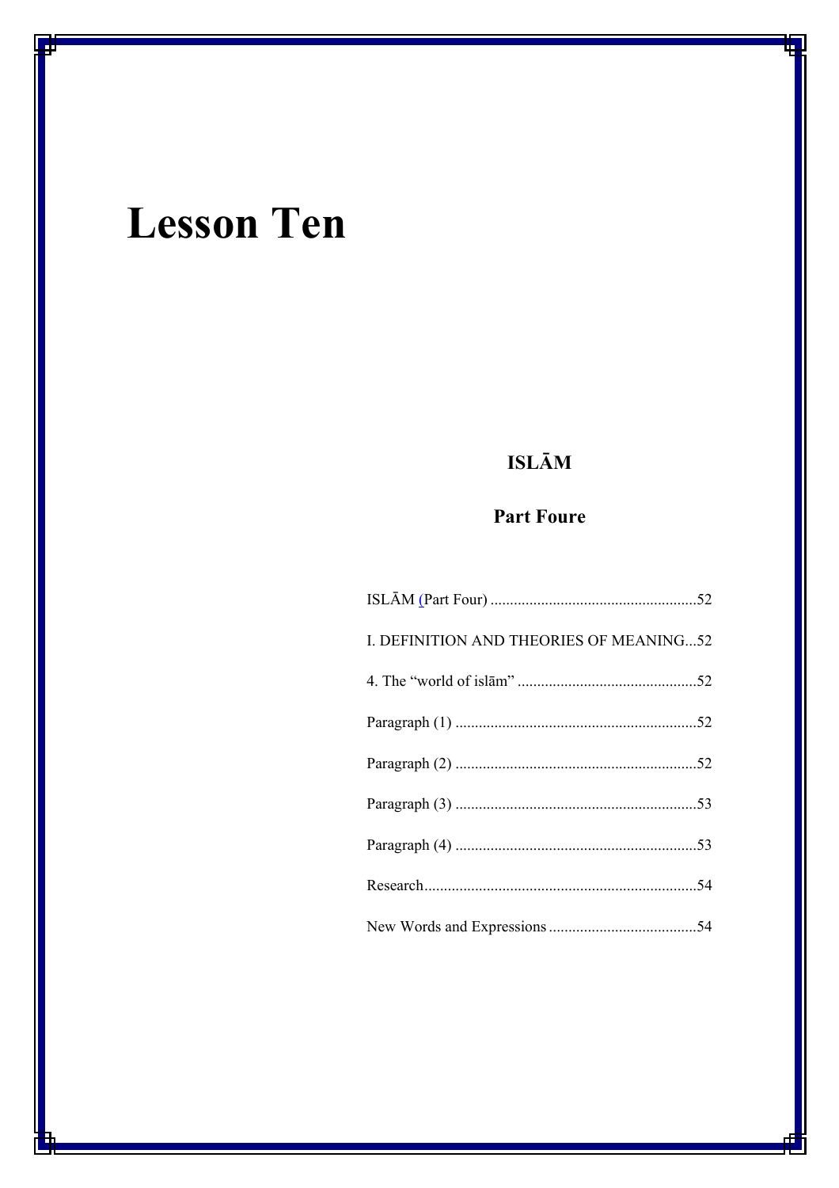# Lesson Ten

## ISLĀM

### Part Foure

ISLĀM (Part Four) .....................................................52

I. DEFINITION AND THEORIES OF MEANING...52

4. The "world of islām" ..............................................52

Paragraph (1) ..............................................................52

Paragraph (2) ..............................................................52

Paragraph (3) ..............................................................53

Paragraph (4) ..............................................................53

Research......................................................................54

New Words and Expressions ......................................54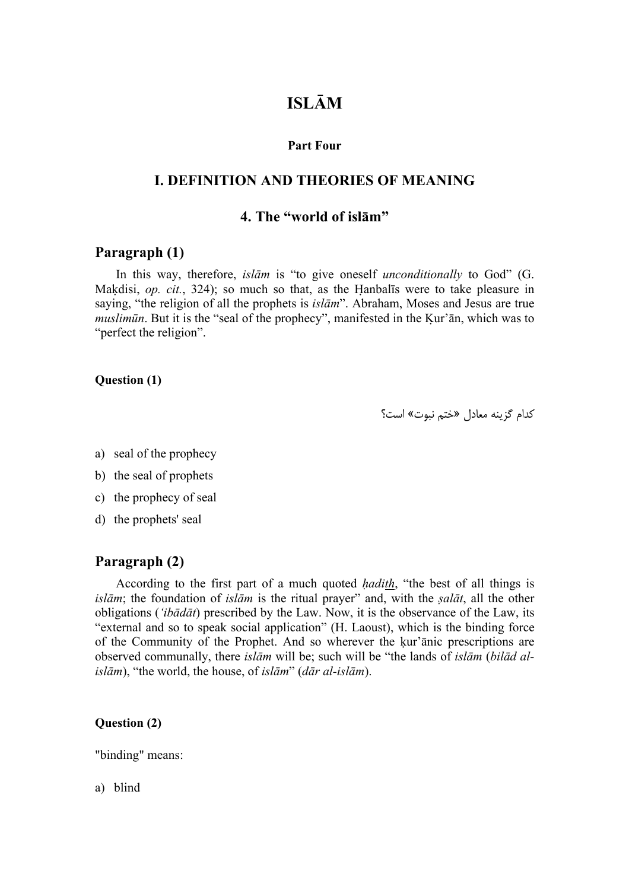# ISLĀM

**Part Four**

## I. DEFINITION AND THEORIES OF MEANING

## 4. The “world of islām”

### Paragraph (1)

In this way, therefore, *islām* is “to give oneself *unconditionally* to God” (G. Maḳdisi, *op. cit.*, 324); so much so that, as the Ḥanbalīs were to take pleasure in saying, “the religion of all the prophets is *islām*”. Abraham, Moses and Jesus are true *muslimūn*. But it is the “seal of the prophecy”, manifested in the Ḳur’ān, which was to “perfect the religion”.

**Question (1)**

کدام گزینه معادل «ختم نبوت» است؟

a) seal of the prophecy
b) the seal of prophets
c) the prophecy of seal
d) the prophets' seal

### Paragraph (2)

According to the first part of a much quoted *ḥadiṯh*, “the best of all things is *islām*; the foundation of *islām* is the ritual prayer” and, with the *ṣalāt*, all the other obligations (*‘ibādāt*) prescribed by the Law. Now, it is the observance of the Law, its “external and so to speak social application” (H. Laoust), which is the binding force of the Community of the Prophet. And so wherever the ḳur’ānic prescriptions are observed communally, there *islām* will be; such will be “the lands of *islām* (*bilād al-islām*), “the world, the house, of *islām*” (*dār al-islām*).

**Question (2)**

"binding" means:

a) blind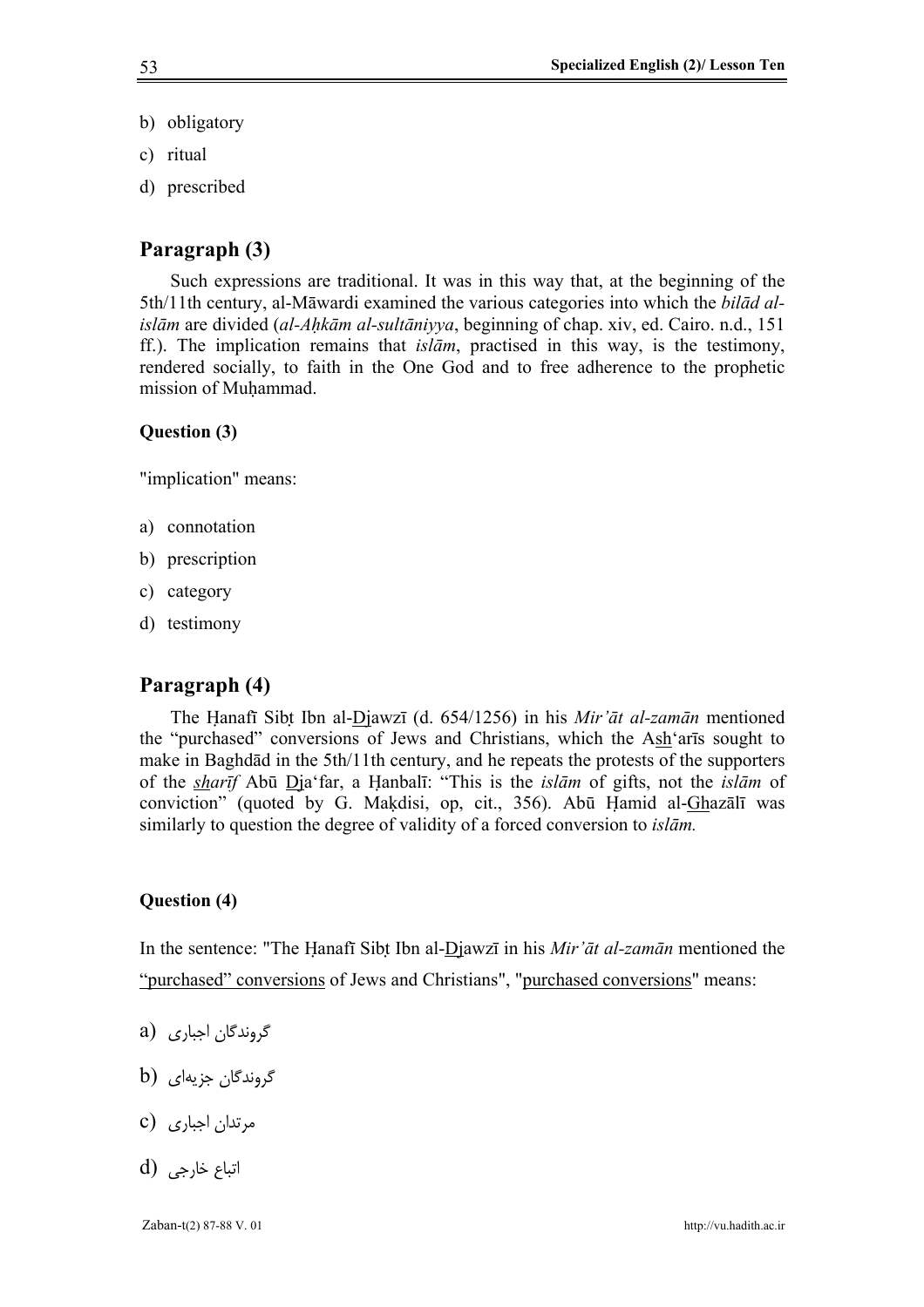b) obligatory

c) ritual

d) prescribed

## Paragraph (3)

Such expressions are traditional. It was in this way that, at the beginning of the 5th/11th century, al-Māwardi examined the various categories into which the *bilād al-islām* are divided (*al-Aḥkām al-sultāniyya*, beginning of chap. xiv, ed. Cairo. n.d., 151 ff.). The implication remains that *islām*, practised in this way, is the testimony, rendered socially, to faith in the One God and to free adherence to the prophetic mission of Muḥammad.

**Question (3)**

"implication" means:

a) connotation

b) prescription

c) category

d) testimony

## Paragraph (4)

The Ḥanafī Sibṭ Ibn al-Djawzī (d. 654/1256) in his *Mir'āt al-zamān* mentioned the "purchased" conversions of Jews and Christians, which the Ash'arīs sought to make in Baghdād in the 5th/11th century, and he repeats the protests of the supporters of the *sharīf* Abū Dja'far, a Ḥanbalī: "This is the *islām* of gifts, not the *islām* of conviction" (quoted by G. Maḳdisi, op, cit., 356). Abū Ḥamid al-Ghazālī was similarly to question the degree of validity of a forced conversion to *islām.*

**Question (4)**

In the sentence: "The Ḥanafī Sibṭ Ibn al-Djawzī in his *Mir'āt al-zamān* mentioned the "purchased" conversions of Jews and Christians", "purchased conversions" means:

a) گروندگان اجباری

b) گروندگان جزیه‌ای

c) مرتدان اجباری

d) اتباع خارجی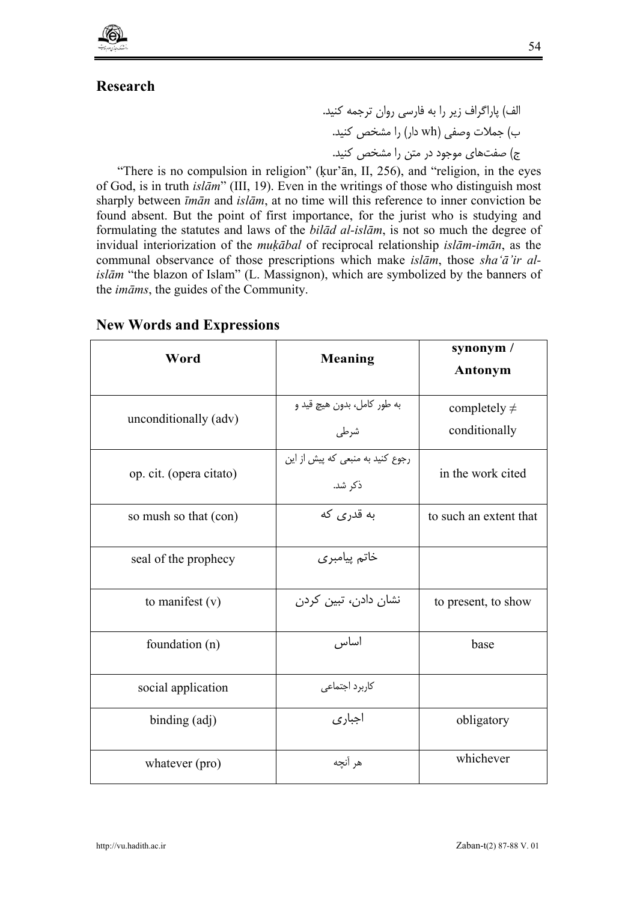## Research

الف) پاراگراف زیر را به فارسی روان ترجمه کنید.

ب) جملات وصفی (wh دار) را مشخص کنید.

ج) صفت‌های موجود در متن را مشخص کنید.

"There is no compulsion in religion" (ḳur'ān, II, 256), and "religion, in the eyes of God, is in truth *islām*" (III, 19). Even in the writings of those who distinguish most sharply between *īmān* and *islām*, at no time will this reference to inner conviction be found absent. But the point of first importance, for the jurist who is studying and formulating the statutes and laws of the *bilād al-islām*, is not so much the degree of invidual interiorization of the *muḳābal* of reciprocal relationship *islām-imān*, as the communal observance of those prescriptions which make *islām*, those *sha'ā'ir al-islām* "the blazon of Islam" (L. Massignon), which are symbolized by the banners of the *imāms*, the guides of the Community.

## New Words and Expressions

| Word | Meaning | synonym / Antonym |
|---|---|---|
| unconditionally (adv) | به طور کامل، بدون هیچ قید و شرطی | completely ≠ conditionally |
| op. cit. (opera citato) | رجوع کنید به منبعی که پیش از این ذکر شد. | in the work cited |
| so mush so that (con) | به قدری که | to such an extent that |
| seal of the prophecy | خاتم پیامبری | |
| to manifest (v) | نشان دادن، تبین کردن | to present, to show |
| foundation (n) | اساس | base |
| social application | کاربرد اجتماعی | |
| binding (adj) | اجباری | obligatory |
| whatever (pro) | هر آنچه | whichever |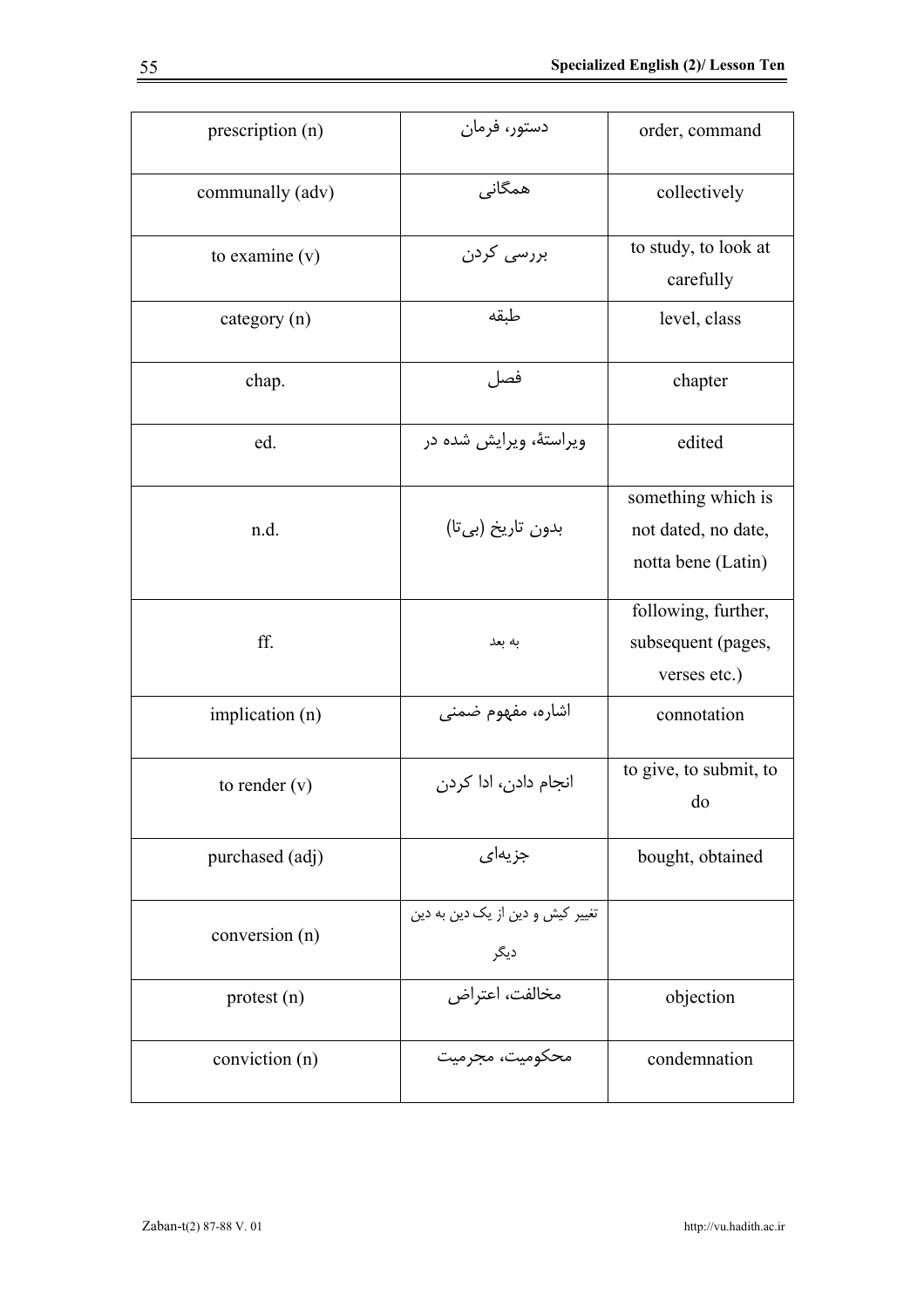| prescription (n) | دستور، فرمان | order, command |
|---|---|---|
| communally (adv) | همگانی | collectively |
| to examine (v) | بررسی کردن | to study, to look at carefully |
| category (n) | طبقه | level, class |
| chap. | فصل | chapter |
| ed. | ویراستهٔ، ویرایش شده در | edited |
| n.d. | بدون تاریخ (بی‌تا) | something which is not dated, no date, notta bene (Latin) |
| ff. | به بعد | following, further, subsequent (pages, verses etc.) |
| implication (n) | اشاره، مفهوم ضمنی | connotation |
| to render (v) | انجام دادن، ادا کردن | to give, to submit, to do |
| purchased (adj) | جزیه‌ای | bought, obtained |
| conversion (n) | تغییر کیش و دین از یک دین به دین دیگر | |
| protest (n) | مخالفت، اعتراض | objection |
| conviction (n) | محکومیت، مجرمیت | condemnation |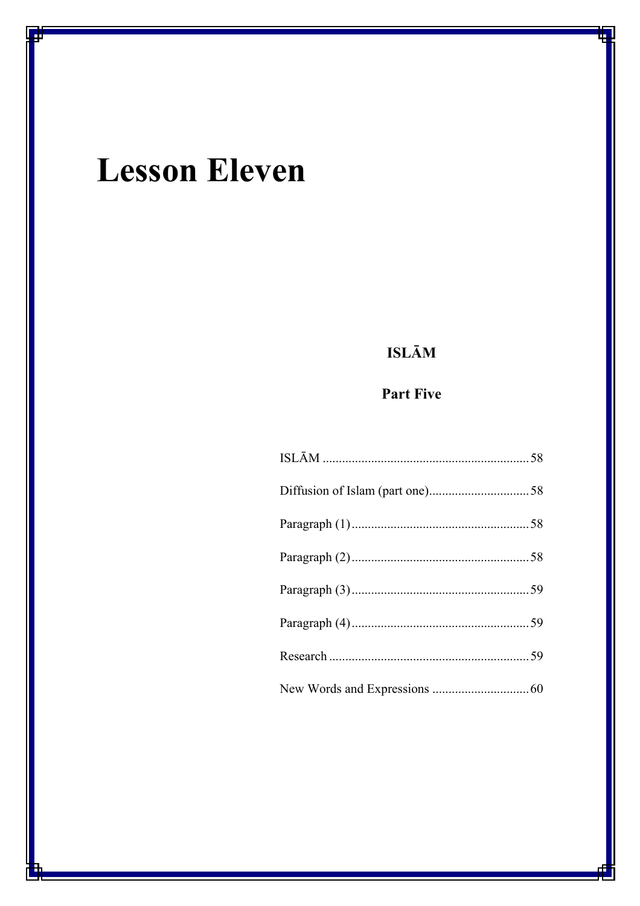# Lesson Eleven

**ISLĀM**

**Part Five**

ISLĀM ................................................................ 58

Diffusion of Islam (part one)............................... 58

Paragraph (1)....................................................... 58

Paragraph (2)....................................................... 58

Paragraph (3)....................................................... 59

Paragraph (4)....................................................... 59

Research ............................................................. 59

New Words and Expressions ............................. 60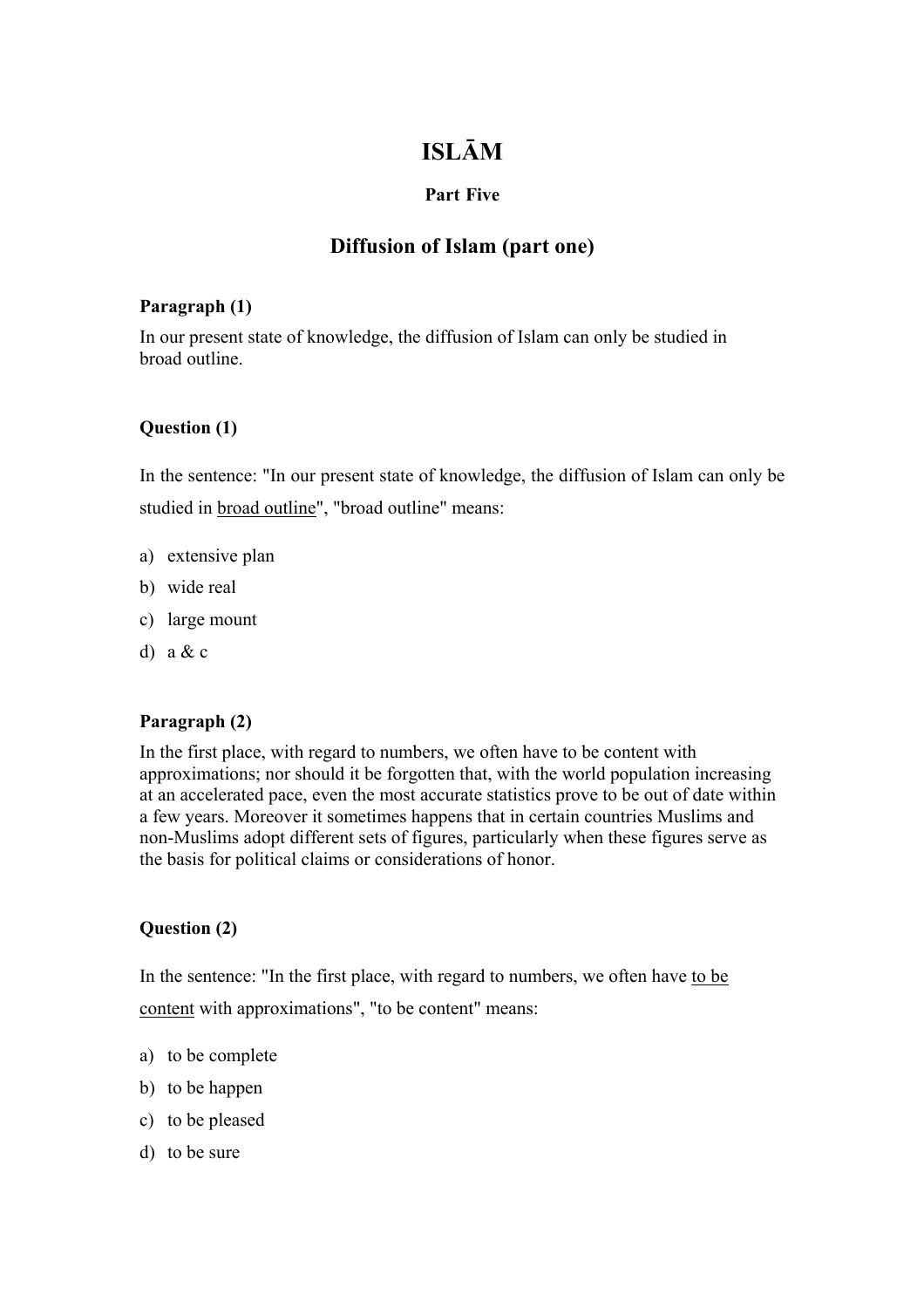# ISLĀM

### Part Five

## Diffusion of Islam (part one)

**Paragraph (1)**

In our present state of knowledge, the diffusion of Islam can only be studied in broad outline.

**Question (1)**

In the sentence: "In our present state of knowledge, the diffusion of Islam can only be studied in <u>broad outline</u>", "broad outline" means:

a) extensive plan
b) wide real
c) large mount
d) a & c

**Paragraph (2)**

In the first place, with regard to numbers, we often have to be content with approximations; nor should it be forgotten that, with the world population increasing at an accelerated pace, even the most accurate statistics prove to be out of date within a few years. Moreover it sometimes happens that in certain countries Muslims and non-Muslims adopt different sets of figures, particularly when these figures serve as the basis for political claims or considerations of honor.

**Question (2)**

In the sentence: "In the first place, with regard to numbers, we often have <u>to be content</u> with approximations", "to be content" means:

a) to be complete
b) to be happen
c) to be pleased
d) to be sure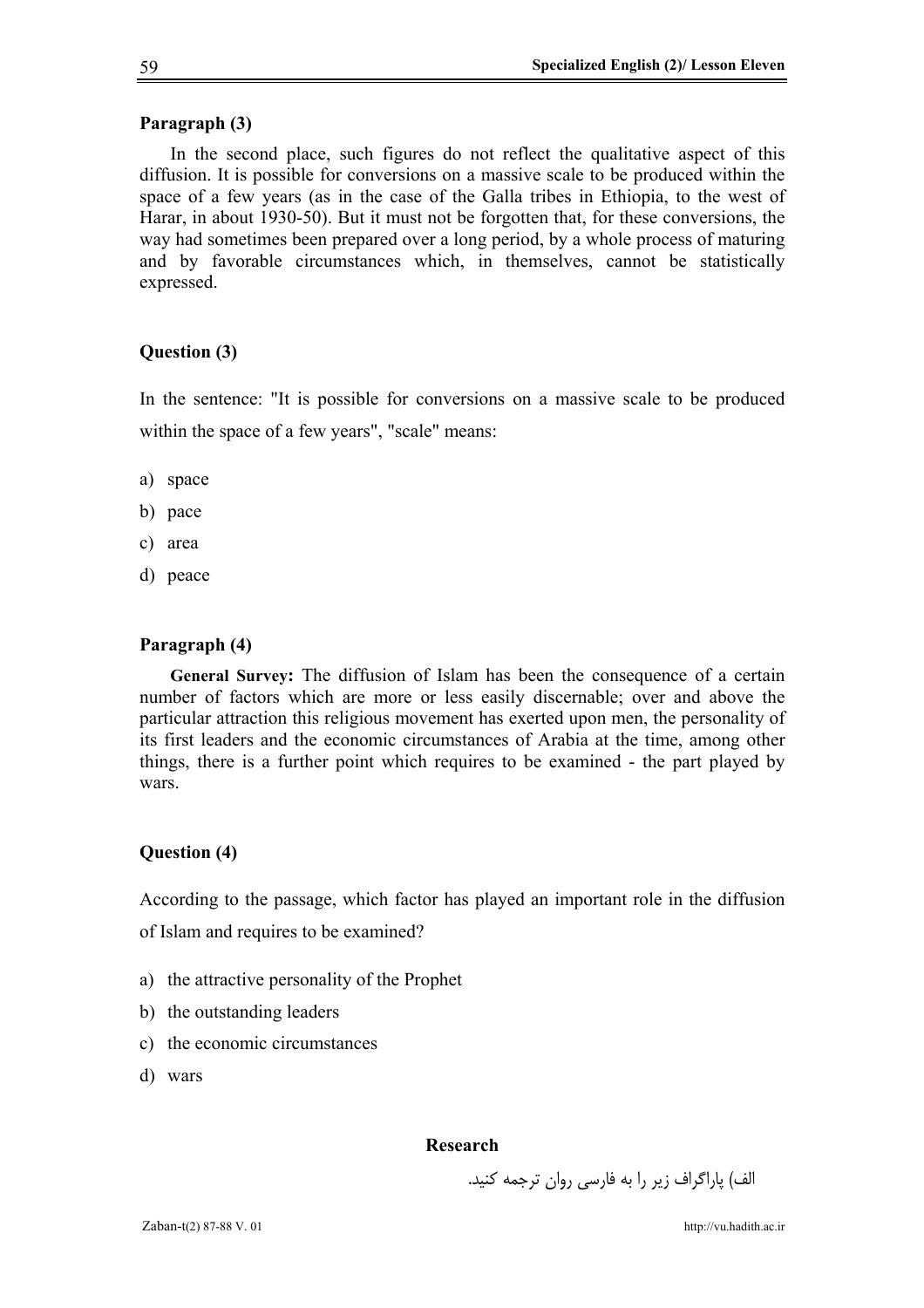**Paragraph (3)**

In the second place, such figures do not reflect the qualitative aspect of this diffusion. It is possible for conversions on a massive scale to be produced within the space of a few years (as in the case of the Galla tribes in Ethiopia, to the west of Harar, in about 1930-50). But it must not be forgotten that, for these conversions, the way had sometimes been prepared over a long period, by a whole process of maturing and by favorable circumstances which, in themselves, cannot be statistically expressed.

**Question (3)**

In the sentence: "It is possible for conversions on a massive scale to be produced within the space of a few years", "scale" means:

a) space
b) pace
c) area
d) peace

**Paragraph (4)**

**General Survey:** The diffusion of Islam has been the consequence of a certain number of factors which are more or less easily discernable; over and above the particular attraction this religious movement has exerted upon men, the personality of its first leaders and the economic circumstances of Arabia at the time, among other things, there is a further point which requires to be examined - the part played by wars.

**Question (4)**

According to the passage, which factor has played an important role in the diffusion of Islam and requires to be examined?

a) the attractive personality of the Prophet
b) the outstanding leaders
c) the economic circumstances
d) wars

**Research**

الف) پاراگراف زیر را به فارسی روان ترجمه کنید.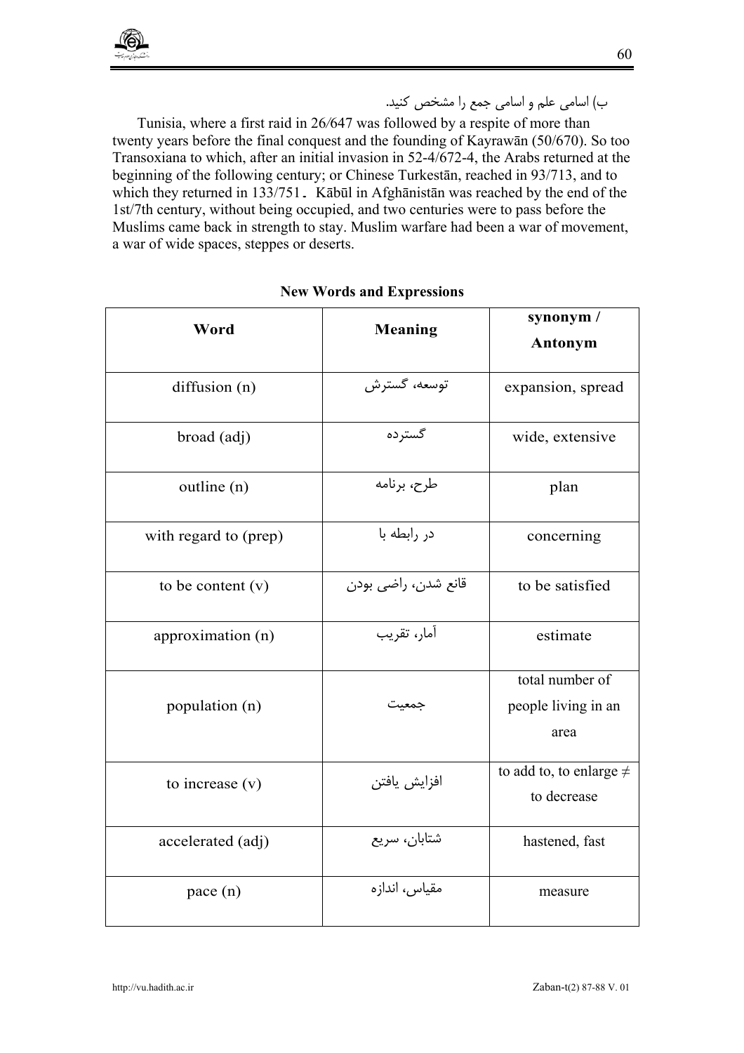ب) اسامی علم و اسامی جمع را مشخص کنید.

Tunisia, where a first raid in 26/647 was followed by a respite of more than twenty years before the final conquest and the founding of Kayrawān (50/670). So too Transoxiana to which, after an initial invasion in 52-4/672-4, the Arabs returned at the beginning of the following century; or Chinese Turkestān, reached in 93/713, and to which they returned in 133/751. Kābūl in Afghānistān was reached by the end of the 1st/7th century, without being occupied, and two centuries were to pass before the Muslims came back in strength to stay. Muslim warfare had been a war of movement, a war of wide spaces, steppes or deserts.

**New Words and Expressions**

| Word | Meaning | synonym / Antonym |
|---|---|---|
| diffusion (n) | توسعه، گسترش | expansion, spread |
| broad (adj) | گسترده | wide, extensive |
| outline (n) | طرح، برنامه | plan |
| with regard to (prep) | در رابطه با | concerning |
| to be content (v) | قانع شدن، راضی بودن | to be satisfied |
| approximation (n) | آمار، تقریب | estimate |
| population (n) | جمعیت | total number of people living in an area |
| to increase (v) | افزایش یافتن | to add to, to enlarge ≠ to decrease |
| accelerated (adj) | شتابان، سریع | hastened, fast |
| pace (n) | مقیاس، اندازه | measure |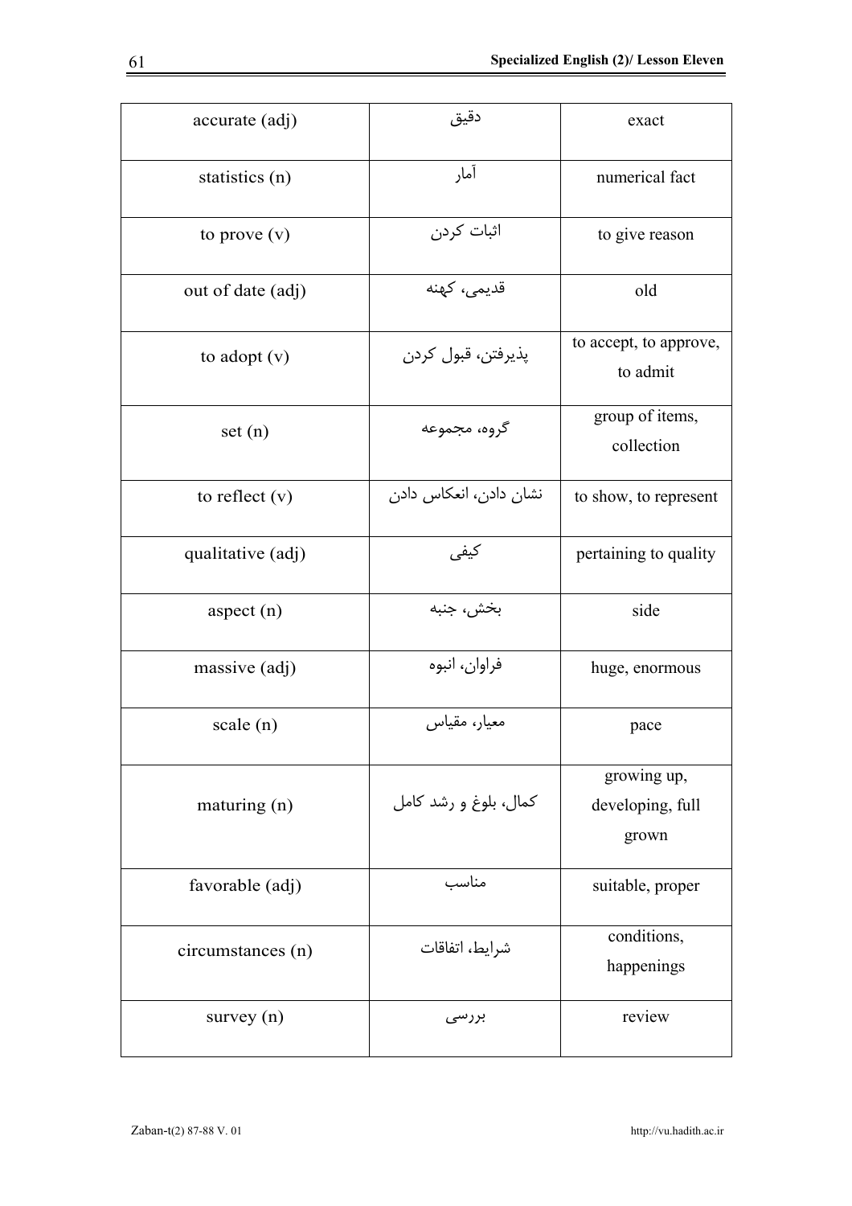| accurate (adj) | دقیق | exact |
|---|---|---|
| statistics (n) | آمار | numerical fact |
| to prove (v) | اثبات کردن | to give reason |
| out of date (adj) | قدیمی، کهنه | old |
| to adopt (v) | پذیرفتن، قبول کردن | to accept, to approve, to admit |
| set (n) | گروه، مجموعه | group of items, collection |
| to reflect (v) | نشان دادن، انعکاس دادن | to show, to represent |
| qualitative (adj) | کیفی | pertaining to quality |
| aspect (n) | بخش، جنبه | side |
| massive (adj) | فراوان، انبوه | huge, enormous |
| scale (n) | معیار، مقیاس | pace |
| maturing (n) | کمال، بلوغ و رشد کامل | growing up, developing, full grown |
| favorable (adj) | مناسب | suitable, proper |
| circumstances (n) | شرایط، اتفاقات | conditions, happenings |
| survey (n) | بررسی | review |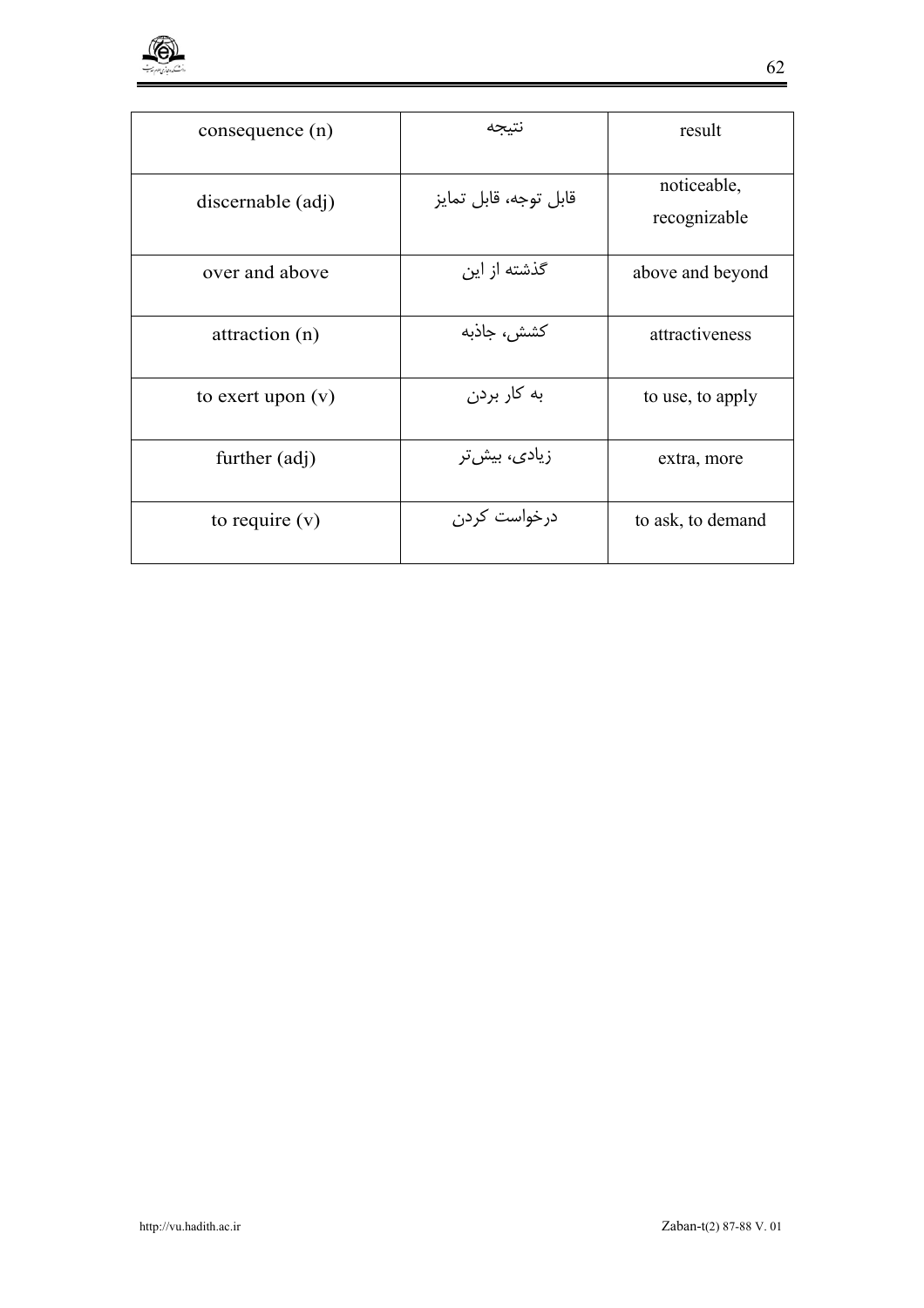| consequence (n) | نتیجه | result |
|---|---|---|
| discernable (adj) | قابل توجه، قابل تمایز | noticeable, recognizable |
| over and above | گذشته از این | above and beyond |
| attraction (n) | کشش، جاذبه | attractiveness |
| to exert upon (v) | به کار بردن | to use, to apply |
| further (adj) | زیادی، بیش‌تر | extra, more |
| to require (v) | درخواست کردن | to ask, to demand |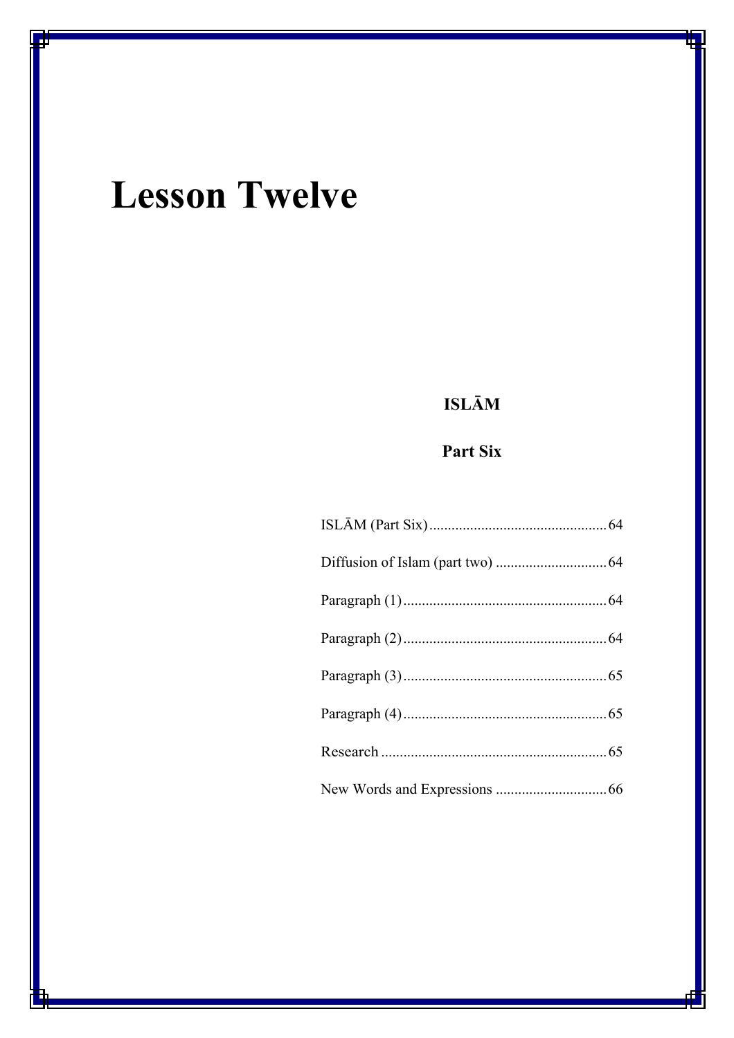# Lesson Twelve

**ISLĀM**

**Part Six**

ISLĀM (Part Six) ................................................ 64

Diffusion of Islam (part two) .............................. 64

Paragraph (1) ....................................................... 64

Paragraph (2) ....................................................... 64

Paragraph (3) ....................................................... 65

Paragraph (4) ....................................................... 65

Research ............................................................. 65

New Words and Expressions .............................. 66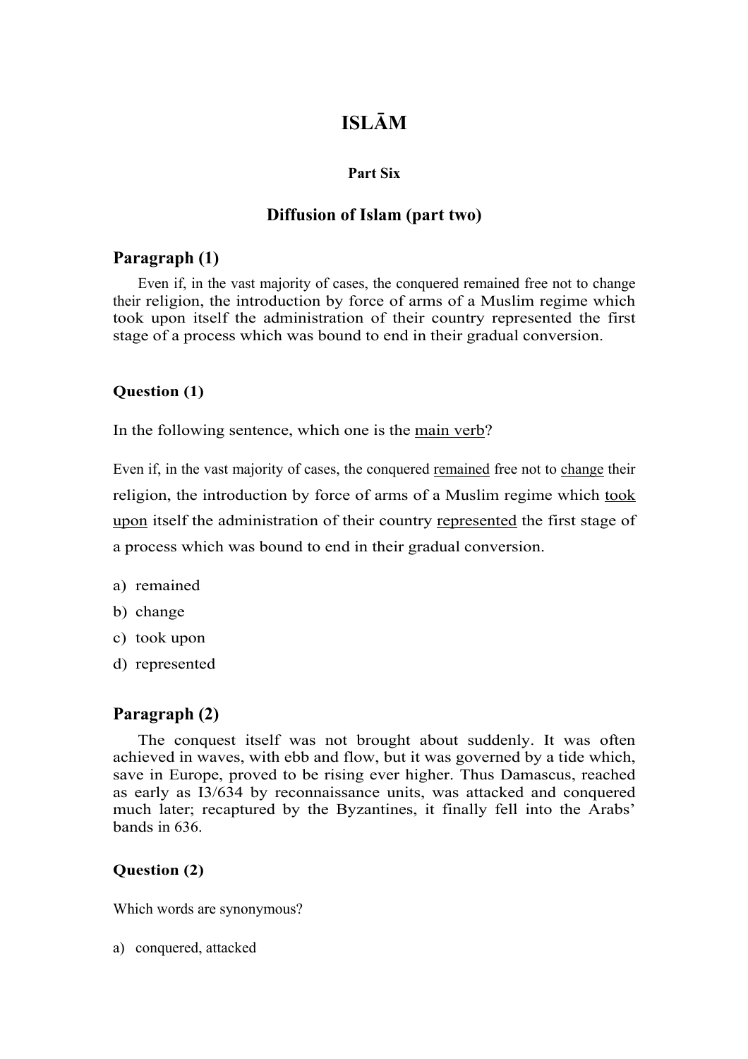# ISLĀM

### Part Six

## Diffusion of Islam (part two)

### Paragraph (1)

Even if, in the vast majority of cases, the conquered remained free not to change their religion, the introduction by force of arms of a Muslim regime which took upon itself the administration of their country represented the first stage of a process which was bound to end in their gradual conversion.

#### Question (1)

In the following sentence, which one is the <u>main verb</u>?

Even if, in the vast majority of cases, the conquered <u>remained</u> free not to <u>change</u> their religion, the introduction by force of arms of a Muslim regime which <u>took upon</u> itself the administration of their country <u>represented</u> the first stage of a process which was bound to end in their gradual conversion.

a) remained
b) change
c) took upon
d) represented

### Paragraph (2)

The conquest itself was not brought about suddenly. It was often achieved in waves, with ebb and flow, but it was governed by a tide which, save in Europe, proved to be rising ever higher. Thus Damascus, reached as early as I3/634 by reconnaissance units, was attacked and conquered much later; recaptured by the Byzantines, it finally fell into the Arabs' bands in 636.

#### Question (2)

Which words are synonymous?

a) conquered, attacked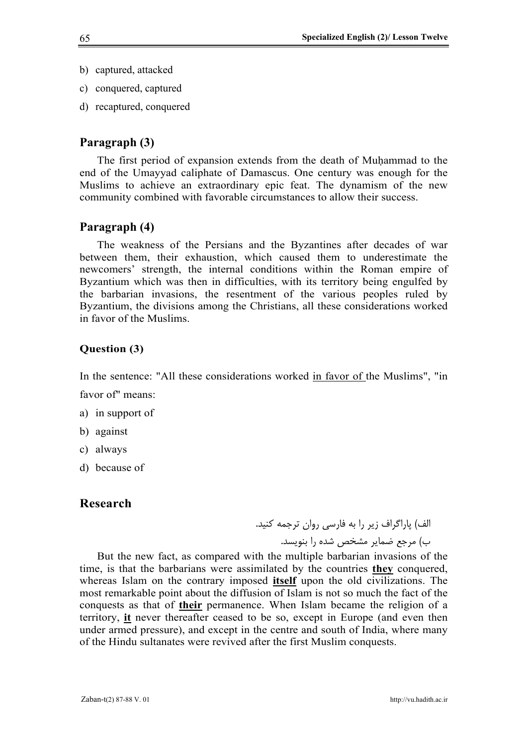b) captured, attacked

c) conquered, captured

d) recaptured, conquered

## Paragraph (3)

The first period of expansion extends from the death of Muḥammad to the end of the Umayyad caliphate of Damascus. One century was enough for the Muslims to achieve an extraordinary epic feat. The dynamism of the new community combined with favorable circumstances to allow their success.

## Paragraph (4)

The weakness of the Persians and the Byzantines after decades of war between them, their exhaustion, which caused them to underestimate the newcomers' strength, the internal conditions within the Roman empire of Byzantium which was then in difficulties, with its territory being engulfed by the barbarian invasions, the resentment of the various peoples ruled by Byzantium, the divisions among the Christians, all these considerations worked in favor of the Muslims.

### Question (3)

In the sentence: "All these considerations worked <u>in favor of</u> the Muslims", "in favor of" means:

a) in support of

b) against

c) always

d) because of

## Research

الف) پاراگراف زیر را به فارسی روان ترجمه کنید.

ب) مرجع ضمایر مشخص شده را بنویسد.

But the new fact, as compared with the multiple barbarian invasions of the time, is that the barbarians were assimilated by the countries **<u>they</u>** conquered, whereas Islam on the contrary imposed **<u>itself</u>** upon the old civilizations. The most remarkable point about the diffusion of Islam is not so much the fact of the conquests as that of **<u>their</u>** permanence. When Islam became the religion of a territory, **<u>it</u>** never thereafter ceased to be so, except in Europe (and even then under armed pressure), and except in the centre and south of India, where many of the Hindu sultanates were revived after the first Muslim conquests.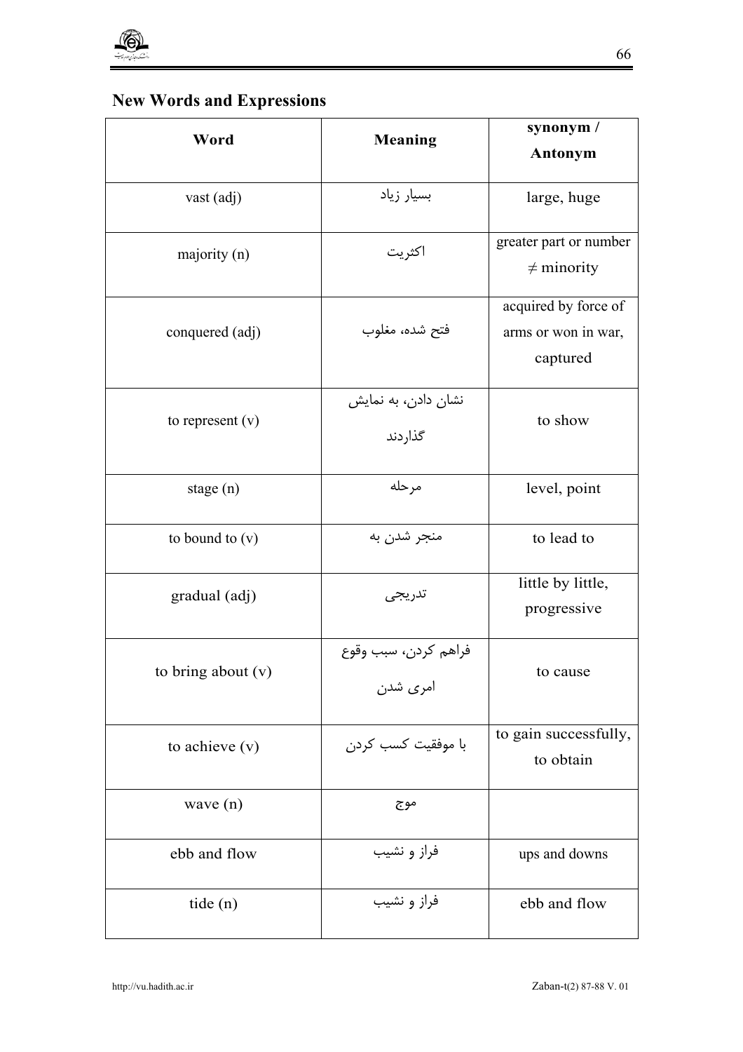## New Words and Expressions

| Word | Meaning | synonym / Antonym |
|---|---|---|
| vast (adj) | بسیار زیاد | large, huge |
| majority (n) | اکثریت | greater part or number ≠ minority |
| conquered (adj) | فتح شده، مغلوب | acquired by force of arms or won in war, captured |
| to represent (v) | نشان دادن، به نمایش گذاردند | to show |
| stage (n) | مرحله | level, point |
| to bound to (v) | منجر شدن به | to lead to |
| gradual (adj) | تدریجی | little by little, progressive |
| to bring about (v) | فراهم کردن، سبب وقوع امری شدن | to cause |
| to achieve (v) | با موفقیت کسب کردن | to gain successfully, to obtain |
| wave (n) | موج | |
| ebb and flow | فراز و نشیب | ups and downs |
| tide (n) | فراز و نشیب | ebb and flow |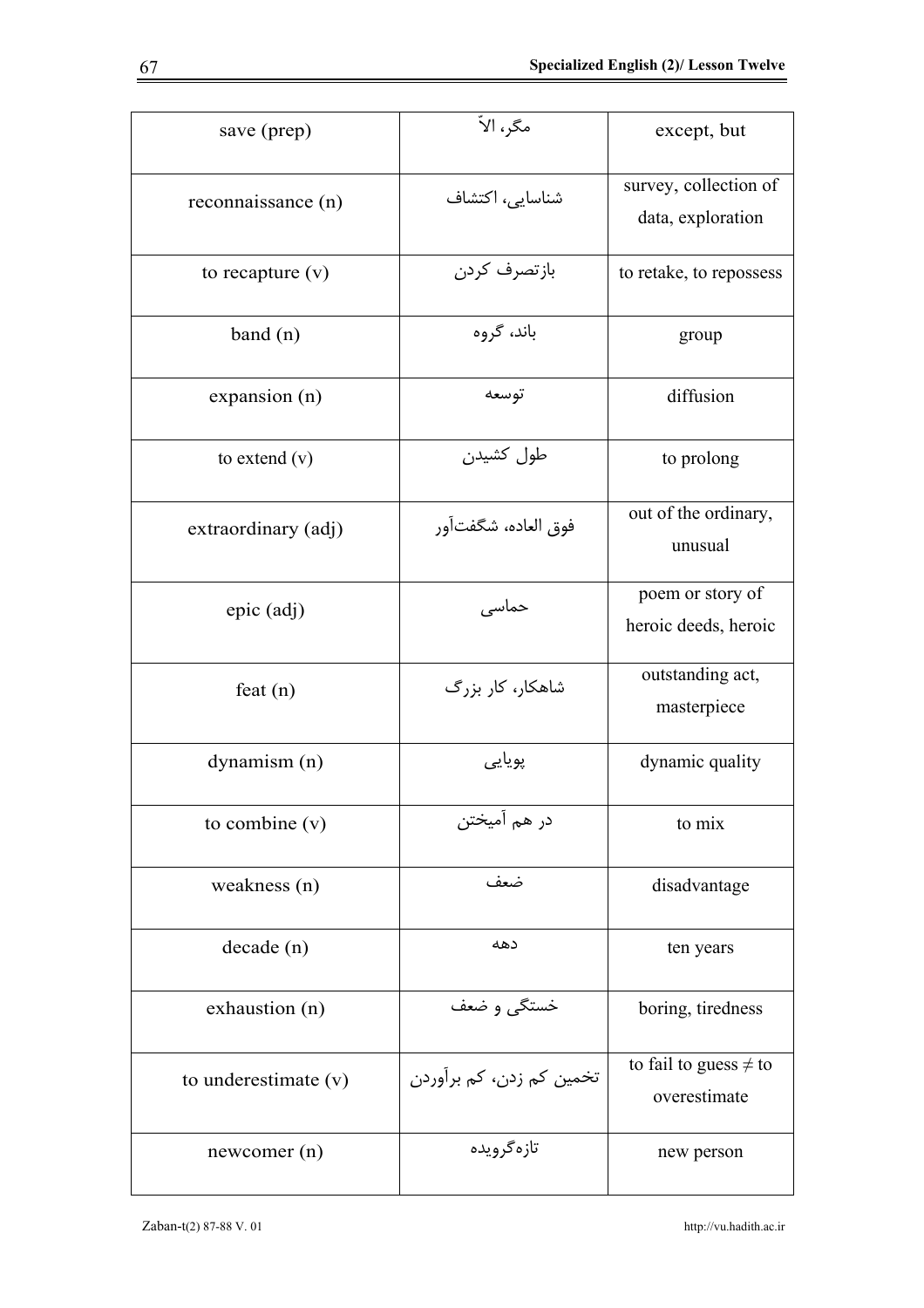| save (prep) | مگر، الاّ | except, but |
| --- | --- | --- |
| reconnaissance (n) | شناسایی، اکتشاف | survey, collection of data, exploration |
| to recapture (v) | بازتصرف کردن | to retake, to repossess |
| band (n) | باند، گروه | group |
| expansion (n) | توسعه | diffusion |
| to extend (v) | طول کشیدن | to prolong |
| extraordinary (adj) | فوق العاده، شگفت‌آور | out of the ordinary, unusual |
| epic (adj) | حماسی | poem or story of heroic deeds, heroic |
| feat (n) | شاهکار، کار بزرگ | outstanding act, masterpiece |
| dynamism (n) | پویایی | dynamic quality |
| to combine (v) | در هم آمیختن | to mix |
| weakness (n) | ضعف | disadvantage |
| decade (n) | دهه | ten years |
| exhaustion (n) | خستگی و ضعف | boring, tiredness |
| to underestimate (v) | تخمین کم زدن، کم برآوردن | to fail to guess ≠ to overestimate |
| newcomer (n) | تازه‌گرویده | new person |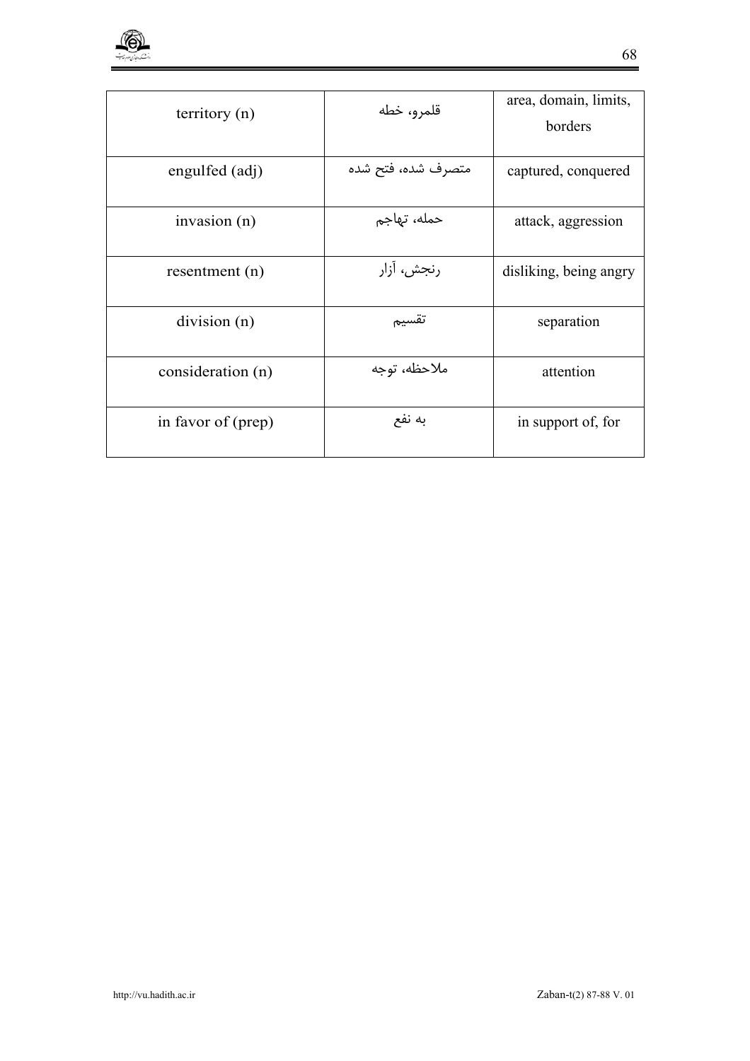| territory (n) | قلمرو، خطه | area, domain, limits, borders |
|---|---|---|
| engulfed (adj) | متصرف شده، فتح شده | captured, conquered |
| invasion (n) | حمله، تهاجم | attack, aggression |
| resentment (n) | رنجش، آزار | disliking, being angry |
| division (n) | تقسیم | separation |
| consideration (n) | ملاحظه، توجه | attention |
| in favor of (prep) | به نفع | in support of, for |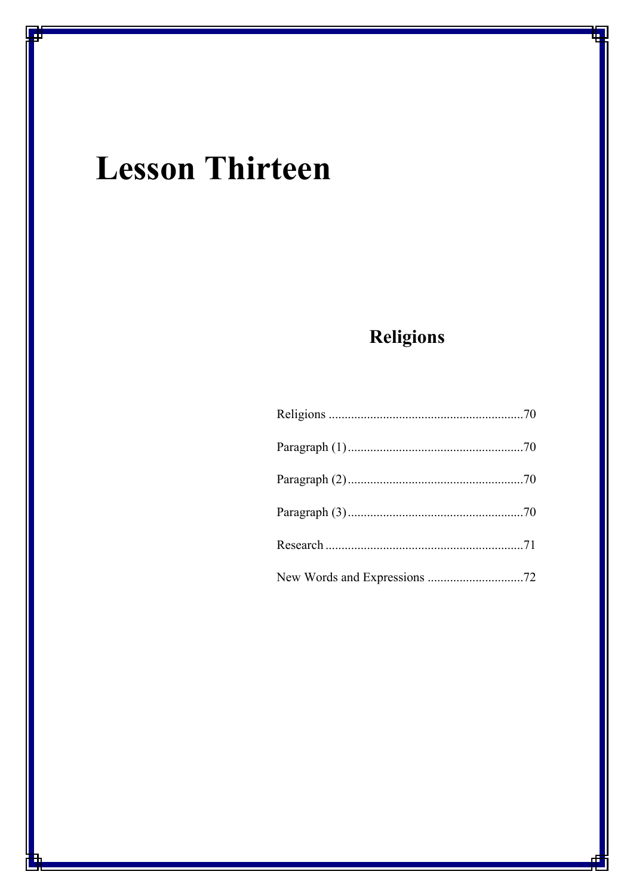# Lesson Thirteen

## Religions

Religions ............................................................70

Paragraph (1).......................................................70

Paragraph (2).......................................................70

Paragraph (3).......................................................70

Research ..............................................................71

New Words and Expressions ..............................72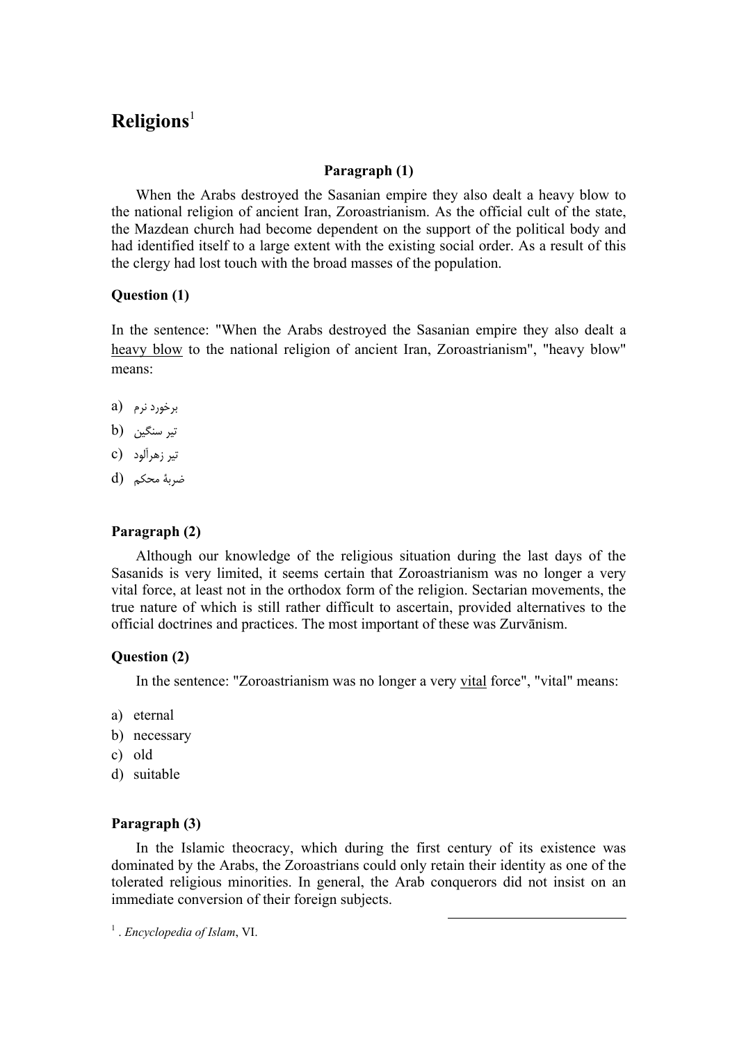## Religions[1]

**Paragraph (1)**

When the Arabs destroyed the Sasanian empire they also dealt a heavy blow to the national religion of ancient Iran, Zoroastrianism. As the official cult of the state, the Mazdean church had become dependent on the support of the political body and had identified itself to a large extent with the existing social order. As a result of this the clergy had lost touch with the broad masses of the population.

**Question (1)**

In the sentence: "When the Arabs destroyed the Sasanian empire they also dealt a heavy blow to the national religion of ancient Iran, Zoroastrianism", "heavy blow" means:

a) برخورد نرم
b) تیر سنگین
c) تیر زهرآلود
d) ضربهٔ محکم

**Paragraph (2)**

Although our knowledge of the religious situation during the last days of the Sasanids is very limited, it seems certain that Zoroastrianism was no longer a very vital force, at least not in the orthodox form of the religion. Sectarian movements, the true nature of which is still rather difficult to ascertain, provided alternatives to the official doctrines and practices. The most important of these was Zurvānism.

**Question (2)**

In the sentence: "Zoroastrianism was no longer a very vital force", "vital" means:

a) eternal
b) necessary
c) old
d) suitable

**Paragraph (3)**

In the Islamic theocracy, which during the first century of its existence was dominated by the Arabs, the Zoroastrians could only retain their identity as one of the tolerated religious minorities. In general, the Arab conquerors did not insist on an immediate conversion of their foreign subjects.

---

[1]. *Encyclopedia of Islam*, VI.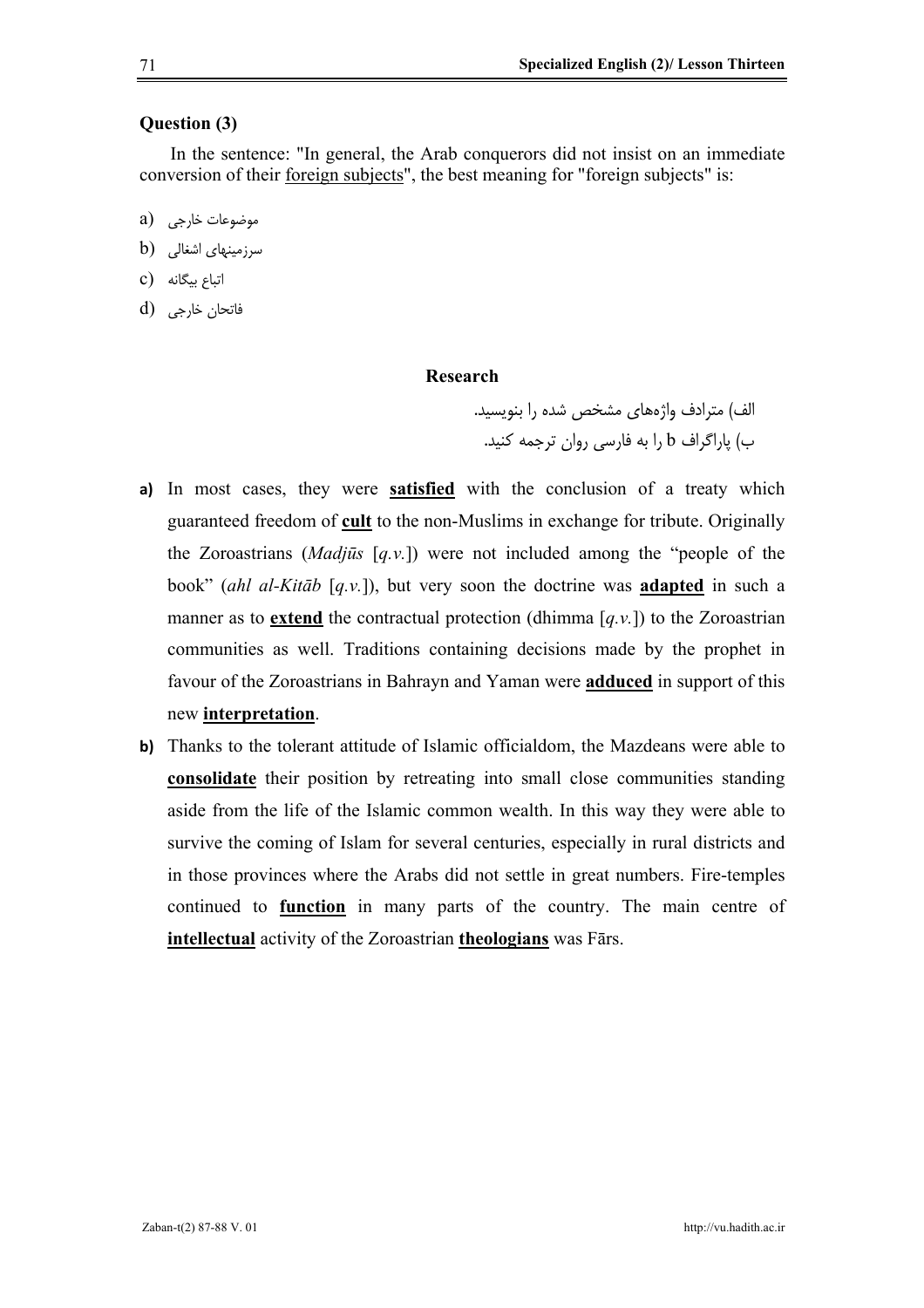**Question (3)**

In the sentence: "In general, the Arab conquerors did not insist on an immediate conversion of their foreign subjects", the best meaning for "foreign subjects" is:

a) موضوعات خارجی

b) سرزمینهای اشغالی

c) اتباع بیگانه

d) فاتحان خارجی

### Research

الف) مترادف واژه‌های مشخص شده را بنویسید.

ب) پاراگراف b را به فارسی روان ترجمه کنید.

**a)** In most cases, they were **satisfied** with the conclusion of a treaty which guaranteed freedom of **cult** to the non-Muslims in exchange for tribute. Originally the Zoroastrians (*Madjūs* [*q.v.*]) were not included among the "people of the book" (*ahl al-Kitāb* [*q.v.*]), but very soon the doctrine was **adapted** in such a manner as to **extend** the contractual protection (dhimma [*q.v.*]) to the Zoroastrian communities as well. Traditions containing decisions made by the prophet in favour of the Zoroastrians in Bahrayn and Yaman were **adduced** in support of this new **interpretation**.

**b)** Thanks to the tolerant attitude of Islamic officialdom, the Mazdeans were able to **consolidate** their position by retreating into small close communities standing aside from the life of the Islamic common wealth. In this way they were able to survive the coming of Islam for several centuries, especially in rural districts and in those provinces where the Arabs did not settle in great numbers. Fire-temples continued to **function** in many parts of the country. The main centre of **intellectual** activity of the Zoroastrian **theologians** was Fārs.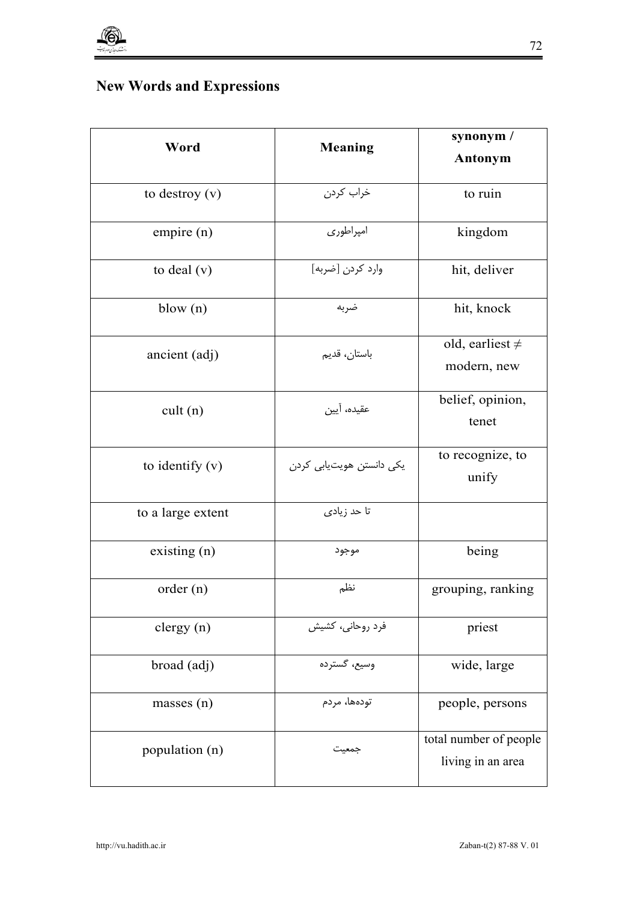## New Words and Expressions

| Word | Meaning | synonym / Antonym |
|---|---|---|
| to destroy (v) | خراب کردن | to ruin |
| empire (n) | امپراطوری | kingdom |
| to deal (v) | وارد کردن [ضربه] | hit, deliver |
| blow (n) | ضربه | hit, knock |
| ancient (adj) | باستان، قدیم | old, earliest ≠ modern, new |
| cult (n) | عقیده، آیین | belief, opinion, tenet |
| to identify (v) | یکی دانستن هویت‌یابی کردن | to recognize, to unify |
| to a large extent | تا حد زیادی | |
| existing (n) | موجود | being |
| order (n) | نظم | grouping, ranking |
| clergy (n) | فرد روحانی، کشیش | priest |
| broad (adj) | وسیع، گسترده | wide, large |
| masses (n) | توده‌ها، مردم | people, persons |
| population (n) | جمعیت | total number of people living in an area |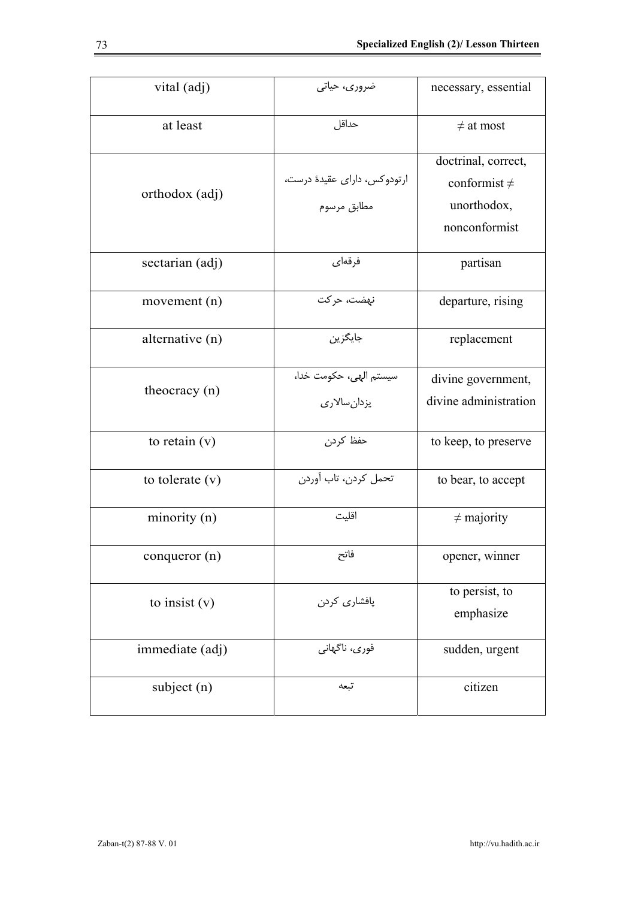| vital (adj) | ضروری، حیاتی | necessary, essential |
|---|---|---|
| at least | حداقل | ≠ at most |
| orthodox (adj) | ارتودوکس، دارای عقیدهٔ درست، مطابق مرسوم | doctrinal, correct, conformist ≠ unorthodox, nonconformist |
| sectarian (adj) | فرقه‌ای | partisan |
| movement (n) | نهضت، حرکت | departure, rising |
| alternative (n) | جایگزین | replacement |
| theocracy (n) | سیستم الهی، حکومت خدا، یزدان‌سالاری | divine government, divine administration |
| to retain (v) | حفظ کردن | to keep, to preserve |
| to tolerate (v) | تحمل کردن، تاب آوردن | to bear, to accept |
| minority (n) | اقلیت | ≠ majority |
| conqueror (n) | فاتح | opener, winner |
| to insist (v) | پافشاری کردن | to persist, to emphasize |
| immediate (adj) | فوری، ناگهانی | sudden, urgent |
| subject (n) | تبعه | citizen |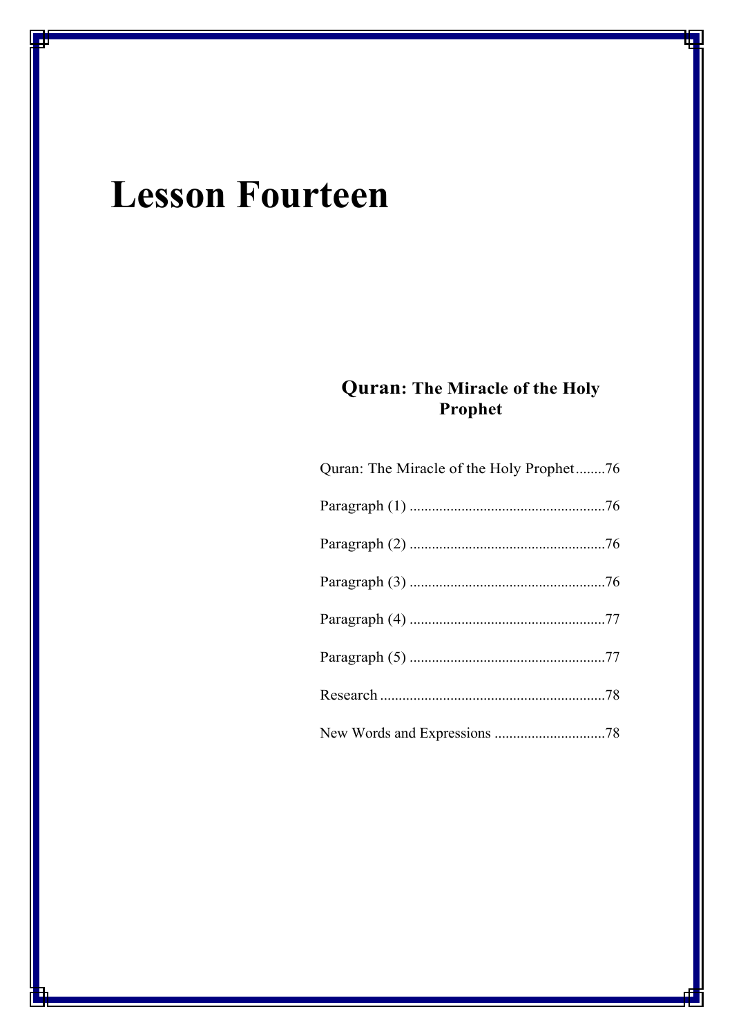# Lesson Fourteen

## Quran: The Miracle of the Holy Prophet

Quran: The Miracle of the Holy Prophet........76

Paragraph (1) ......................................................76

Paragraph (2) ......................................................76

Paragraph (3) ......................................................76

Paragraph (4) ......................................................77

Paragraph (5) ......................................................77

Research ..............................................................78

New Words and Expressions ..............................78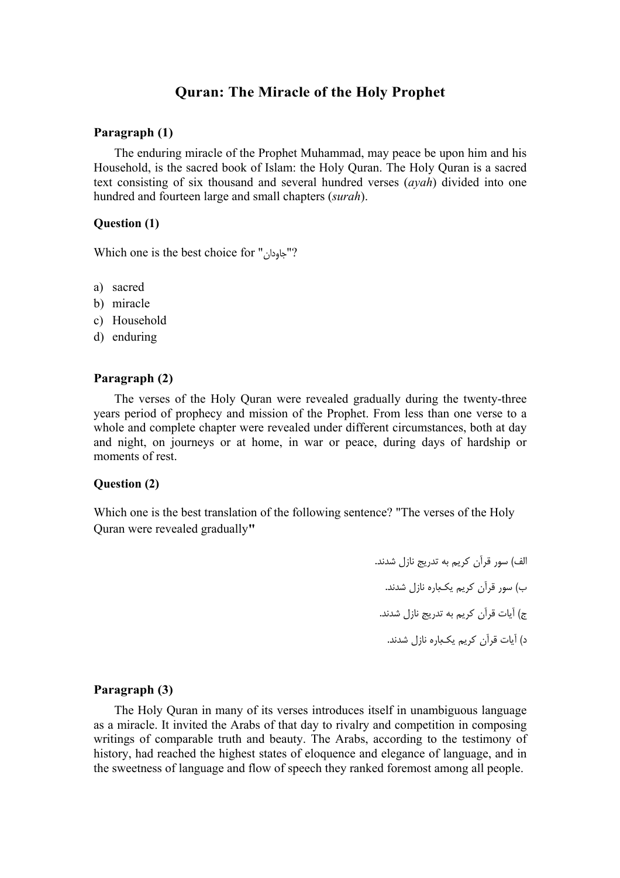# Quran: The Miracle of the Holy Prophet

**Paragraph (1)**

The enduring miracle of the Prophet Muhammad, may peace be upon him and his Household, is the sacred book of Islam: the Holy Quran. The Holy Quran is a sacred text consisting of six thousand and several hundred verses (*ayah*) divided into one hundred and fourteen large and small chapters (*surah*).

**Question (1)**

Which one is the best choice for "جاودان"?

a) sacred
b) miracle
c) Household
d) enduring

**Paragraph (2)**

The verses of the Holy Quran were revealed gradually during the twenty-three years period of prophecy and mission of the Prophet. From less than one verse to a whole and complete chapter were revealed under different circumstances, both at day and night, on journeys or at home, in war or peace, during days of hardship or moments of rest.

**Question (2)**

Which one is the best translation of the following sentence? "The verses of the Holy Quran were revealed gradually"

الف) سور قرآن کریم به تدریج نازل شدند.

ب) سور قرآن کریم یکباره نازل شدند.

ج) آیات قرآن کریم به تدریج نازل شدند.

د) آیات قرآن کریم یکباره نازل شدند.

**Paragraph (3)**

The Holy Quran in many of its verses introduces itself in unambiguous language as a miracle. It invited the Arabs of that day to rivalry and competition in composing writings of comparable truth and beauty. The Arabs, according to the testimony of history, had reached the highest states of eloquence and elegance of language, and in the sweetness of language and flow of speech they ranked foremost among all people.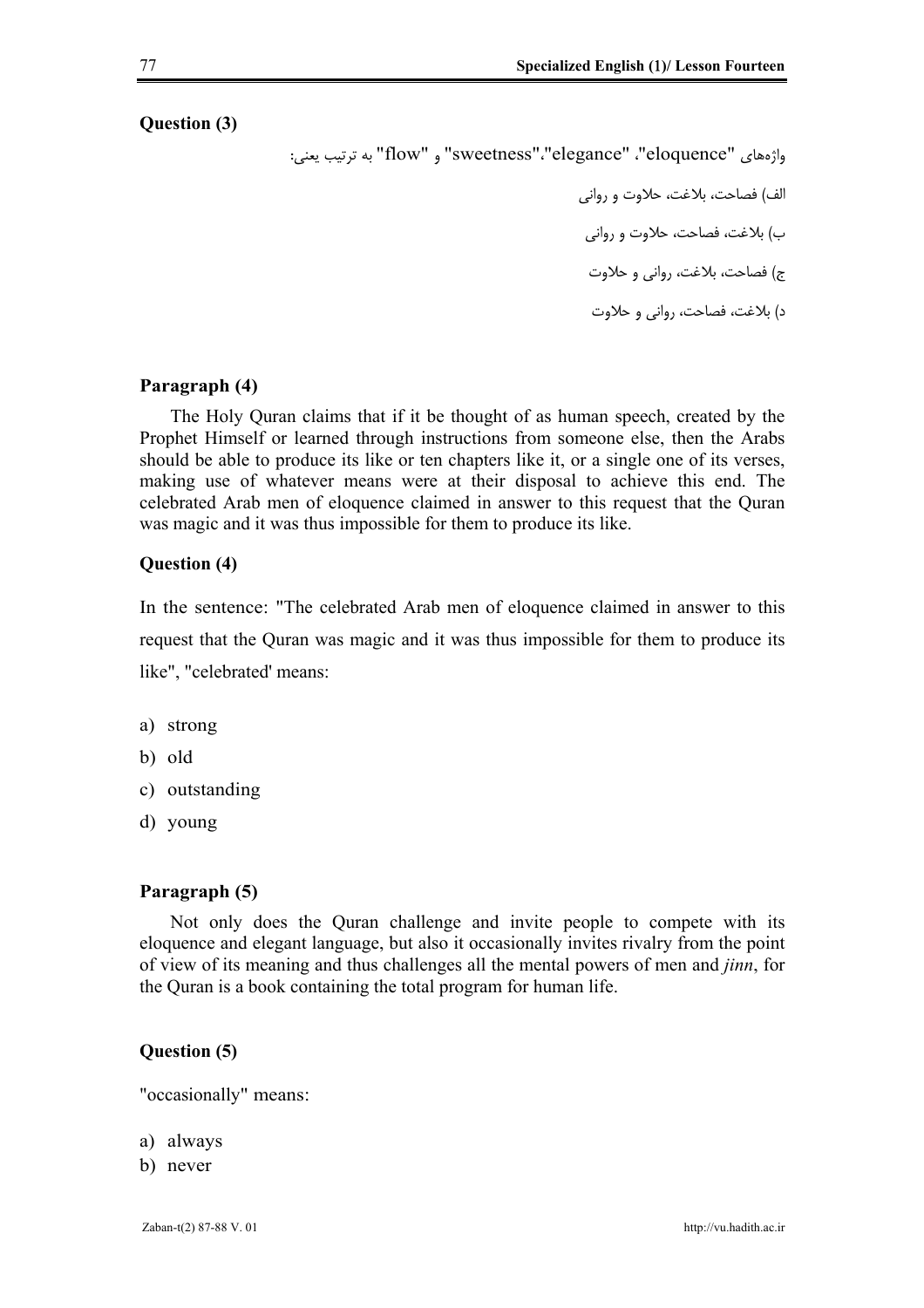**Question (3)**

واژه‌های "eloquence"، "elegance"،"sweetness" و "flow" به ترتیب یعنی:

الف) فصاحت، بلاغت، حلاوت و روانی

ب) بلاغت، فصاحت، حلاوت و روانی

ج) فصاحت، بلاغت، روانی و حلاوت

د) بلاغت، فصاحت، روانی و حلاوت

**Paragraph (4)**

The Holy Quran claims that if it be thought of as human speech, created by the Prophet Himself or learned through instructions from someone else, then the Arabs should be able to produce its like or ten chapters like it, or a single one of its verses, making use of whatever means were at their disposal to achieve this end. The celebrated Arab men of eloquence claimed in answer to this request that the Quran was magic and it was thus impossible for them to produce its like.

**Question (4)**

In the sentence: "The celebrated Arab men of eloquence claimed in answer to this request that the Quran was magic and it was thus impossible for them to produce its like", "celebrated' means:

a) strong
b) old
c) outstanding
d) young

**Paragraph (5)**

Not only does the Quran challenge and invite people to compete with its eloquence and elegant language, but also it occasionally invites rivalry from the point of view of its meaning and thus challenges all the mental powers of men and *jinn*, for the Quran is a book containing the total program for human life.

**Question (5)**

"occasionally" means:

a) always
b) never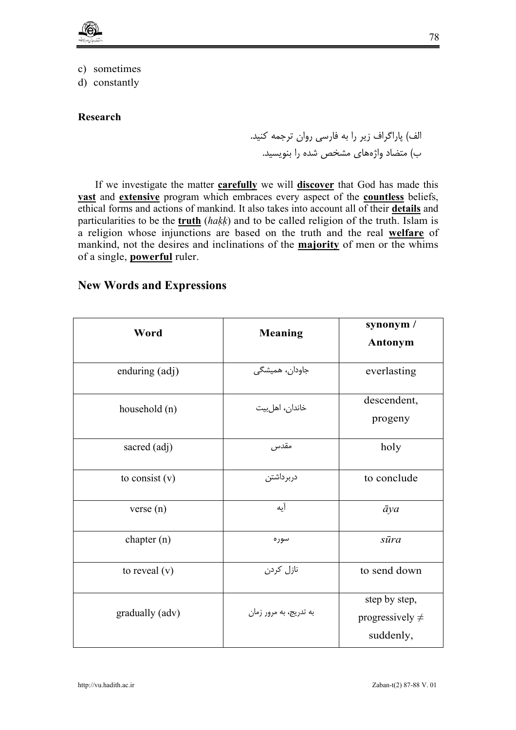c) sometimes
d) constantly

**Research**

الف) پاراگراف زیر را به فارسی روان ترجمه کنید.
ب) متضاد واژه‌های مشخص شده را بنویسید.

If we investigate the matter **carefully** we will **discover** that God has made this **vast** and **extensive** program which embraces every aspect of the **countless** beliefs, ethical forms and actions of mankind. It also takes into account all of their **details** and particularities to be the **truth** (*haḳḳ*) and to be called religion of the truth. Islam is a religion whose injunctions are based on the truth and the real **welfare** of mankind, not the desires and inclinations of the **majority** of men or the whims of a single, **powerful** ruler.

## New Words and Expressions

| Word | Meaning | synonym / Antonym |
|---|---|---|
| enduring (adj) | جاودان، همیشگی | everlasting |
| household (n) | خاندان، اهل‌بیت | descendent, progeny |
| sacred (adj) | مقدس | holy |
| to consist (v) | دربرداشتن | to conclude |
| verse (n) | آیه | *āya* |
| chapter (n) | سوره | *sūra* |
| to reveal (v) | نازل کردن | to send down |
| gradually (adv) | به تدریج، به مرور زمان | step by step, progressively ≠ suddenly, |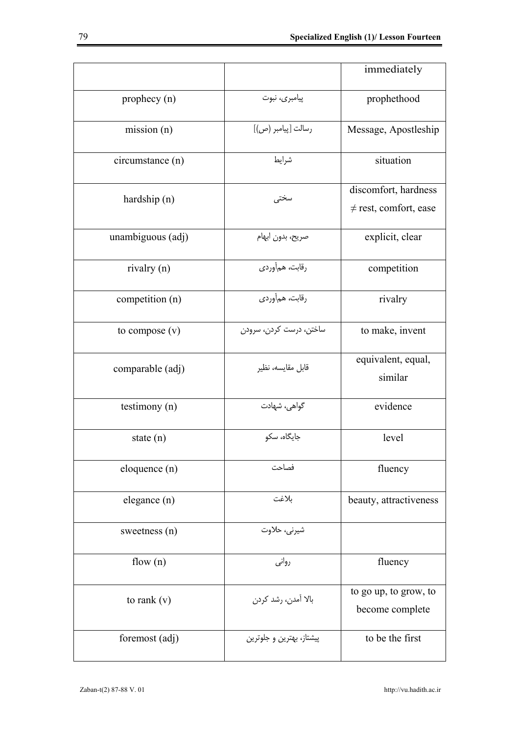| | | immediately |
|---|---|---|
| prophecy (n) | پیامبری، نبوت | prophethood |
| mission (n) | رسالت [پیامبر (ص)] | Message, Apostleship |
| circumstance (n) | شرایط | situation |
| hardship (n) | سختی | discomfort, hardness ≠ rest, comfort, ease |
| unambiguous (adj) | صریح، بدون ابهام | explicit, clear |
| rivalry (n) | رقابت، هم‌آوردی | competition |
| competition (n) | رقابت، هم‌آوردی | rivalry |
| to compose (v) | ساختن، درست کردن، سرودن | to make, invent |
| comparable (adj) | قابل مقایسه، نظیر | equivalent, equal, similar |
| testimony (n) | گواهی، شهادت | evidence |
| state (n) | جایگاه، سکو | level |
| eloquence (n) | فصاحت | fluency |
| elegance (n) | بلاغت | beauty, attractiveness |
| sweetness (n) | شیرنی، حلاوت | |
| flow (n) | روانی | fluency |
| to rank (v) | بالا آمدن، رشد کردن | to go up, to grow, to become complete |
| foremost (adj) | پیشتاز، بهترین و جلوترین | to be the first |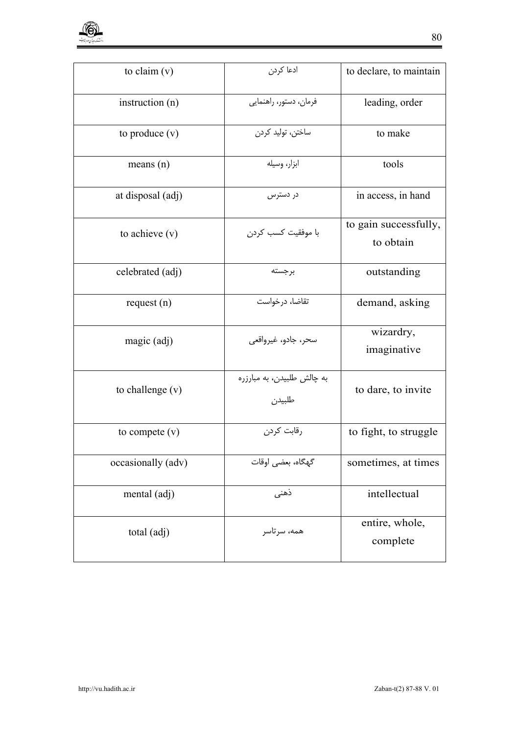| to claim (v) | ادعا کردن | to declare, to maintain |
|---|---|---|
| instruction (n) | فرمان، دستور، راهنمایی | leading, order |
| to produce (v) | ساختن، تولید کردن | to make |
| means (n) | ابزار، وسیله | tools |
| at disposal (adj) | در دسترس | in access, in hand |
| to achieve (v) | با موفقیت کسب کردن | to gain successfully, to obtain |
| celebrated (adj) | برجسته | outstanding |
| request (n) | تقاضا، درخواست | demand, asking |
| magic (adj) | سحر، جادو، غیرواقعی | wizardry, imaginative |
| to challenge (v) | به چالش طلبیدن، به مبارزره طلبیدن | to dare, to invite |
| to compete (v) | رقابت کردن | to fight, to struggle |
| occasionally (adv) | گهگاه، بعضی اوقات | sometimes, at times |
| mental (adj) | ذهنی | intellectual |
| total (adj) | همه، سرتاسر | entire, whole, complete |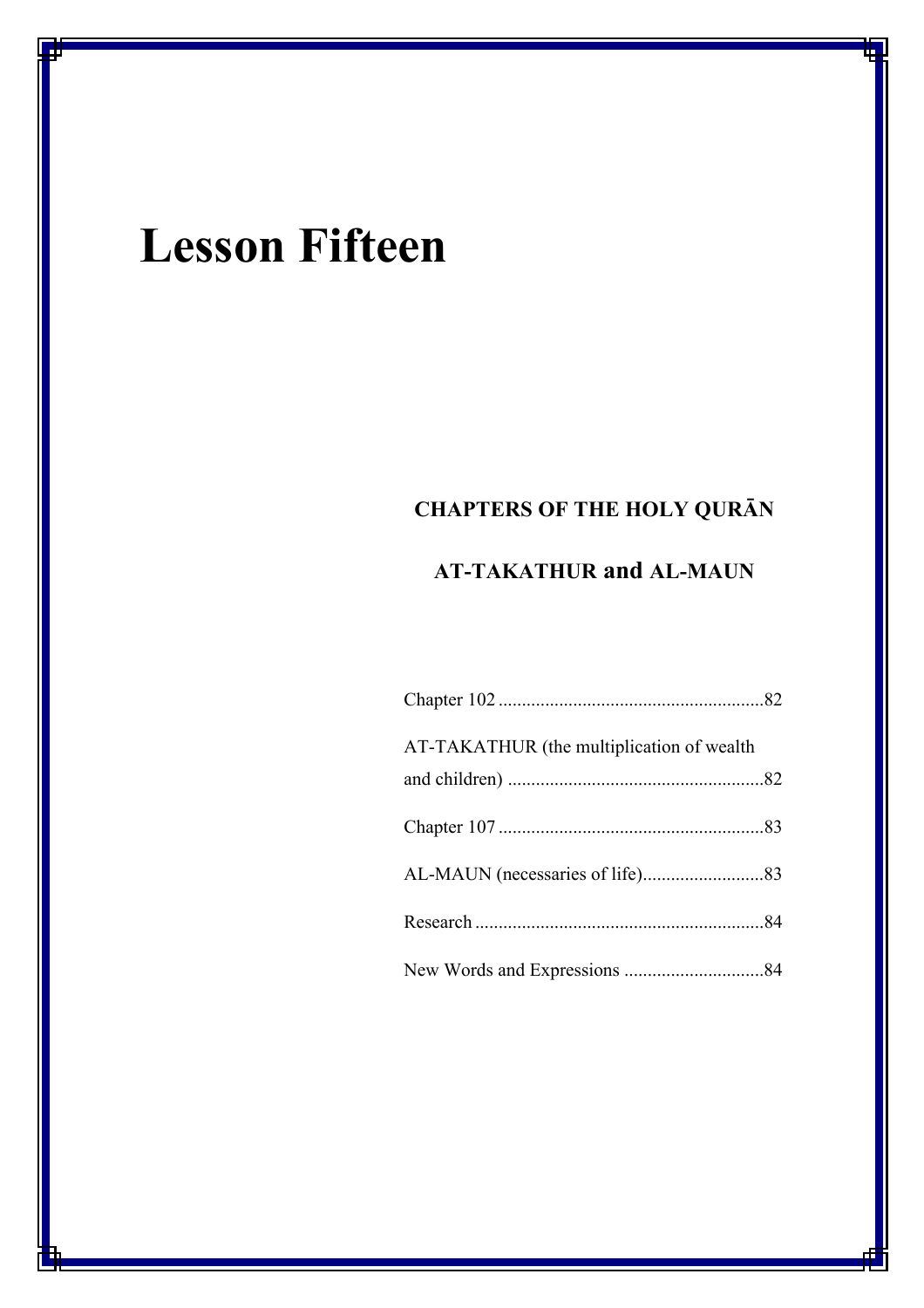# Lesson Fifteen

**CHAPTERS OF THE HOLY QURĀN**

**AT-TAKATHUR and AL-MAUN**

Chapter 102 .........................................................82

AT-TAKATHUR (the multiplication of wealth and children) .......................................................82

Chapter 107 .........................................................83

AL-MAUN (necessaries of life)..........................83

Research ..............................................................84

New Words and Expressions .............................84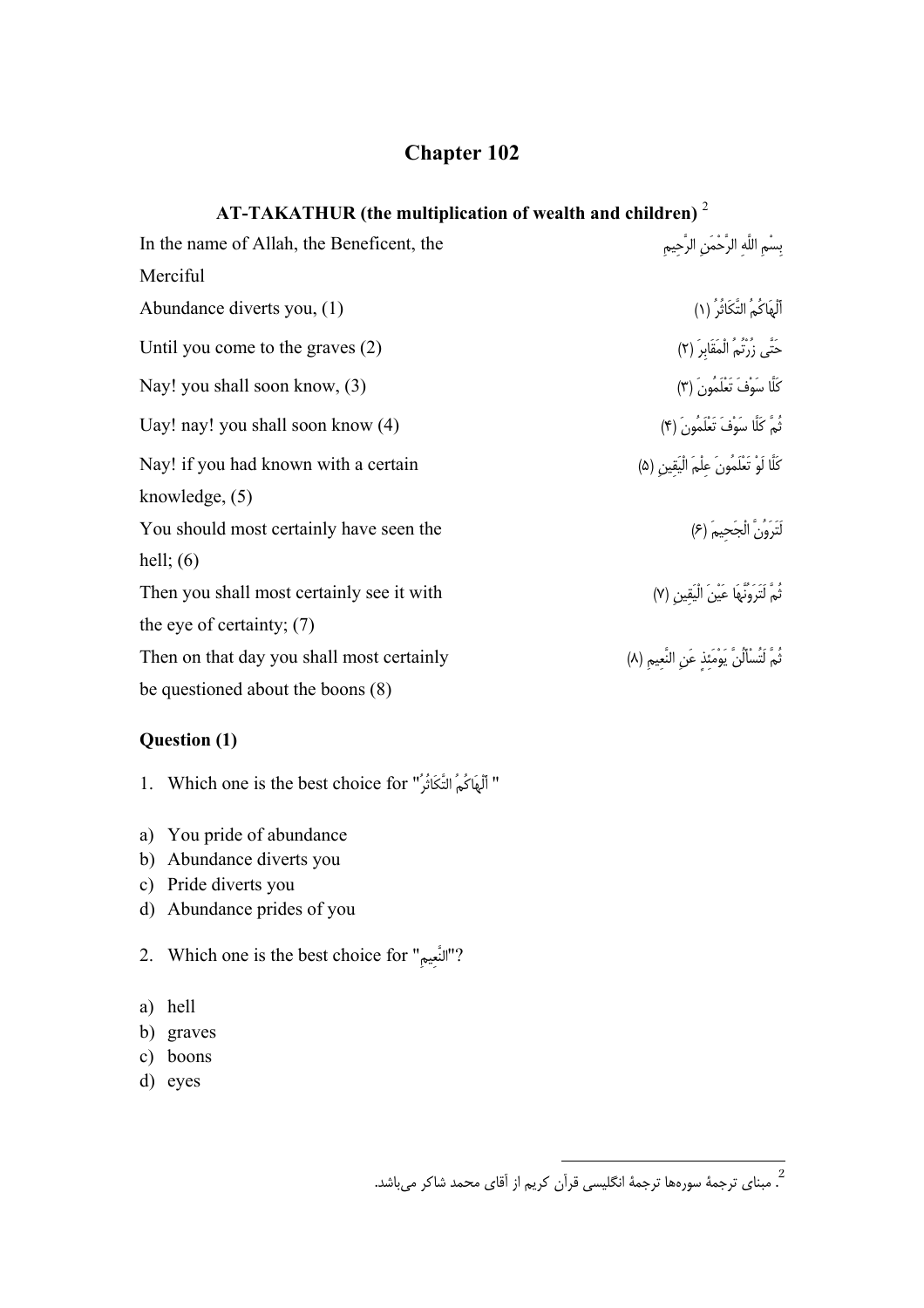# Chapter 102

### AT-TAKATHUR (the multiplication of wealth and children) [2]

| | |
|---|---|
| In the name of Allah, the Beneficent, the Merciful | بِسْمِ اللَّهِ الرَّحْمَنِ الرَّحِيمِ |
| Abundance diverts you, (1) | أَلْهَاكُمُ التَّكَاثُرُ (١) |
| Until you come to the graves (2) | حَتَّى زُرْتُمُ الْمَقَابِرَ (٢) |
| Nay! you shall soon know, (3) | كَلَّا سَوْفَ تَعْلَمُونَ (٣) |
| Uay! nay! you shall soon know (4) | ثُمَّ كَلَّا سَوْفَ تَعْلَمُونَ (۴) |
| Nay! if you had known with a certain knowledge, (5) | كَلَّا لَوْ تَعْلَمُونَ عِلْمَ الْيَقِينِ (۵) |
| You should most certainly have seen the hell; (6) | لَتَرَوُنَّ الْجَحِيمَ (۶) |
| Then you shall most certainly see it with the eye of certainty; (7) | ثُمَّ لَتَرَوُنَّهَا عَيْنَ الْيَقِينِ (٧) |
| Then on that day you shall most certainly be questioned about the boons (8) | ثُمَّ لَتُسْأَلُنَّ يَوْمَئِذٍ عَنِ النَّعِيمِ (٨) |

**Question (1)**

1. Which one is the best choice for "أَلْهَاكُمُ التَّكَاثُرُ "

a) You pride of abundance
b) Abundance diverts you
c) Pride diverts you
d) Abundance prides of you

2. Which one is the best choice for "النَّعِيمِ"?

a) hell
b) graves
c) boons
d) eyes

[2]. مبنای ترجمهٔ سوره‌ها ترجمهٔ انگلیسی قرآن کریم از آقای محمد شاکر می‌باشد.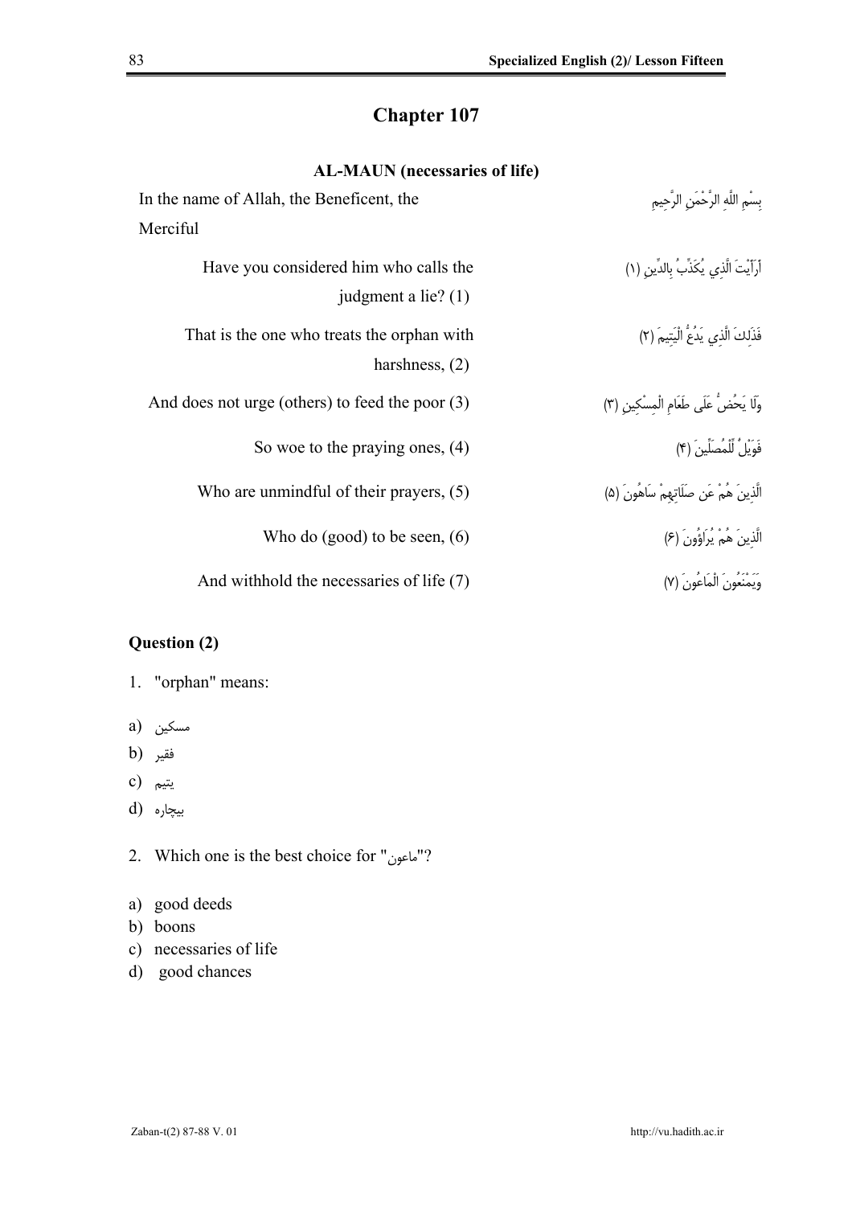# Chapter 107

## AL-MAUN (necessaries of life)

| | |
|---|---|
| In the name of Allah, the Beneficent, the Merciful | بِسْمِ اللَّهِ الرَّحْمَنِ الرَّحِيمِ |
| Have you considered him who calls the judgment a lie? (1) | أَرَأَيْتَ الَّذِي يُكَذِّبُ بِالدِّينِ (١) |
| That is the one who treats the orphan with harshness, (2) | فَذَلِكَ الَّذِي يَدُعُّ الْيَتِيمَ (٢) |
| And does not urge (others) to feed the poor (3) | وَلَا يَحُضُّ عَلَى طَعَامِ الْمِسْكِينِ (٣) |
| So woe to the praying ones, (4) | فَوَيْلٌ لِّلْمُصَلِّينَ (۴) |
| Who are unmindful of their prayers, (5) | الَّذِينَ هُمْ عَن صَلَاتِهِمْ سَاهُونَ (۵) |
| Who do (good) to be seen, (6) | الَّذِينَ هُمْ يُرَاؤُونَ (۶) |
| And withhold the necessaries of life (7) | وَيَمْنَعُونَ الْمَاعُونَ (٧) |

### Question (2)

1. "orphan" means:

a) مسكين
b) فقير
c) يتيم
d) بیچاره

2. Which one is the best choice for "ماعون"?

a) good deeds
b) boons
c) necessaries of life
d) good chances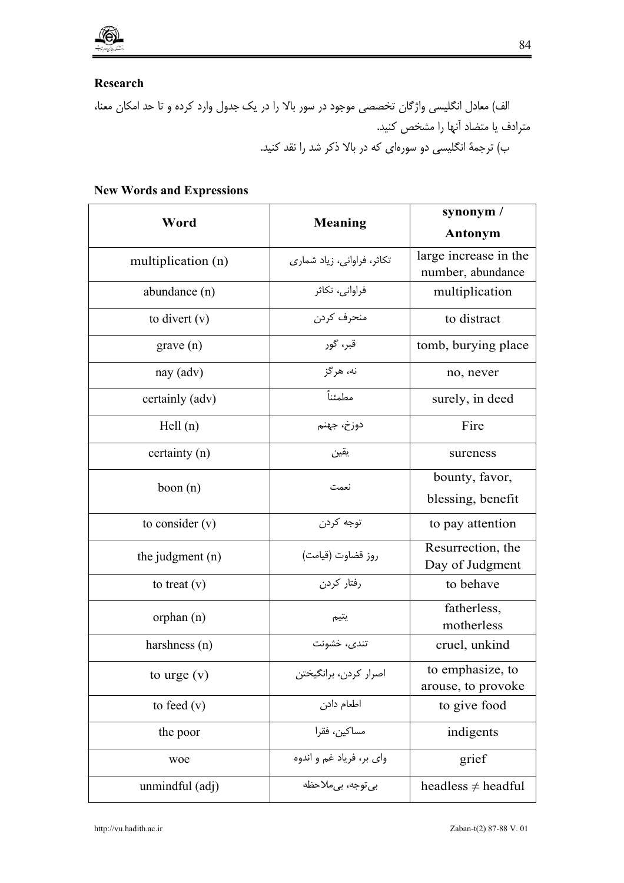**Research**

الف) معادل انگلیسی واژگان تخصصی موجود در سور بالا را در یک جدول وارد کرده و تا حد امکان معنا، مترادف یا متضاد آنها را مشخص کنید.

ب) ترجمهٔ انگلیسی دو سوره‌ای که در بالا ذکر شد را نقد کنید.

**New Words and Expressions**

| Word | Meaning | synonym / Antonym |
|---|---|---|
| multiplication (n) | تکاثر، فراوانی، زیاد شماری | large increase in the number, abundance |
| abundance (n) | فراوانی، تکاثر | multiplication |
| to divert (v) | منحرف کردن | to distract |
| grave (n) | قبر، گور | tomb, burying place |
| nay (adv) | نه، هرگز | no, never |
| certainly (adv) | مطمئناً | surely, in deed |
| Hell (n) | دوزخ، جهنم | Fire |
| certainty (n) | یقین | sureness |
| boon (n) | نعمت | bounty, favor, blessing, benefit |
| to consider (v) | توجه کردن | to pay attention |
| the judgment (n) | روز قضاوت (قیامت) | Resurrection, the Day of Judgment |
| to treat (v) | رفتار کردن | to behave |
| orphan (n) | یتیم | fatherless, motherless |
| harshness (n) | تندی، خشونت | cruel, unkind |
| to urge (v) | اصرار کردن، برانگیختن | to emphasize, to arouse, to provoke |
| to feed (v) | اطعام دادن | to give food |
| the poor | مساکین، فقرا | indigents |
| woe | وای بر، فریاد غم و اندوه | grief |
| unmindful (adj) | بی‌توجه، بی‌ملاحظه | headless ≠ headful |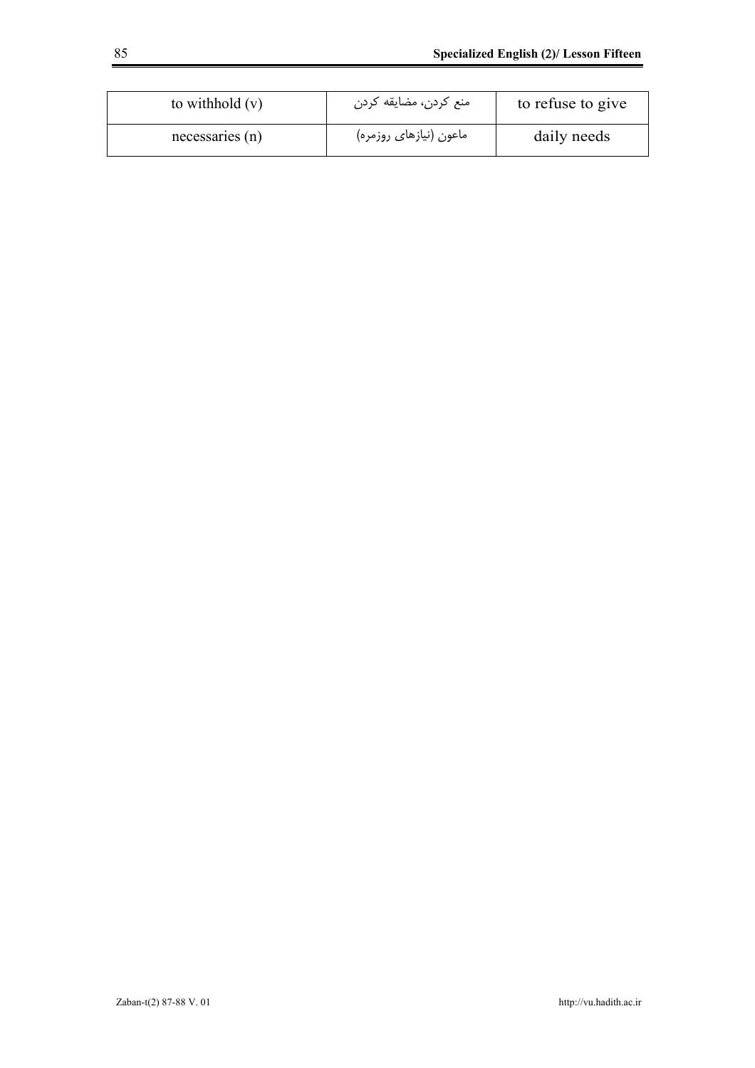| to withhold (v) | منع کردن، مضایقه کردن | to refuse to give |
|---|---|---|
| necessaries (n) | ماعون (نیازهای روزمره) | daily needs |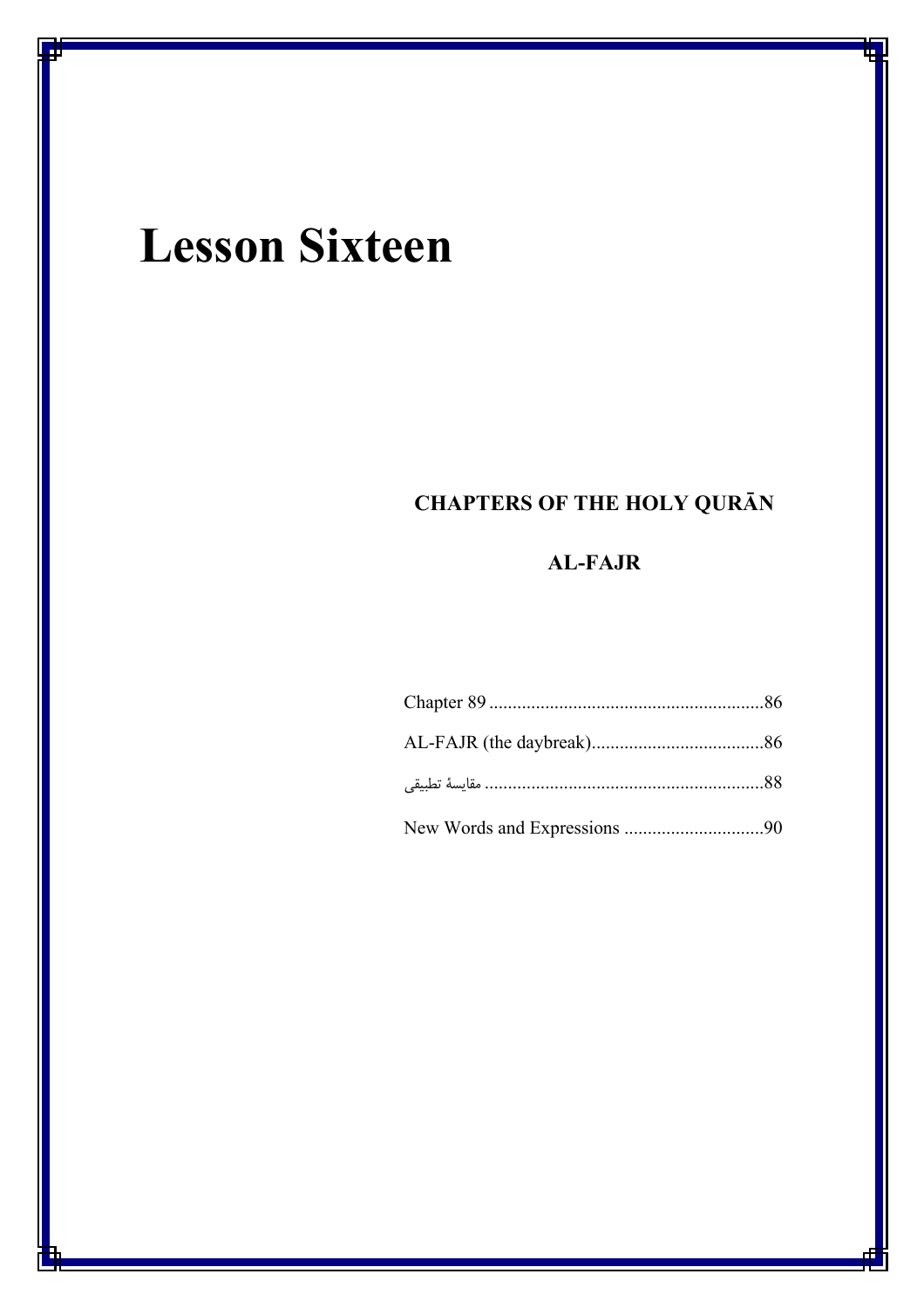# Lesson Sixteen

## CHAPTERS OF THE HOLY QURĀN

## AL-FAJR

Chapter 89 ..........................................................86

AL-FAJR (the daybreak)....................................86

مقايسهٔ تطبيقى ...........................................................88

New Words and Expressions .............................90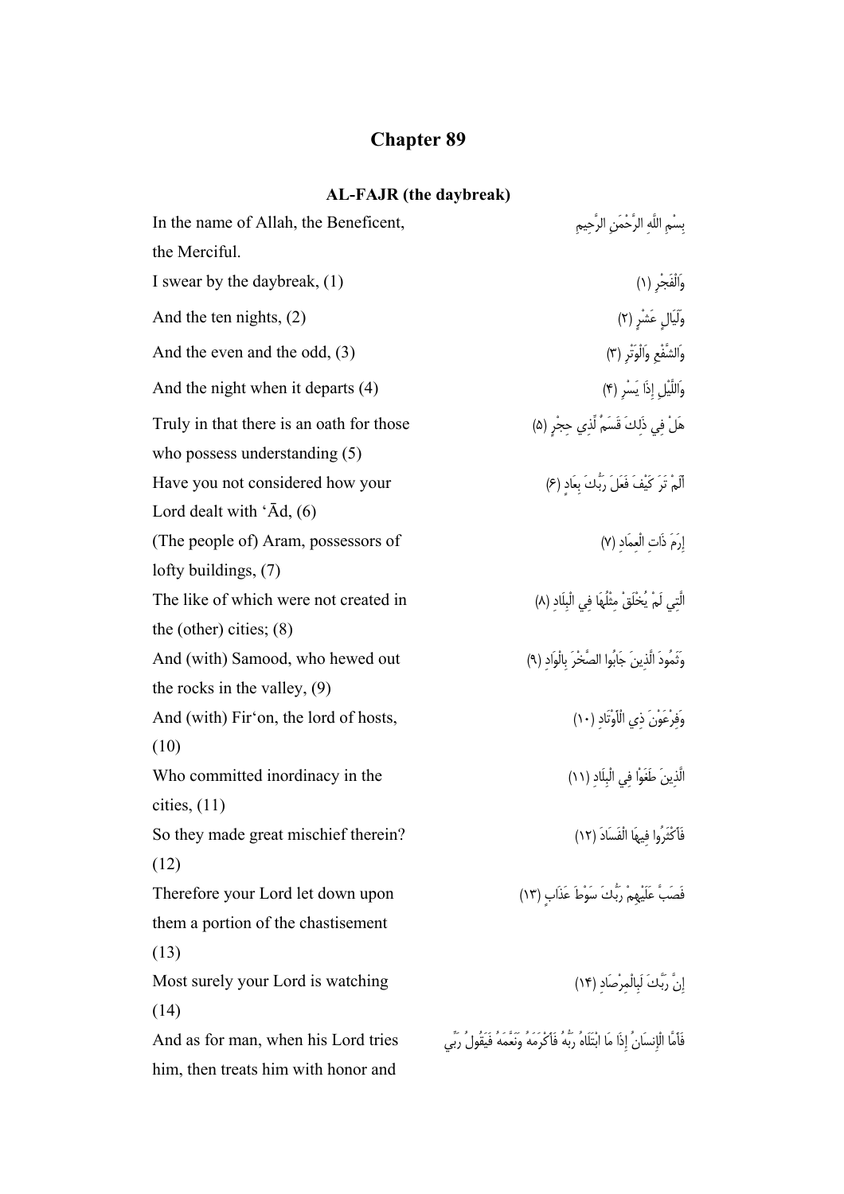# Chapter 89

### AL-FAJR (the daybreak)

| | |
|---|---|
| In the name of Allah, the Beneficent, the Merciful. | بِسْمِ اللَّهِ الرَّحْمَنِ الرَّحِيمِ |
| I swear by the daybreak, (1) | وَالْفَجْرِ (١) |
| And the ten nights, (2) | وَلَيَالٍ عَشْرٍ (٢) |
| And the even and the odd, (3) | وَالشَّفْعِ وَالْوَتْرِ (٣) |
| And the night when it departs (4) | وَاللَّيْلِ إِذَا يَسْرِ (٤) |
| Truly in that there is an oath for those who possess understanding (5) | هَلْ فِي ذَلِكَ قَسَمٌ لِّذِي حِجْرٍ (٥) |
| Have you not considered how your Lord dealt with 'Ād, (6) | أَلَمْ تَرَ كَيْفَ فَعَلَ رَبُّكَ بِعَادٍ (٦) |
| (The people of) Aram, possessors of lofty buildings, (7) | إِرَمَ ذَاتِ الْعِمَادِ (٧) |
| The like of which were not created in the (other) cities; (8) | الَّتِي لَمْ يُخْلَقْ مِثْلُهَا فِي الْبِلَادِ (٨) |
| And (with) Samood, who hewed out the rocks in the valley, (9) | وَثَمُودَ الَّذِينَ جَابُوا الصَّخْرَ بِالْوَادِ (٩) |
| And (with) Fir'on, the lord of hosts, (10) | وَفِرْعَوْنَ ذِي الْأَوْتَادِ (١٠) |
| Who committed inordinacy in the cities, (11) | الَّذِينَ طَغَوْا فِي الْبِلَادِ (١١) |
| So they made great mischief therein? (12) | فَأَكْثَرُوا فِيهَا الْفَسَادَ (١٢) |
| Therefore your Lord let down upon them a portion of the chastisement (13) | فَصَبَّ عَلَيْهِمْ رَبُّكَ سَوْطَ عَذَابٍ (١٣) |
| Most surely your Lord is watching (14) | إِنَّ رَبَّكَ لَبِالْمِرْصَادِ (١٤) |
| And as for man, when his Lord tries him, then treats him with honor and | فَأَمَّا الْإِنسَانُ إِذَا مَا ابْتَلَاهُ رَبُّهُ فَأَكْرَمَهُ وَنَعَّمَهُ فَيَقُولُ رَبِّي |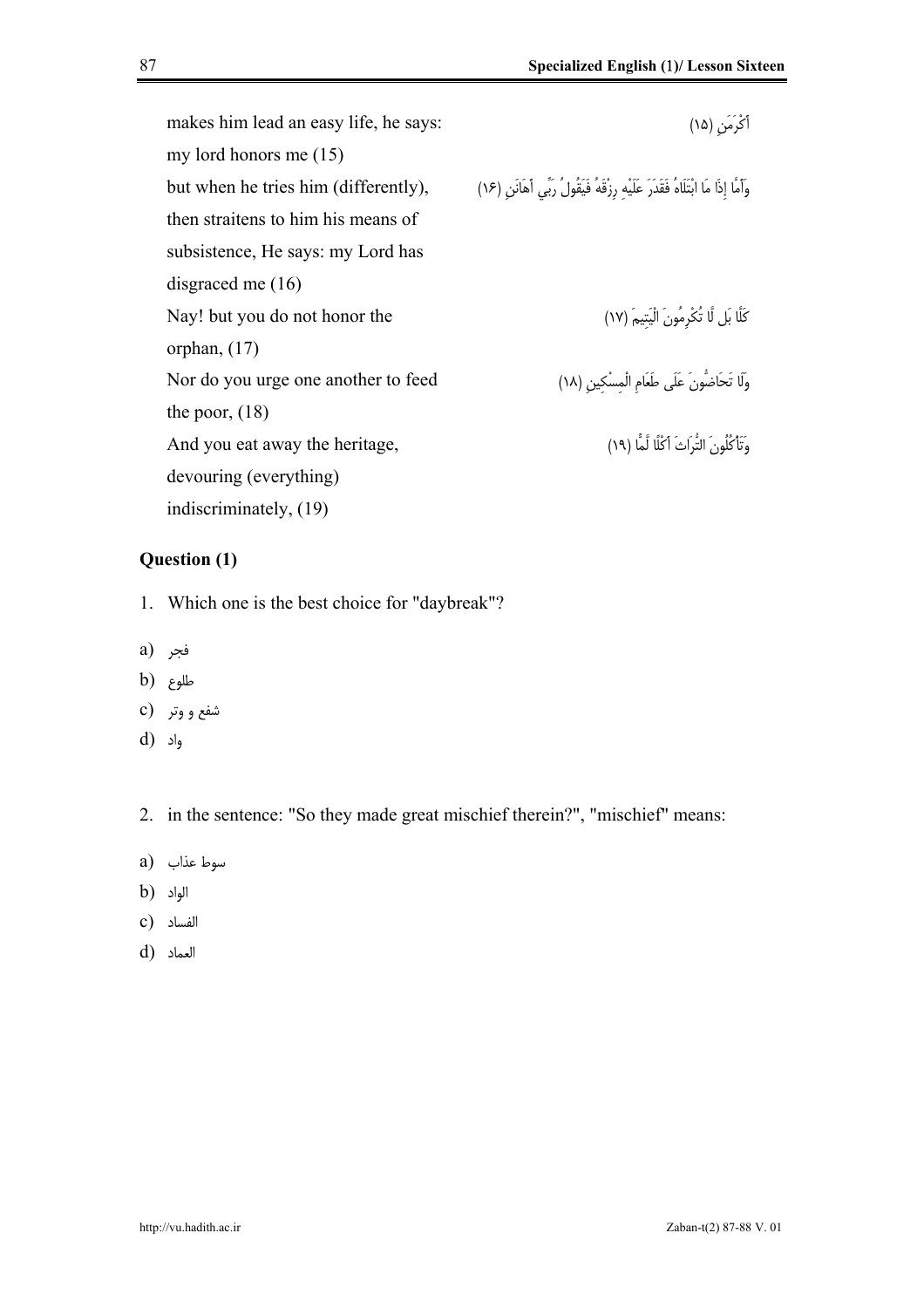| | |
|---|---|
| makes him lead an easy life, he says: my lord honors me (15) | أَكْرَمَنِ (۱۵) |
| but when he tries him (differently), then straitens to him his means of subsistence, He says: my Lord has disgraced me (16) | وَأَمَّا إِذَا مَا ابْتَلَاهُ فَقَدَرَ عَلَيْهِ رِزْقَهُ فَيَقُولُ رَبِّي أَهَانَنِ (۱۶) |
| Nay! but you do not honor the orphan, (17) | كَلَّا بَل لَّا تُكْرِمُونَ الْيَتِيمَ (۱۷) |
| Nor do you urge one another to feed the poor, (18) | وَلَا تَحَاضُّونَ عَلَى طَعَامِ الْمِسْكِينِ (۱۸) |
| And you eat away the heritage, devouring (everything) indiscriminately, (19) | وَتَأْكُلُونَ التُّرَاثَ أَكْلًا لَّمًّا (۱۹) |

## Question (1)

1. Which one is the best choice for "daybreak"?

a) فجر

b) طلوع

c) شفع و وتر

d) واد

2. in the sentence: "So they made great mischief therein?", "mischief" means:

a) سوط عذاب

b) الواد

c) الفساد

d) العماد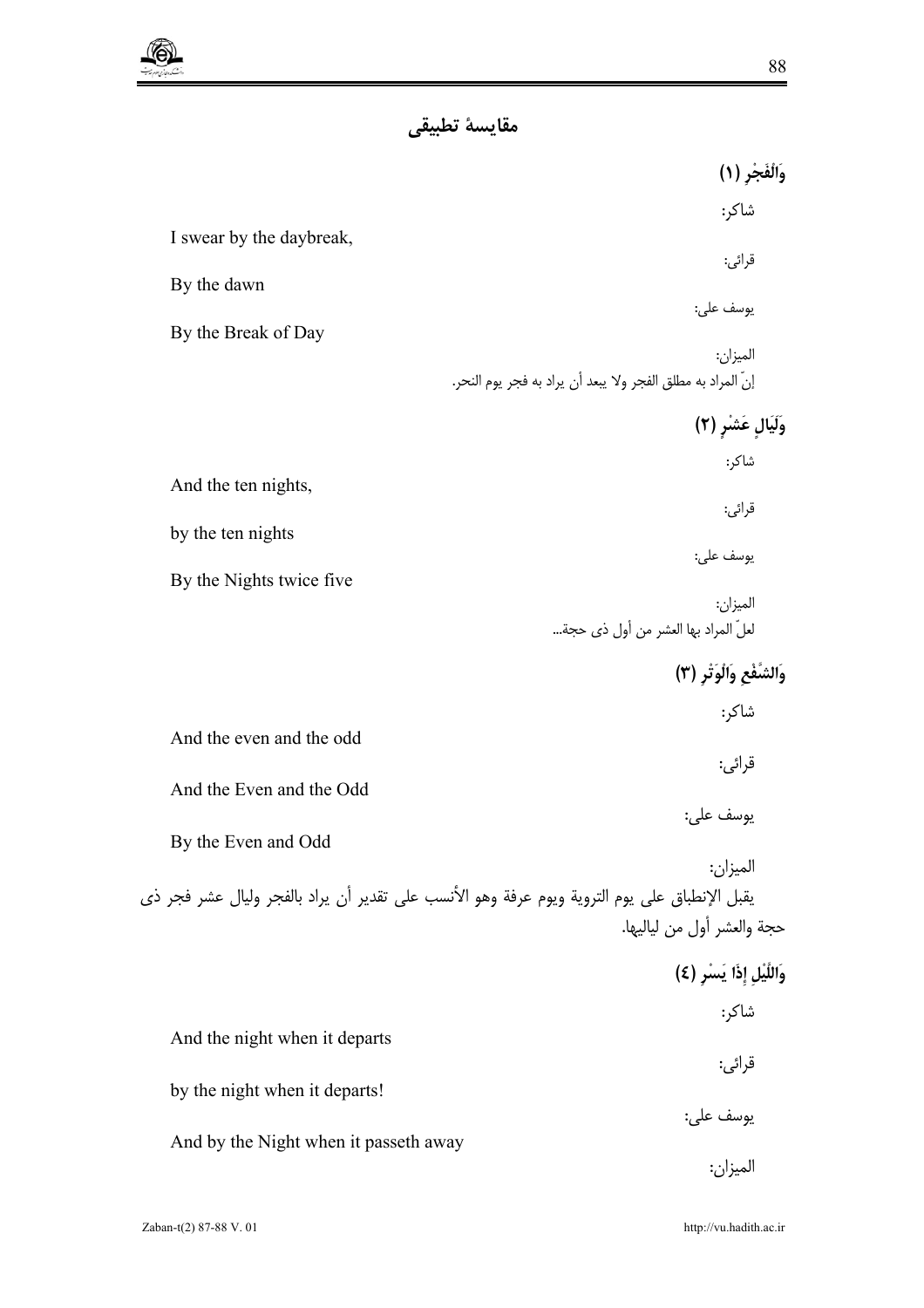## مقايسۀ تطبيقى

**وَالْفَجْرِ (١)**

شاكر:

I swear by the daybreak,

قرائى:

By the dawn

يوسف على:

By the Break of Day

الميزان:

إنّ المراد به مطلق الفجر ولا يبعد أن يراد به فجر يوم النحر.

**وَلَيَالٍ عَشْرٍ (٢)**

شاكر:

And the ten nights,

قرائى:

by the ten nights

يوسف على:

By the Nights twice five

الميزان:

لعلّ المراد بها العشر من أول ذى حجة...

**وَالشَّفْعِ وَالْوَتْرِ (٣)**

شاكر:

And the even and the odd

قرائى:

And the Even and the Odd

يوسف على:

By the Even and Odd

الميزان:

يقبل الإنطباق على يوم التروية ويوم عرفة وهو الأنسب على تقدير أن يراد بالفجر وليال عشر فجر ذى حجة والعشر أول من لياليها.

**وَاللَّيْلِ إِذَا يَسْرِ (٤)**

شاكر:

And the night when it departs

قرائى:

by the night when it departs!

يوسف على:

And by the Night when it passeth away

الميزان: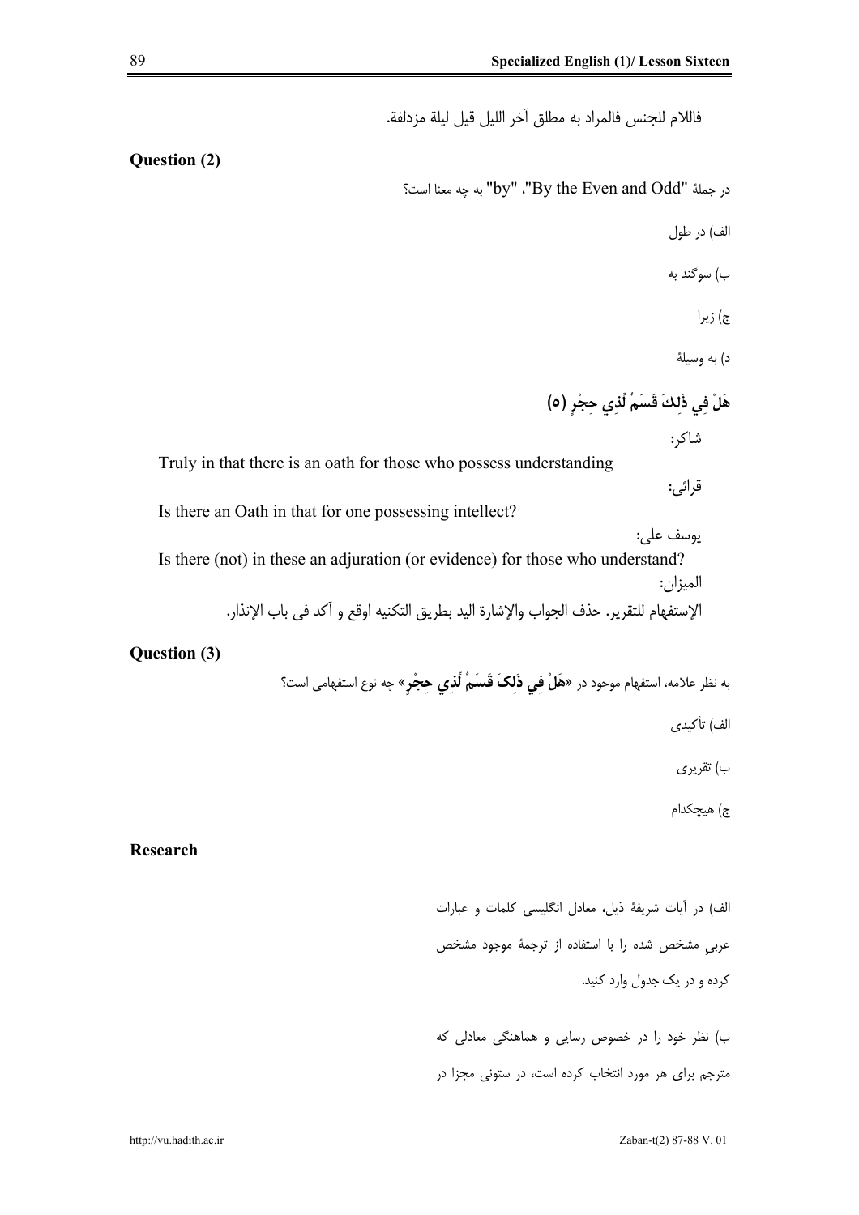فاللام للجنس فالمراد به مطلق آخر الليل قيل ليلة مزدلفة.

**Question (2)**

در جملهٔ "By the Even and Odd"، "by" به چه معنا است؟

الف) در طول

ب) سوگند به

ج) زیرا

د) به وسیلهٔ

**هَلْ فِي ذَٰلِكَ قَسَمٌ لِّذِي حِجْرٍ (۵)**

شاکر:

Truly in that there is an oath for those who possess understanding

قرائی:

Is there an Oath in that for one possessing intellect?

یوسف علی:

Is there (not) in these an adjuration (or evidence) for those who understand?

المیزان:

الإستفهام للتقریر. حذف الجواب والإشارة الیه بطریق التكنیه اوقع و آكد فی باب الإنذار.

**Question (3)**

به نظر علامه، استفهام موجود در «**هَلْ فِي ذَٰلِكَ قَسَمٌ لِّذِي حِجْرٍ**» چه نوع استفهامی است؟

الف) تأکیدی

ب) تقریری

ج) هیچکدام

**Research**

الف) در آیات شریفهٔ ذیل، معادل انگلیسی کلمات و عبارات عربیِ مشخص شده را با استفاده از ترجمهٔ موجود مشخص کرده و در یک جدول وارد کنید.

ب) نظر خود را در خصوص رسایی و هماهنگی معادلی که مترجم برای هر مورد انتخاب کرده است، در ستونی مجزا در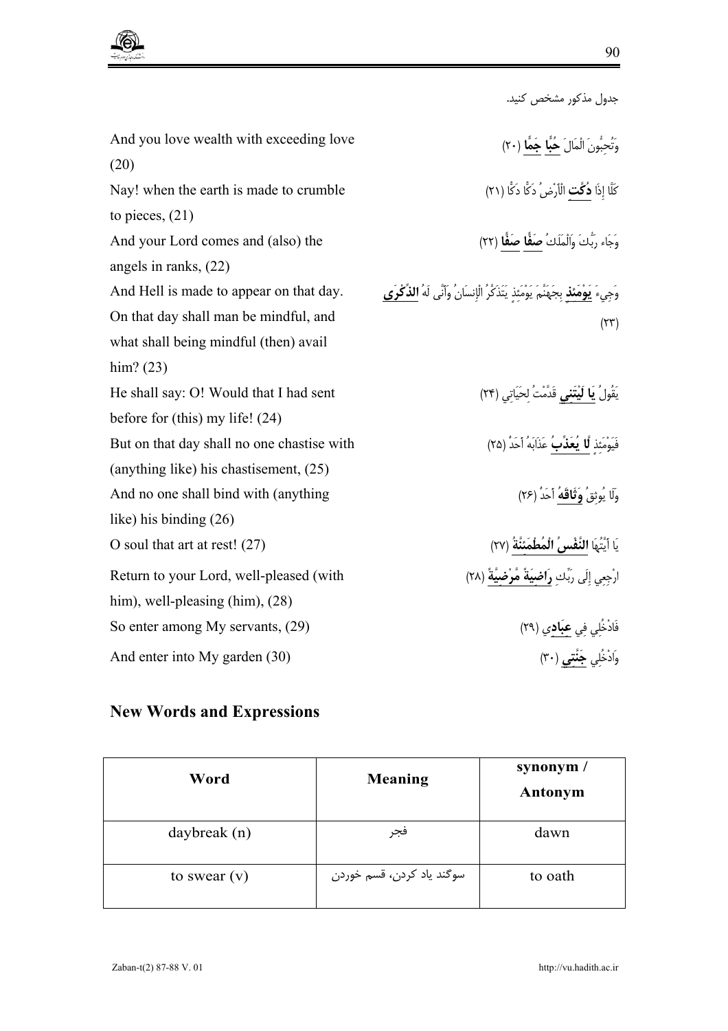جدول مذکور مشخص کنید.

| | |
|---|---|
| And you love wealth with exceeding love (20) | وَتُحِبُّونَ الْمَالَ **حُبًّا جَمًّا** (٢٠) |
| Nay! when the earth is made to crumble to pieces, (21) | كَلَّا إِذَا **دُكَّتِ** الْأَرْضُ دَكًّا دَكًّا (٢١) |
| And your Lord comes and (also) the angels in ranks, (22) | وَجَاء رَبُّكَ وَالْمَلَكُ **صَفًّا صَفًّا** (٢٢) |
| And Hell is made to appear on that day. On that day shall man be mindful, and what shall being mindful (then) avail him? (23) | وَجِيءَ **يَوْمَئِذٍ** بِجَهَنَّمَ يَوْمَئِذٍ يَتَذَكَّرُ الْإِنسَانُ وَأَنَّى لَهُ **الذِّكْرَى** (٢٣) |
| He shall say: O! Would that I had sent before for (this) my life! (24) | يَقُولُ **يَا لَيْتَنِي** قَدَّمْتُ لِحَيَاتِي (٢٤) |
| But on that day shall no one chastise with (anything like) his chastisement, (25) | فَيَوْمَئِذٍ **لَّا يُعَذِّبُ** عَذَابَهُ أَحَدٌ (٢٥) |
| And no one shall bind with (anything like) his binding (26) | وَلَا يُوثِقُ **وَثَاقَهُ** أَحَدٌ (٢٦) |
| O soul that art at rest! (27) | يَا أَيَّتُهَا **النَّفْسُ الْمُطْمَئِنَّةُ** (٢٧) |
| Return to your Lord, well-pleased (with him), well-pleasing (him), (28) | ارْجِعِي إِلَى رَبِّكِ **رَاضِيَةً مَّرْضِيَّةً** (٢٨) |
| So enter among My servants, (29) | فَادْخُلِي فِي **عِبَادِي** (٢٩) |
| And enter into My garden (30) | وَادْخُلِي **جَنَّتِي** (٣٠) |

## New Words and Expressions

| Word | Meaning | synonym / Antonym |
|---|---|---|
| daybreak (n) | فجر | dawn |
| to swear (v) | سوگند یاد کردن، قسم خوردن | to oath |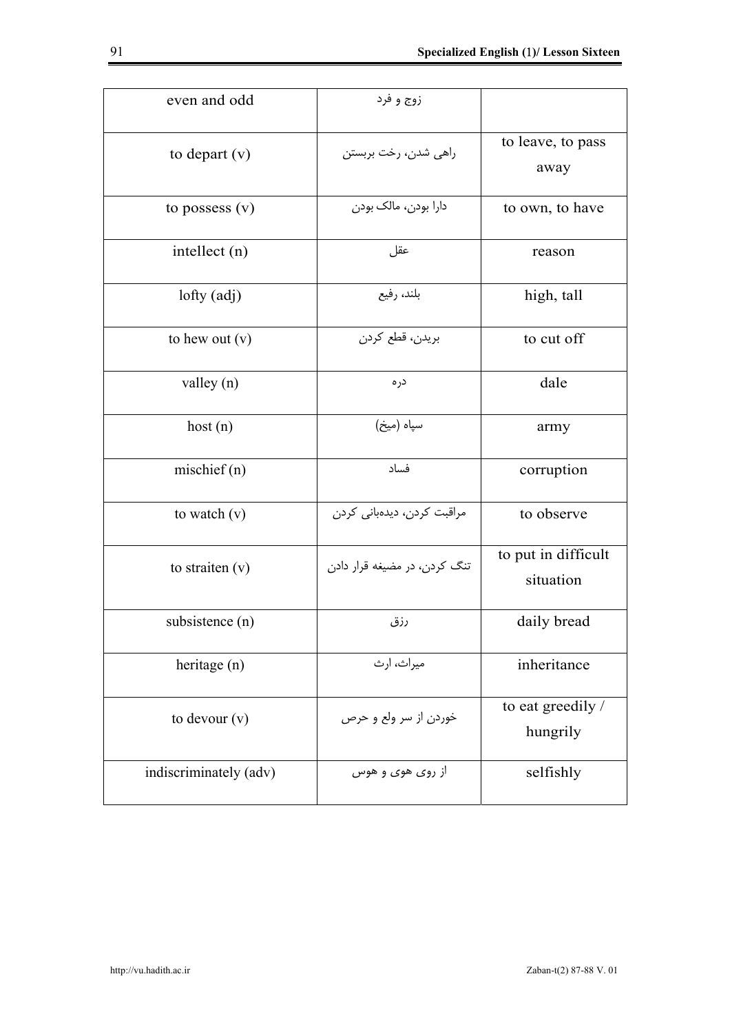| | | |
|---|---|---|
| even and odd | زوج و فرد | |
| to depart (v) | راهی شدن، رخت بربستن | to leave, to pass away |
| to possess (v) | دارا بودن، مالک بودن | to own, to have |
| intellect (n) | عقل | reason |
| lofty (adj) | بلند، رفیع | high, tall |
| to hew out (v) | بریدن، قطع کردن | to cut off |
| valley (n) | دره | dale |
| host (n) | سپاه (میخ) | army |
| mischief (n) | فساد | corruption |
| to watch (v) | مراقبت کردن، دیده‌بانی کردن | to observe |
| to straiten (v) | تنگ کردن، در مضیغه قرار دادن | to put in difficult situation |
| subsistence (n) | رزق | daily bread |
| heritage (n) | میراث، ارث | inheritance |
| to devour (v) | خوردن از سر ولع و حرص | to eat greedily / hungrily |
| indiscriminately (adv) | از روی هوی و هوس | selfishly |